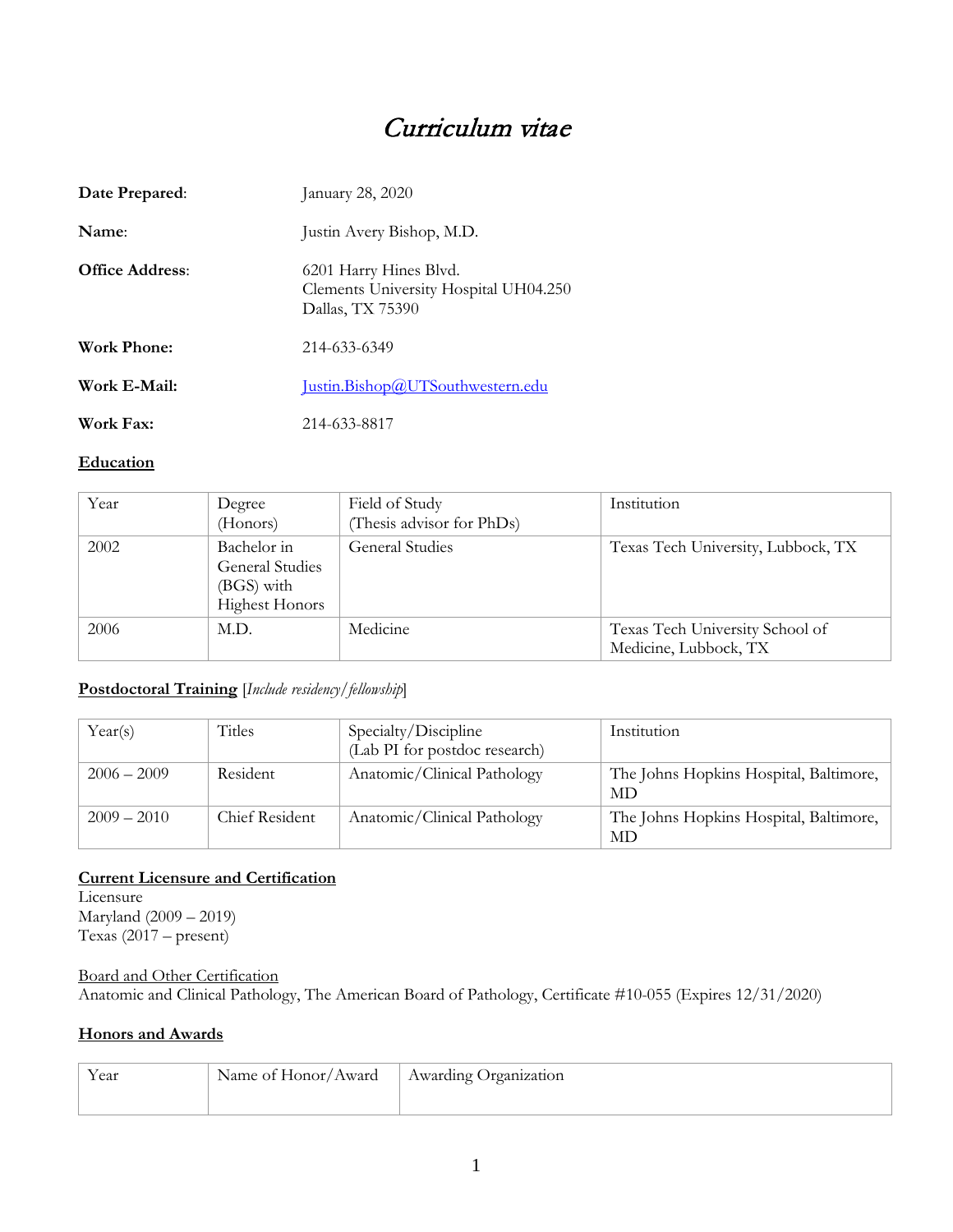# *Curriculum vitae*

**Date Prepared**: January 28, 2020

**Name**: Justin Avery Bishop, M.D.

**Office Address**: 6201 Harry Hines Blvd.
Clements University Hospital UH04.250
Dallas, TX 75390

**Work Phone:** 214-633-6349

**Work E-Mail:** Justin.Bishop@UTSouthwestern.edu

**Work Fax:** 214-633-8817

## Education

| Year | Degree (Honors) | Field of Study (Thesis advisor for PhDs) | Institution |
|---|---|---|---|
| 2002 | Bachelor in General Studies (BGS) with Highest Honors | General Studies | Texas Tech University, Lubbock, TX |
| 2006 | M.D. | Medicine | Texas Tech University School of Medicine, Lubbock, TX |

## Postdoctoral Training [*Include residency/fellowship*]

| Year(s) | Titles | Specialty/Discipline (Lab PI for postdoc research) | Institution |
|---|---|---|---|
| 2006 – 2009 | Resident | Anatomic/Clinical Pathology | The Johns Hopkins Hospital, Baltimore, MD |
| 2009 – 2010 | Chief Resident | Anatomic/Clinical Pathology | The Johns Hopkins Hospital, Baltimore, MD |

## Current Licensure and Certification

Licensure
Maryland (2009 – 2019)
Texas (2017 – present)

Board and Other Certification
Anatomic and Clinical Pathology, The American Board of Pathology, Certificate #10-055 (Expires 12/31/2020)

## Honors and Awards

| Year | Name of Honor/Award | Awarding Organization |
|---|---|---|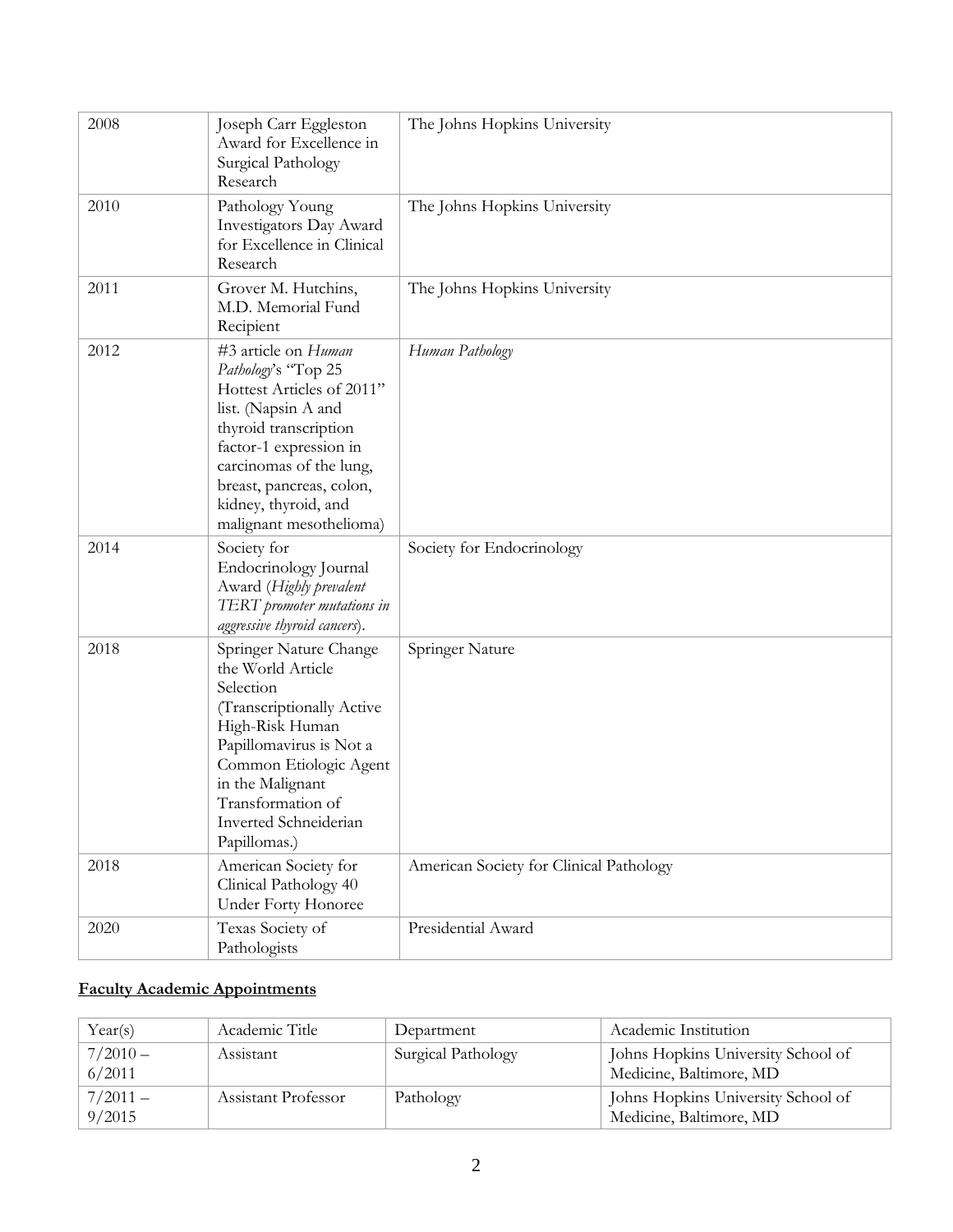| | | |
|---|---|---|
| 2008 | Joseph Carr Eggleston Award for Excellence in Surgical Pathology Research | The Johns Hopkins University |
| 2010 | Pathology Young Investigators Day Award for Excellence in Clinical Research | The Johns Hopkins University |
| 2011 | Grover M. Hutchins, M.D. Memorial Fund Recipient | The Johns Hopkins University |
| 2012 | #3 article on *Human Pathology*'s "Top 25 Hottest Articles of 2011" list. (Napsin A and thyroid transcription factor-1 expression in carcinomas of the lung, breast, pancreas, colon, kidney, thyroid, and malignant mesothelioma) | *Human Pathology* |
| 2014 | Society for Endocrinology Journal Award (*Highly prevalent TERT promoter mutations in aggressive thyroid cancers*). | Society for Endocrinology |
| 2018 | Springer Nature Change the World Article Selection (Transcriptionally Active High-Risk Human Papillomavirus is Not a Common Etiologic Agent in the Malignant Transformation of Inverted Schneiderian Papillomas.) | Springer Nature |
| 2018 | American Society for Clinical Pathology 40 Under Forty Honoree | American Society for Clinical Pathology |
| 2020 | Texas Society of Pathologists | Presidential Award |

## **Faculty Academic Appointments**

| Year(s) | Academic Title | Department | Academic Institution |
|---|---|---|---|
| 7/2010 – 6/2011 | Assistant | Surgical Pathology | Johns Hopkins University School of Medicine, Baltimore, MD |
| 7/2011 – 9/2015 | Assistant Professor | Pathology | Johns Hopkins University School of Medicine, Baltimore, MD |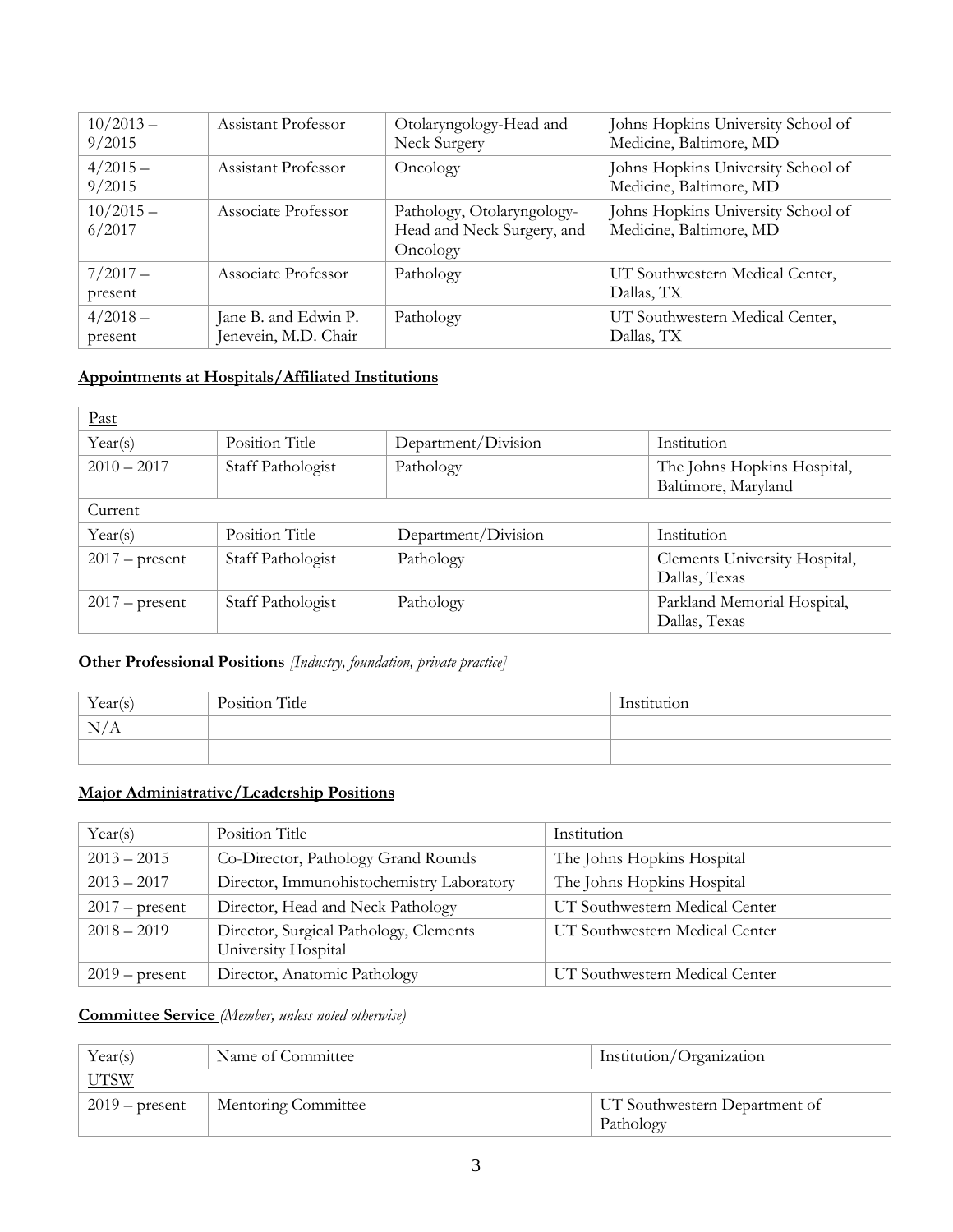| 10/2013 – 9/2015 | Assistant Professor | Otolaryngology-Head and Neck Surgery | Johns Hopkins University School of Medicine, Baltimore, MD |
|---|---|---|---|
| 4/2015 – 9/2015 | Assistant Professor | Oncology | Johns Hopkins University School of Medicine, Baltimore, MD |
| 10/2015 – 6/2017 | Associate Professor | Pathology, Otolaryngology-Head and Neck Surgery, and Oncology | Johns Hopkins University School of Medicine, Baltimore, MD |
| 7/2017 – present | Associate Professor | Pathology | UT Southwestern Medical Center, Dallas, TX |
| 4/2018 – present | Jane B. and Edwin P. Jenevein, M.D. Chair | Pathology | UT Southwestern Medical Center, Dallas, TX |

## Appointments at Hospitals/Affiliated Institutions

| Past | | | |
|---|---|---|---|
| Year(s) | Position Title | Department/Division | Institution |
| 2010 – 2017 | Staff Pathologist | Pathology | The Johns Hopkins Hospital, Baltimore, Maryland |
| Current | | | |
| Year(s) | Position Title | Department/Division | Institution |
| 2017 – present | Staff Pathologist | Pathology | Clements University Hospital, Dallas, Texas |
| 2017 – present | Staff Pathologist | Pathology | Parkland Memorial Hospital, Dallas, Texas |

## Other Professional Positions *[Industry, foundation, private practice]*

| Year(s) | Position Title | Institution |
|---|---|---|
| N/A | | |
| | | |

## Major Administrative/Leadership Positions

| Year(s) | Position Title | Institution |
|---|---|---|
| 2013 – 2015 | Co-Director, Pathology Grand Rounds | The Johns Hopkins Hospital |
| 2013 – 2017 | Director, Immunohistochemistry Laboratory | The Johns Hopkins Hospital |
| 2017 – present | Director, Head and Neck Pathology | UT Southwestern Medical Center |
| 2018 – 2019 | Director, Surgical Pathology, Clements University Hospital | UT Southwestern Medical Center |
| 2019 – present | Director, Anatomic Pathology | UT Southwestern Medical Center |

## Committee Service *(Member, unless noted otherwise)*

| Year(s) | Name of Committee | Institution/Organization |
|---|---|---|
| UTSW | | |
| 2019 – present | Mentoring Committee | UT Southwestern Department of Pathology |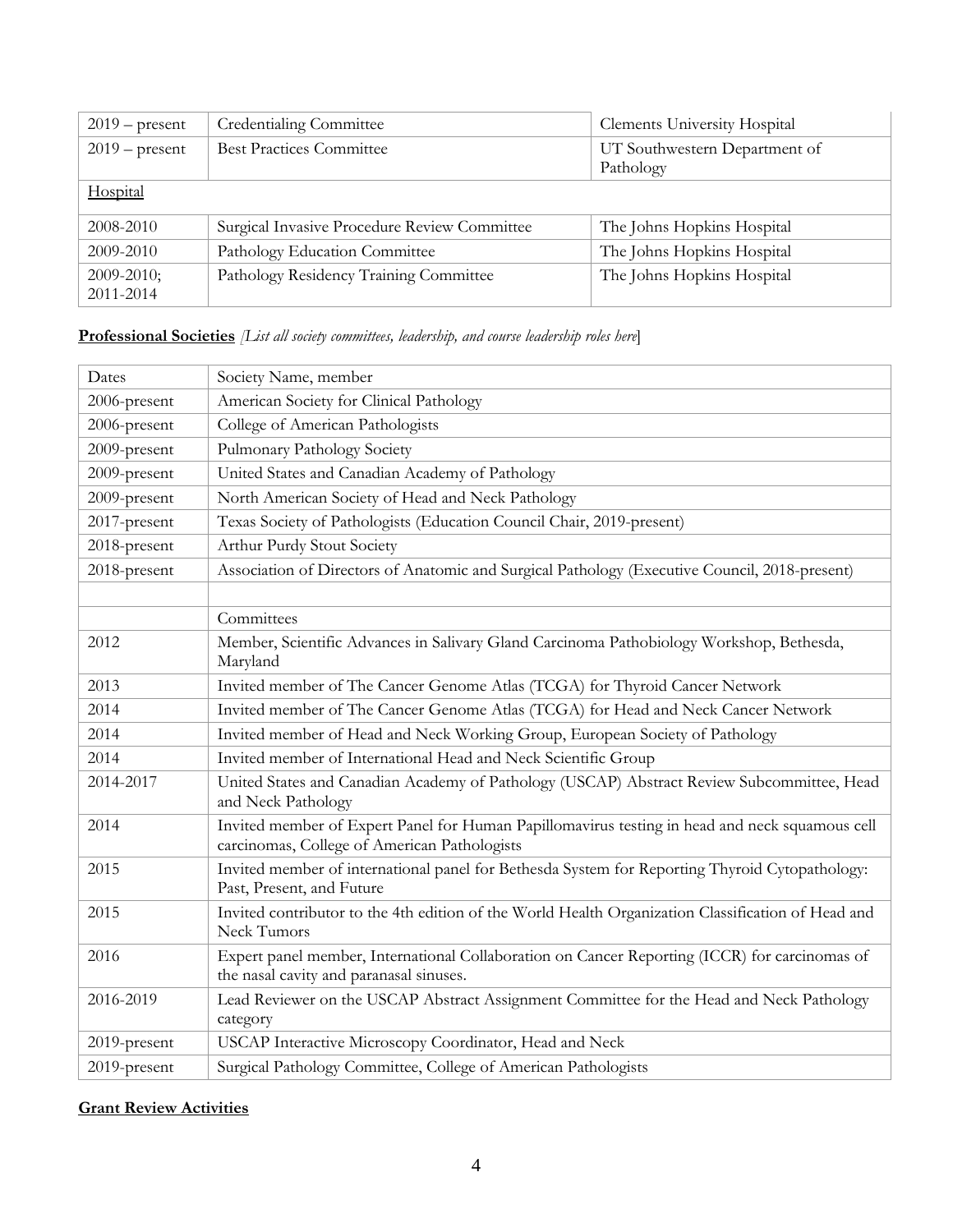| | | |
|---|---|---|
| 2019 – present | Credentialing Committee | Clements University Hospital |
| 2019 – present | Best Practices Committee | UT Southwestern Department of Pathology |
| Hospital | | |
| 2008-2010 | Surgical Invasive Procedure Review Committee | The Johns Hopkins Hospital |
| 2009-2010 | Pathology Education Committee | The Johns Hopkins Hospital |
| 2009-2010; 2011-2014 | Pathology Residency Training Committee | The Johns Hopkins Hospital |

**Professional Societies** *[List all society committees, leadership, and course leadership roles here*]

| Dates | Society Name, member |
|---|---|
| 2006-present | American Society for Clinical Pathology |
| 2006-present | College of American Pathologists |
| 2009-present | Pulmonary Pathology Society |
| 2009-present | United States and Canadian Academy of Pathology |
| 2009-present | North American Society of Head and Neck Pathology |
| 2017-present | Texas Society of Pathologists (Education Council Chair, 2019-present) |
| 2018-present | Arthur Purdy Stout Society |
| 2018-present | Association of Directors of Anatomic and Surgical Pathology (Executive Council, 2018-present) |
| | |
| | Committees |
| 2012 | Member, Scientific Advances in Salivary Gland Carcinoma Pathobiology Workshop, Bethesda, Maryland |
| 2013 | Invited member of The Cancer Genome Atlas (TCGA) for Thyroid Cancer Network |
| 2014 | Invited member of The Cancer Genome Atlas (TCGA) for Head and Neck Cancer Network |
| 2014 | Invited member of Head and Neck Working Group, European Society of Pathology |
| 2014 | Invited member of International Head and Neck Scientific Group |
| 2014-2017 | United States and Canadian Academy of Pathology (USCAP) Abstract Review Subcommittee, Head and Neck Pathology |
| 2014 | Invited member of Expert Panel for Human Papillomavirus testing in head and neck squamous cell carcinomas, College of American Pathologists |
| 2015 | Invited member of international panel for Bethesda System for Reporting Thyroid Cytopathology: Past, Present, and Future |
| 2015 | Invited contributor to the 4th edition of the World Health Organization Classification of Head and Neck Tumors |
| 2016 | Expert panel member, International Collaboration on Cancer Reporting (ICCR) for carcinomas of the nasal cavity and paranasal sinuses. |
| 2016-2019 | Lead Reviewer on the USCAP Abstract Assignment Committee for the Head and Neck Pathology category |
| 2019-present | USCAP Interactive Microscopy Coordinator, Head and Neck |
| 2019-present | Surgical Pathology Committee, College of American Pathologists |

**Grant Review Activities**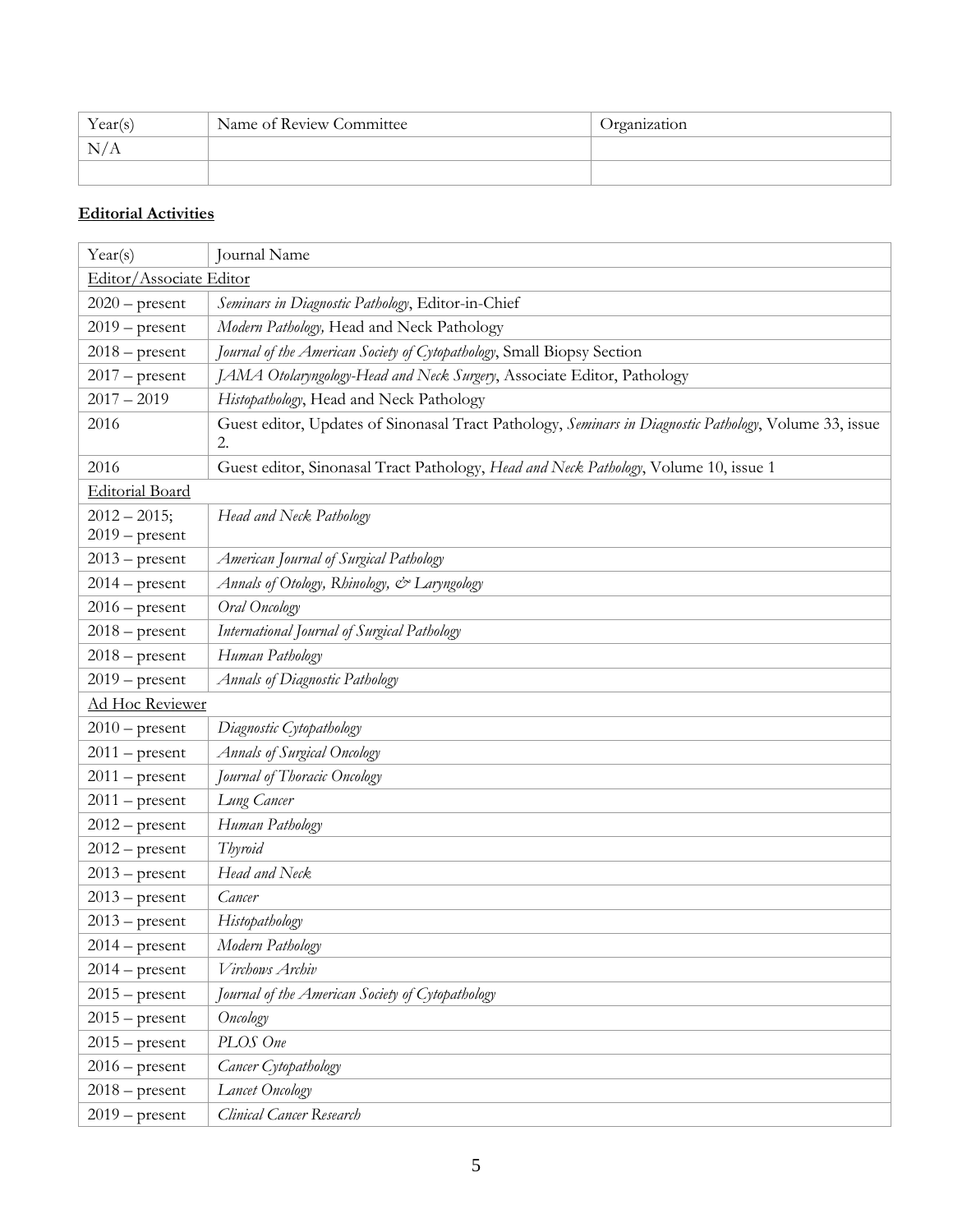| Year(s) | Name of Review Committee | Organization |
| --- | --- | --- |
| N/A | | |
| | | |

**Editorial Activities**

| Year(s) | Journal Name |
| --- | --- |
| Editor/Associate Editor | |
| 2020 – present | *Seminars in Diagnostic Pathology*, Editor-in-Chief |
| 2019 – present | *Modern Pathology,* Head and Neck Pathology |
| 2018 – present | *Journal of the American Society of Cytopathology*, Small Biopsy Section |
| 2017 – present | *JAMA Otolaryngology-Head and Neck Surgery*, Associate Editor, Pathology |
| 2017 – 2019 | *Histopathology*, Head and Neck Pathology |
| 2016 | Guest editor, Updates of Sinonasal Tract Pathology, *Seminars in Diagnostic Pathology*, Volume 33, issue 2. |
| 2016 | Guest editor, Sinonasal Tract Pathology, *Head and Neck Pathology*, Volume 10, issue 1 |
| Editorial Board | |
| 2012 – 2015; 2019 – present | *Head and Neck Pathology* |
| 2013 – present | *American Journal of Surgical Pathology* |
| 2014 – present | *Annals of Otology, Rhinology, & Laryngology* |
| 2016 – present | *Oral Oncology* |
| 2018 – present | *International Journal of Surgical Pathology* |
| 2018 – present | *Human Pathology* |
| 2019 – present | *Annals of Diagnostic Pathology* |
| Ad Hoc Reviewer | |
| 2010 – present | *Diagnostic Cytopathology* |
| 2011 – present | *Annals of Surgical Oncology* |
| 2011 – present | *Journal of Thoracic Oncology* |
| 2011 – present | *Lung Cancer* |
| 2012 – present | *Human Pathology* |
| 2012 – present | *Thyroid* |
| 2013 – present | *Head and Neck* |
| 2013 – present | *Cancer* |
| 2013 – present | *Histopathology* |
| 2014 – present | *Modern Pathology* |
| 2014 – present | *Virchows Archiv* |
| 2015 – present | *Journal of the American Society of Cytopathology* |
| 2015 – present | *Oncology* |
| 2015 – present | *PLOS One* |
| 2016 – present | *Cancer Cytopathology* |
| 2018 – present | *Lancet Oncology* |
| 2019 – present | *Clinical Cancer Research* |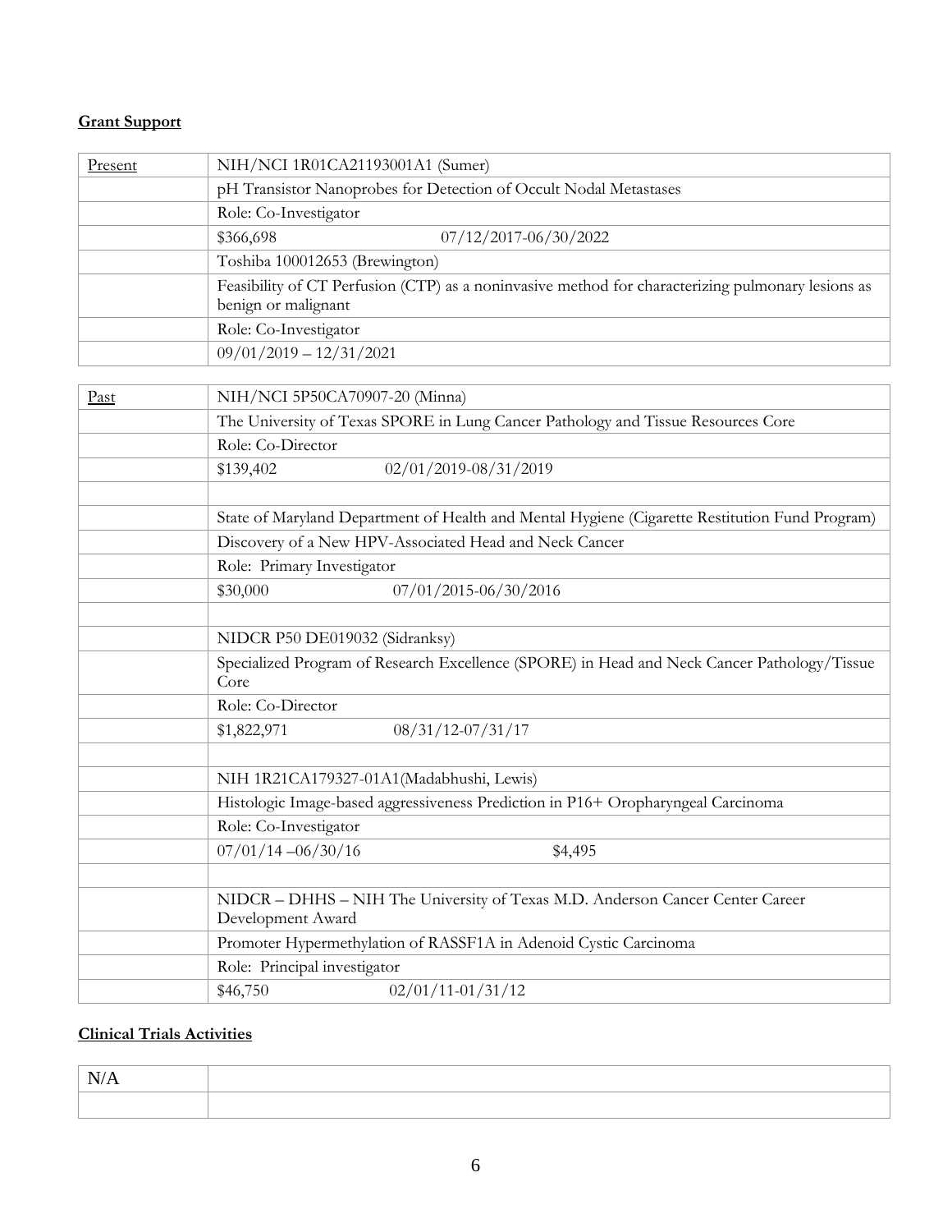**Grant Support**

| Present | NIH/NCI 1R01CA21193001A1 (Sumer) |
|---|---|
| | pH Transistor Nanoprobes for Detection of Occult Nodal Metastases |
| | Role: Co-Investigator |
| | $366,698 07/12/2017-06/30/2022 |
| | Toshiba 100012653 (Brewington) |
| | Feasibility of CT Perfusion (CTP) as a noninvasive method for characterizing pulmonary lesions as benign or malignant |
| | Role: Co-Investigator |
| | 09/01/2019 – 12/31/2021 |

| Past | NIH/NCI 5P50CA70907-20 (Minna) |
|---|---|
| | The University of Texas SPORE in Lung Cancer Pathology and Tissue Resources Core |
| | Role: Co-Director |
| | $139,402 02/01/2019-08/31/2019 |
| | |
| | State of Maryland Department of Health and Mental Hygiene (Cigarette Restitution Fund Program) |
| | Discovery of a New HPV-Associated Head and Neck Cancer |
| | Role: Primary Investigator |
| | $30,000 07/01/2015-06/30/2016 |
| | |
| | NIDCR P50 DE019032 (Sidranksy) |
| | Specialized Program of Research Excellence (SPORE) in Head and Neck Cancer Pathology/Tissue Core |
| | Role: Co-Director |
| | $1,822,971 08/31/12-07/31/17 |
| | |
| | NIH 1R21CA179327-01A1(Madabhushi, Lewis) |
| | Histologic Image-based aggressiveness Prediction in P16+ Oropharyngeal Carcinoma |
| | Role: Co-Investigator |
| | 07/01/14 –06/30/16 $4,495 |
| | |
| | NIDCR – DHHS – NIH The University of Texas M.D. Anderson Cancer Center Career Development Award |
| | Promoter Hypermethylation of RASSF1A in Adenoid Cystic Carcinoma |
| | Role: Principal investigator |
| | $46,750 02/01/11-01/31/12 |

**Clinical Trials Activities**

| N/A | |
|---|---|
| | |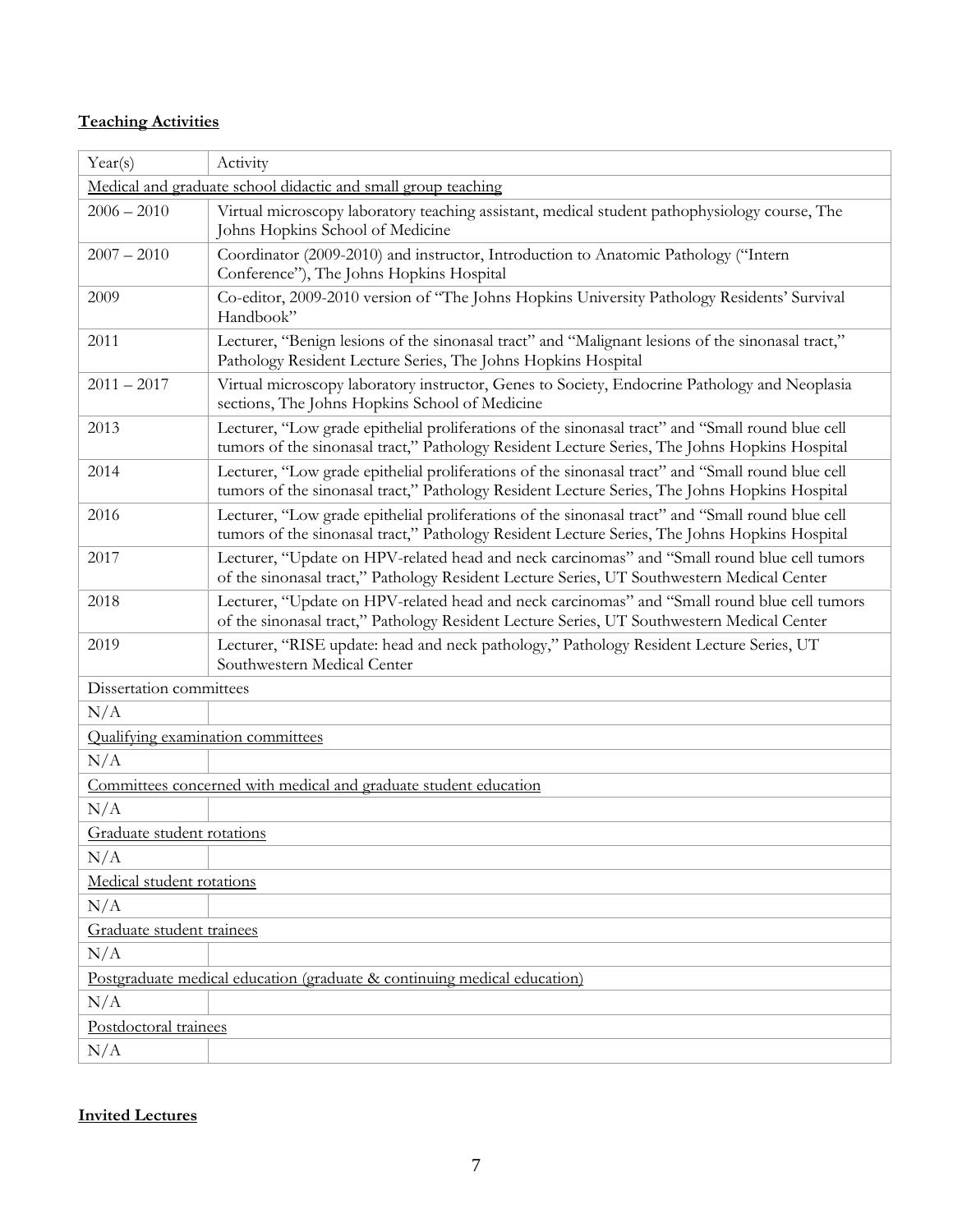**Teaching Activities**

| Year(s) | Activity |
|---|---|
| Medical and graduate school didactic and small group teaching | |
| 2006 – 2010 | Virtual microscopy laboratory teaching assistant, medical student pathophysiology course, The Johns Hopkins School of Medicine |
| 2007 – 2010 | Coordinator (2009-2010) and instructor, Introduction to Anatomic Pathology ("Intern Conference"), The Johns Hopkins Hospital |
| 2009 | Co-editor, 2009-2010 version of "The Johns Hopkins University Pathology Residents' Survival Handbook" |
| 2011 | Lecturer, "Benign lesions of the sinonasal tract" and "Malignant lesions of the sinonasal tract," Pathology Resident Lecture Series, The Johns Hopkins Hospital |
| 2011 – 2017 | Virtual microscopy laboratory instructor, Genes to Society, Endocrine Pathology and Neoplasia sections, The Johns Hopkins School of Medicine |
| 2013 | Lecturer, "Low grade epithelial proliferations of the sinonasal tract" and "Small round blue cell tumors of the sinonasal tract," Pathology Resident Lecture Series, The Johns Hopkins Hospital |
| 2014 | Lecturer, "Low grade epithelial proliferations of the sinonasal tract" and "Small round blue cell tumors of the sinonasal tract," Pathology Resident Lecture Series, The Johns Hopkins Hospital |
| 2016 | Lecturer, "Low grade epithelial proliferations of the sinonasal tract" and "Small round blue cell tumors of the sinonasal tract," Pathology Resident Lecture Series, The Johns Hopkins Hospital |
| 2017 | Lecturer, "Update on HPV-related head and neck carcinomas" and "Small round blue cell tumors of the sinonasal tract," Pathology Resident Lecture Series, UT Southwestern Medical Center |
| 2018 | Lecturer, "Update on HPV-related head and neck carcinomas" and "Small round blue cell tumors of the sinonasal tract," Pathology Resident Lecture Series, UT Southwestern Medical Center |
| 2019 | Lecturer, "RISE update: head and neck pathology," Pathology Resident Lecture Series, UT Southwestern Medical Center |
| Dissertation committees | |
| N/A | |
| Qualifying examination committees | |
| N/A | |
| Committees concerned with medical and graduate student education | |
| N/A | |
| Graduate student rotations | |
| N/A | |
| Medical student rotations | |
| N/A | |
| Graduate student trainees | |
| N/A | |
| Postgraduate medical education (graduate & continuing medical education) | |
| N/A | |
| Postdoctoral trainees | |
| N/A | |

**Invited Lectures**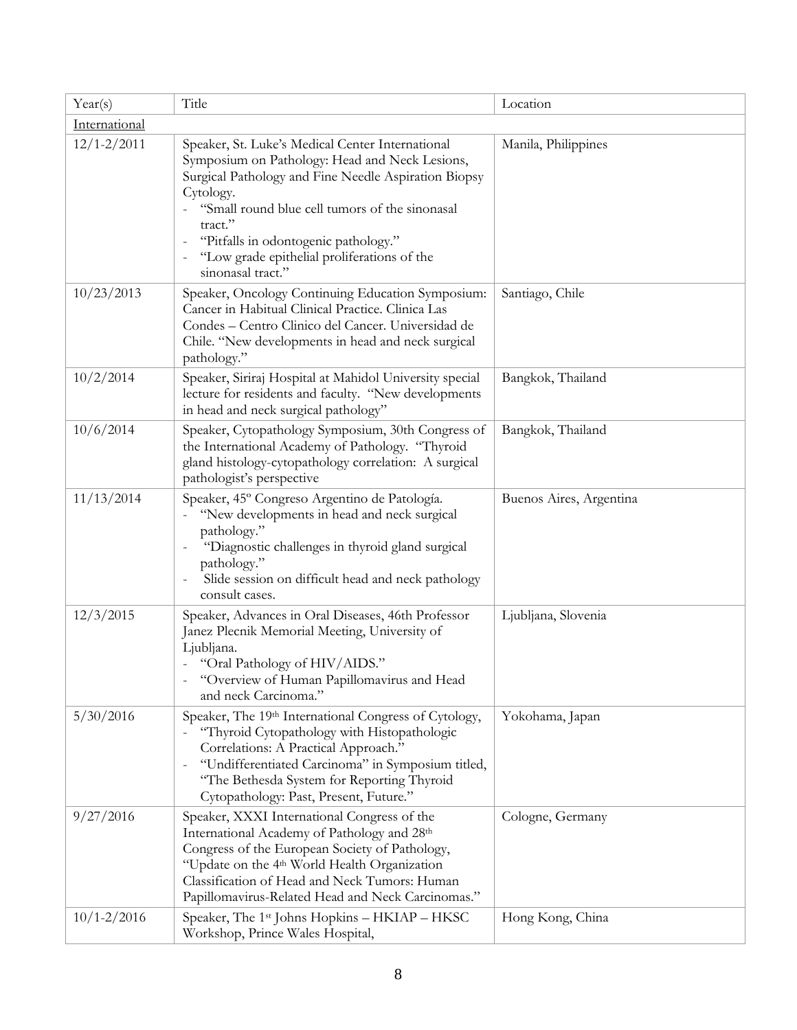| Year(s) | Title | Location |
| --- | --- | --- |
| International | | |
| 12/1-2/2011 | Speaker, St. Luke's Medical Center International Symposium on Pathology: Head and Neck Lesions, Surgical Pathology and Fine Needle Aspiration Biopsy Cytology.<br>- "Small round blue cell tumors of the sinonasal tract."<br>- "Pitfalls in odontogenic pathology."<br>- "Low grade epithelial proliferations of the sinonasal tract." | Manila, Philippines |
| 10/23/2013 | Speaker, Oncology Continuing Education Symposium: Cancer in Habitual Clinical Practice. Clinica Las Condes – Centro Clinico del Cancer. Universidad de Chile. "New developments in head and neck surgical pathology." | Santiago, Chile |
| 10/2/2014 | Speaker, Siriraj Hospital at Mahidol University special lecture for residents and faculty. "New developments in head and neck surgical pathology" | Bangkok, Thailand |
| 10/6/2014 | Speaker, Cytopathology Symposium, 30th Congress of the International Academy of Pathology. "Thyroid gland histology-cytopathology correlation: A surgical pathologist's perspective | Bangkok, Thailand |
| 11/13/2014 | Speaker, 45º Congreso Argentino de Patología.<br>- "New developments in head and neck surgical pathology."<br>- "Diagnostic challenges in thyroid gland surgical pathology."<br>- Slide session on difficult head and neck pathology consult cases. | Buenos Aires, Argentina |
| 12/3/2015 | Speaker, Advances in Oral Diseases, 46th Professor Janez Plecnik Memorial Meeting, University of Ljubljana.<br>- "Oral Pathology of HIV/AIDS."<br>- "Overview of Human Papillomavirus and Head and neck Carcinoma." | Ljubljana, Slovenia |
| 5/30/2016 | Speaker, The 19th International Congress of Cytology,<br>- "Thyroid Cytopathology with Histopathologic Correlations: A Practical Approach."<br>- "Undifferentiated Carcinoma" in Symposium titled, "The Bethesda System for Reporting Thyroid Cytopathology: Past, Present, Future." | Yokohama, Japan |
| 9/27/2016 | Speaker, XXXI International Congress of the International Academy of Pathology and 28th Congress of the European Society of Pathology, "Update on the 4th World Health Organization Classification of Head and Neck Tumors: Human Papillomavirus-Related Head and Neck Carcinomas." | Cologne, Germany |
| 10/1-2/2016 | Speaker, The 1st Johns Hopkins – HKIAP – HKSC Workshop, Prince Wales Hospital, | Hong Kong, China |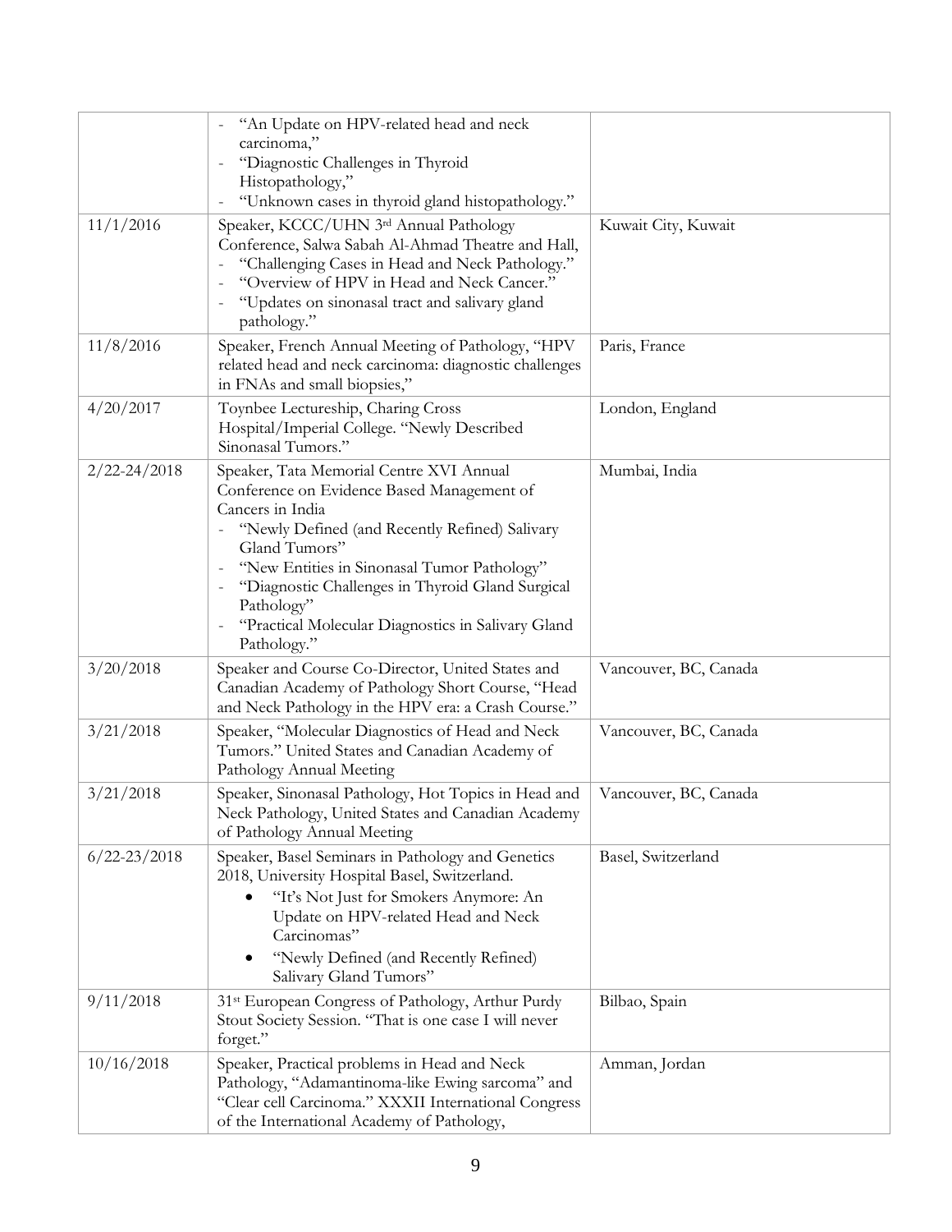| | | |
|---|---|---|
| | - "An Update on HPV-related head and neck carcinoma,"<br>- "Diagnostic Challenges in Thyroid Histopathology,"<br>- "Unknown cases in thyroid gland histopathology." | |
| 11/1/2016 | Speaker, KCCC/UHN 3rd Annual Pathology Conference, Salwa Sabah Al-Ahmad Theatre and Hall,<br>- "Challenging Cases in Head and Neck Pathology."<br>- "Overview of HPV in Head and Neck Cancer."<br>- "Updates on sinonasal tract and salivary gland pathology." | Kuwait City, Kuwait |
| 11/8/2016 | Speaker, French Annual Meeting of Pathology, "HPV related head and neck carcinoma: diagnostic challenges in FNAs and small biopsies," | Paris, France |
| 4/20/2017 | Toynbee Lectureship, Charing Cross Hospital/Imperial College. "Newly Described Sinonasal Tumors." | London, England |
| 2/22-24/2018 | Speaker, Tata Memorial Centre XVI Annual Conference on Evidence Based Management of Cancers in India<br>- "Newly Defined (and Recently Refined) Salivary Gland Tumors"<br>- "New Entities in Sinonasal Tumor Pathology"<br>- "Diagnostic Challenges in Thyroid Gland Surgical Pathology"<br>- "Practical Molecular Diagnostics in Salivary Gland Pathology." | Mumbai, India |
| 3/20/2018 | Speaker and Course Co-Director, United States and Canadian Academy of Pathology Short Course, "Head and Neck Pathology in the HPV era: a Crash Course." | Vancouver, BC, Canada |
| 3/21/2018 | Speaker, "Molecular Diagnostics of Head and Neck Tumors." United States and Canadian Academy of Pathology Annual Meeting | Vancouver, BC, Canada |
| 3/21/2018 | Speaker, Sinonasal Pathology, Hot Topics in Head and Neck Pathology, United States and Canadian Academy of Pathology Annual Meeting | Vancouver, BC, Canada |
| 6/22-23/2018 | Speaker, Basel Seminars in Pathology and Genetics 2018, University Hospital Basel, Switzerland.<br>• "It's Not Just for Smokers Anymore: An Update on HPV-related Head and Neck Carcinomas"<br>• "Newly Defined (and Recently Refined) Salivary Gland Tumors" | Basel, Switzerland |
| 9/11/2018 | 31st European Congress of Pathology, Arthur Purdy Stout Society Session. "That is one case I will never forget." | Bilbao, Spain |
| 10/16/2018 | Speaker, Practical problems in Head and Neck Pathology, "Adamantinoma-like Ewing sarcoma" and "Clear cell Carcinoma." XXXII International Congress of the International Academy of Pathology, | Amman, Jordan |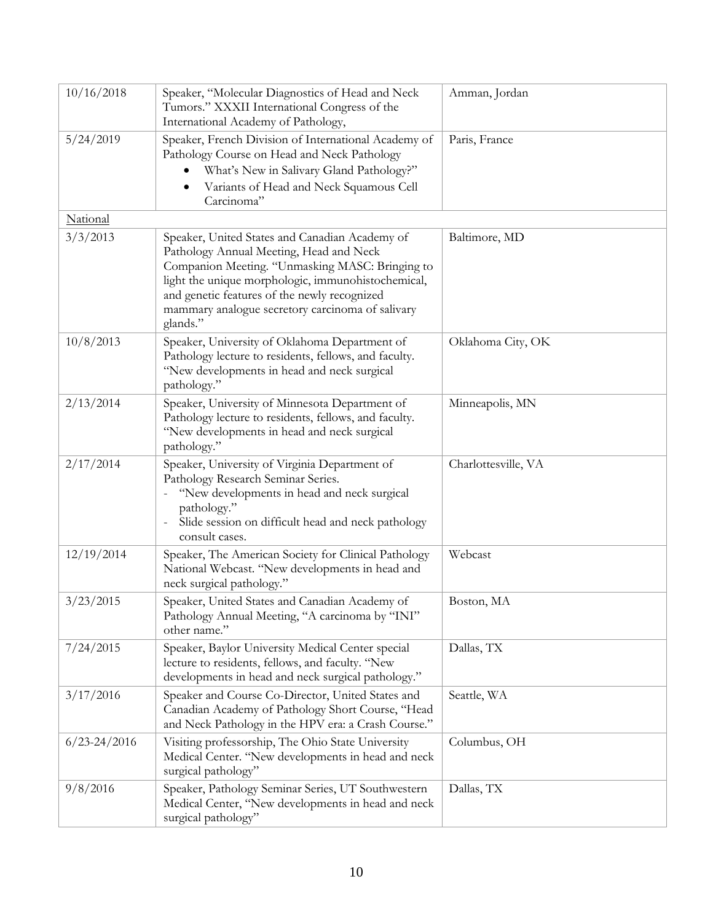| | | |
|---|---|---|
| 10/16/2018 | Speaker, "Molecular Diagnostics of Head and Neck Tumors." XXXII International Congress of the International Academy of Pathology, | Amman, Jordan |
| 5/24/2019 | Speaker, French Division of International Academy of Pathology Course on Head and Neck Pathology<br>• What's New in Salivary Gland Pathology?"<br>• Variants of Head and Neck Squamous Cell Carcinoma" | Paris, France |
| National | | |
| 3/3/2013 | Speaker, United States and Canadian Academy of Pathology Annual Meeting, Head and Neck Companion Meeting. "Unmasking MASC: Bringing to light the unique morphologic, immunohistochemical, and genetic features of the newly recognized mammary analogue secretory carcinoma of salivary glands." | Baltimore, MD |
| 10/8/2013 | Speaker, University of Oklahoma Department of Pathology lecture to residents, fellows, and faculty. "New developments in head and neck surgical pathology." | Oklahoma City, OK |
| 2/13/2014 | Speaker, University of Minnesota Department of Pathology lecture to residents, fellows, and faculty. "New developments in head and neck surgical pathology." | Minneapolis, MN |
| 2/17/2014 | Speaker, University of Virginia Department of Pathology Research Seminar Series.<br>- "New developments in head and neck surgical pathology."<br>- Slide session on difficult head and neck pathology consult cases. | Charlottesville, VA |
| 12/19/2014 | Speaker, The American Society for Clinical Pathology National Webcast. "New developments in head and neck surgical pathology." | Webcast |
| 3/23/2015 | Speaker, United States and Canadian Academy of Pathology Annual Meeting, "A carcinoma by "INI" other name." | Boston, MA |
| 7/24/2015 | Speaker, Baylor University Medical Center special lecture to residents, fellows, and faculty. "New developments in head and neck surgical pathology." | Dallas, TX |
| 3/17/2016 | Speaker and Course Co-Director, United States and Canadian Academy of Pathology Short Course, "Head and Neck Pathology in the HPV era: a Crash Course." | Seattle, WA |
| 6/23-24/2016 | Visiting professorship, The Ohio State University Medical Center. "New developments in head and neck surgical pathology" | Columbus, OH |
| 9/8/2016 | Speaker, Pathology Seminar Series, UT Southwestern Medical Center, "New developments in head and neck surgical pathology" | Dallas, TX |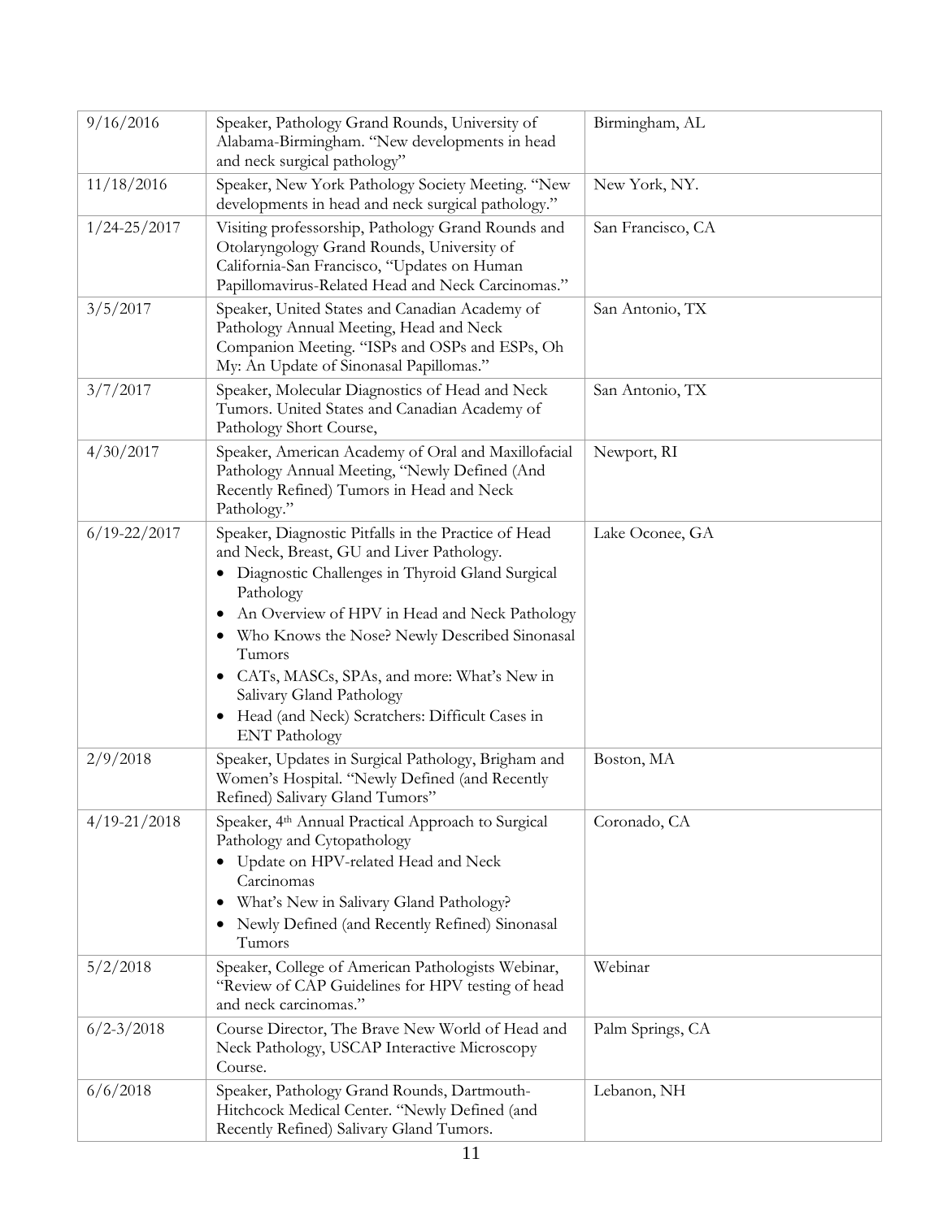| | | |
|---|---|---|
| 9/16/2016 | Speaker, Pathology Grand Rounds, University of Alabama-Birmingham. "New developments in head and neck surgical pathology" | Birmingham, AL |
| 11/18/2016 | Speaker, New York Pathology Society Meeting. "New developments in head and neck surgical pathology." | New York, NY. |
| 1/24-25/2017 | Visiting professorship, Pathology Grand Rounds and Otolaryngology Grand Rounds, University of California-San Francisco, "Updates on Human Papillomavirus-Related Head and Neck Carcinomas." | San Francisco, CA |
| 3/5/2017 | Speaker, United States and Canadian Academy of Pathology Annual Meeting, Head and Neck Companion Meeting. "ISPs and OSPs and ESPs, Oh My: An Update of Sinonasal Papillomas." | San Antonio, TX |
| 3/7/2017 | Speaker, Molecular Diagnostics of Head and Neck Tumors. United States and Canadian Academy of Pathology Short Course, | San Antonio, TX |
| 4/30/2017 | Speaker, American Academy of Oral and Maxillofacial Pathology Annual Meeting, "Newly Defined (And Recently Refined) Tumors in Head and Neck Pathology." | Newport, RI |
| 6/19-22/2017 | Speaker, Diagnostic Pitfalls in the Practice of Head and Neck, Breast, GU and Liver Pathology.<br>• Diagnostic Challenges in Thyroid Gland Surgical Pathology<br>• An Overview of HPV in Head and Neck Pathology<br>• Who Knows the Nose? Newly Described Sinonasal Tumors<br>• CATs, MASCs, SPAs, and more: What's New in Salivary Gland Pathology<br>• Head (and Neck) Scratchers: Difficult Cases in ENT Pathology | Lake Oconee, GA |
| 2/9/2018 | Speaker, Updates in Surgical Pathology, Brigham and Women's Hospital. "Newly Defined (and Recently Refined) Salivary Gland Tumors" | Boston, MA |
| 4/19-21/2018 | Speaker, 4th Annual Practical Approach to Surgical Pathology and Cytopathology<br>• Update on HPV-related Head and Neck Carcinomas<br>• What's New in Salivary Gland Pathology?<br>• Newly Defined (and Recently Refined) Sinonasal Tumors | Coronado, CA |
| 5/2/2018 | Speaker, College of American Pathologists Webinar, "Review of CAP Guidelines for HPV testing of head and neck carcinomas." | Webinar |
| 6/2-3/2018 | Course Director, The Brave New World of Head and Neck Pathology, USCAP Interactive Microscopy Course. | Palm Springs, CA |
| 6/6/2018 | Speaker, Pathology Grand Rounds, Dartmouth-Hitchcock Medical Center. "Newly Defined (and Recently Refined) Salivary Gland Tumors. | Lebanon, NH |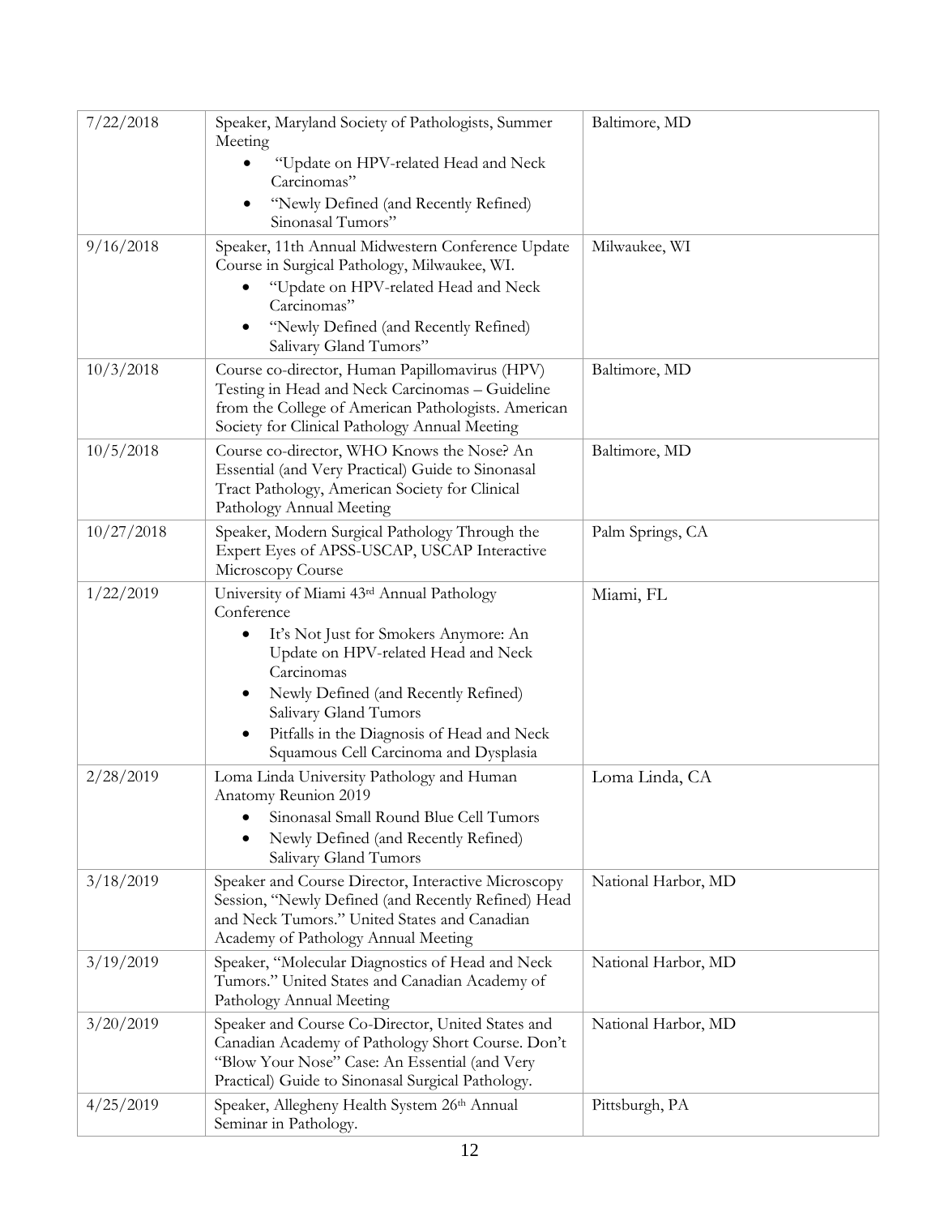| | | |
|---|---|---|
| 7/22/2018 | Speaker, Maryland Society of Pathologists, Summer Meeting<br>• "Update on HPV-related Head and Neck Carcinomas"<br>• "Newly Defined (and Recently Refined) Sinonasal Tumors" | Baltimore, MD |
| 9/16/2018 | Speaker, 11th Annual Midwestern Conference Update Course in Surgical Pathology, Milwaukee, WI.<br>• "Update on HPV-related Head and Neck Carcinomas"<br>• "Newly Defined (and Recently Refined) Salivary Gland Tumors" | Milwaukee, WI |
| 10/3/2018 | Course co-director, Human Papillomavirus (HPV) Testing in Head and Neck Carcinomas – Guideline from the College of American Pathologists. American Society for Clinical Pathology Annual Meeting | Baltimore, MD |
| 10/5/2018 | Course co-director, WHO Knows the Nose? An Essential (and Very Practical) Guide to Sinonasal Tract Pathology, American Society for Clinical Pathology Annual Meeting | Baltimore, MD |
| 10/27/2018 | Speaker, Modern Surgical Pathology Through the Expert Eyes of APSS-USCAP, USCAP Interactive Microscopy Course | Palm Springs, CA |
| 1/22/2019 | University of Miami 43rd Annual Pathology Conference<br>• It's Not Just for Smokers Anymore: An Update on HPV-related Head and Neck Carcinomas<br>• Newly Defined (and Recently Refined) Salivary Gland Tumors<br>• Pitfalls in the Diagnosis of Head and Neck Squamous Cell Carcinoma and Dysplasia | Miami, FL |
| 2/28/2019 | Loma Linda University Pathology and Human Anatomy Reunion 2019<br>• Sinonasal Small Round Blue Cell Tumors<br>• Newly Defined (and Recently Refined) Salivary Gland Tumors | Loma Linda, CA |
| 3/18/2019 | Speaker and Course Director, Interactive Microscopy Session, "Newly Defined (and Recently Refined) Head and Neck Tumors." United States and Canadian Academy of Pathology Annual Meeting | National Harbor, MD |
| 3/19/2019 | Speaker, "Molecular Diagnostics of Head and Neck Tumors." United States and Canadian Academy of Pathology Annual Meeting | National Harbor, MD |
| 3/20/2019 | Speaker and Course Co-Director, United States and Canadian Academy of Pathology Short Course. Don't "Blow Your Nose" Case: An Essential (and Very Practical) Guide to Sinonasal Surgical Pathology. | National Harbor, MD |
| 4/25/2019 | Speaker, Allegheny Health System 26th Annual Seminar in Pathology. | Pittsburgh, PA |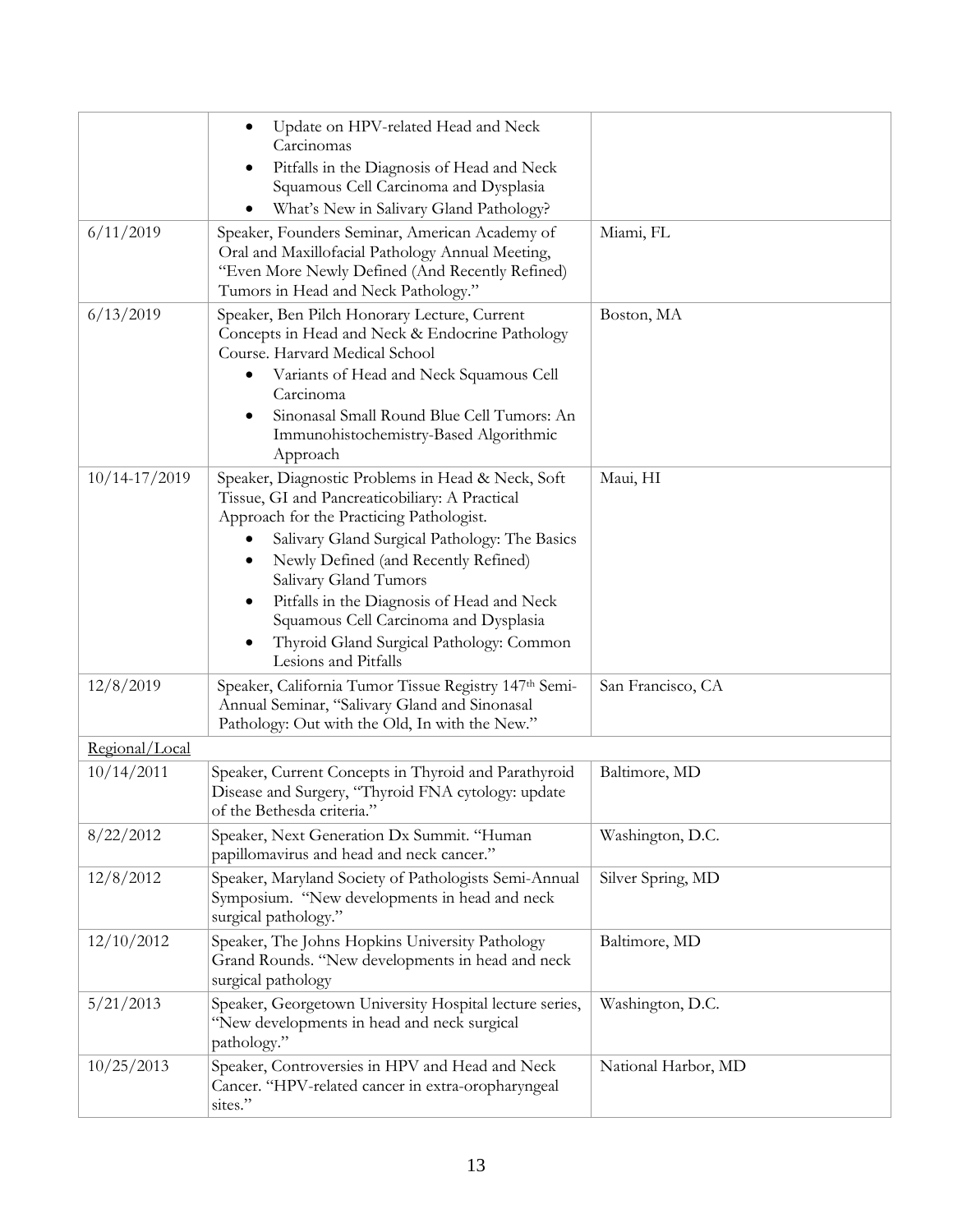| | | |
|---|---|---|
| | • Update on HPV-related Head and Neck Carcinomas<br>• Pitfalls in the Diagnosis of Head and Neck Squamous Cell Carcinoma and Dysplasia<br>• What's New in Salivary Gland Pathology? | |
| 6/11/2019 | Speaker, Founders Seminar, American Academy of Oral and Maxillofacial Pathology Annual Meeting, "Even More Newly Defined (And Recently Refined) Tumors in Head and Neck Pathology." | Miami, FL |
| 6/13/2019 | Speaker, Ben Pilch Honorary Lecture, Current Concepts in Head and Neck & Endocrine Pathology Course. Harvard Medical School<br>• Variants of Head and Neck Squamous Cell Carcinoma<br>• Sinonasal Small Round Blue Cell Tumors: An Immunohistochemistry-Based Algorithmic Approach | Boston, MA |
| 10/14-17/2019 | Speaker, Diagnostic Problems in Head & Neck, Soft Tissue, GI and Pancreaticobiliary: A Practical Approach for the Practicing Pathologist.<br>• Salivary Gland Surgical Pathology: The Basics<br>• Newly Defined (and Recently Refined) Salivary Gland Tumors<br>• Pitfalls in the Diagnosis of Head and Neck Squamous Cell Carcinoma and Dysplasia<br>• Thyroid Gland Surgical Pathology: Common Lesions and Pitfalls | Maui, HI |
| 12/8/2019 | Speaker, California Tumor Tissue Registry 147th Semi-Annual Seminar, "Salivary Gland and Sinonasal Pathology: Out with the Old, In with the New." | San Francisco, CA |
| Regional/Local | | |
| 10/14/2011 | Speaker, Current Concepts in Thyroid and Parathyroid Disease and Surgery, "Thyroid FNA cytology: update of the Bethesda criteria." | Baltimore, MD |
| 8/22/2012 | Speaker, Next Generation Dx Summit. "Human papillomavirus and head and neck cancer." | Washington, D.C. |
| 12/8/2012 | Speaker, Maryland Society of Pathologists Semi-Annual Symposium. "New developments in head and neck surgical pathology." | Silver Spring, MD |
| 12/10/2012 | Speaker, The Johns Hopkins University Pathology Grand Rounds. "New developments in head and neck surgical pathology | Baltimore, MD |
| 5/21/2013 | Speaker, Georgetown University Hospital lecture series, "New developments in head and neck surgical pathology." | Washington, D.C. |
| 10/25/2013 | Speaker, Controversies in HPV and Head and Neck Cancer. "HPV-related cancer in extra-oropharyngeal sites." | National Harbor, MD |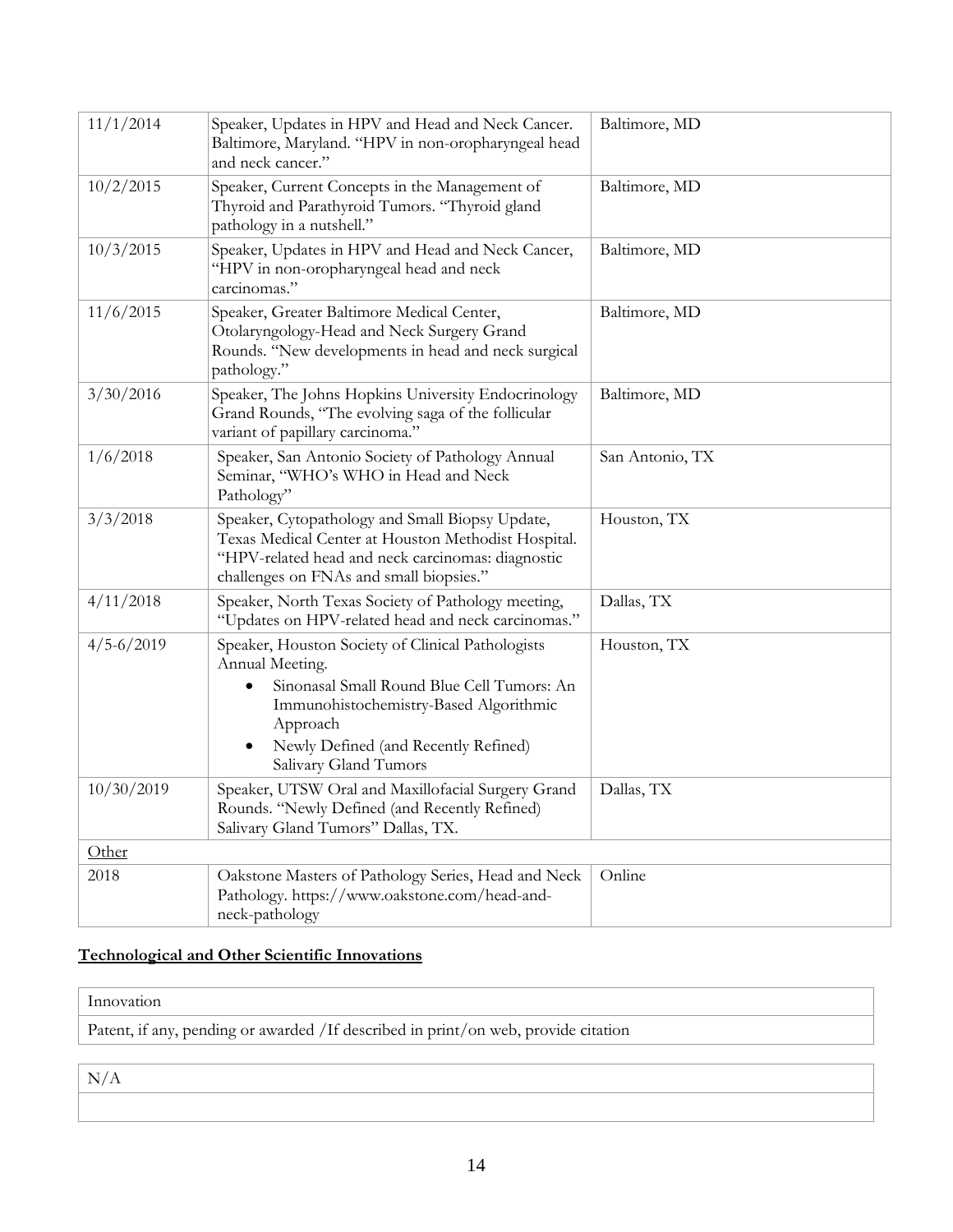| | | |
|---|---|---|
| 11/1/2014 | Speaker, Updates in HPV and Head and Neck Cancer. Baltimore, Maryland. "HPV in non-oropharyngeal head and neck cancer." | Baltimore, MD |
| 10/2/2015 | Speaker, Current Concepts in the Management of Thyroid and Parathyroid Tumors. "Thyroid gland pathology in a nutshell." | Baltimore, MD |
| 10/3/2015 | Speaker, Updates in HPV and Head and Neck Cancer, "HPV in non-oropharyngeal head and neck carcinomas." | Baltimore, MD |
| 11/6/2015 | Speaker, Greater Baltimore Medical Center, Otolaryngology-Head and Neck Surgery Grand Rounds. "New developments in head and neck surgical pathology." | Baltimore, MD |
| 3/30/2016 | Speaker, The Johns Hopkins University Endocrinology Grand Rounds, "The evolving saga of the follicular variant of papillary carcinoma." | Baltimore, MD |
| 1/6/2018 | Speaker, San Antonio Society of Pathology Annual Seminar, "WHO's WHO in Head and Neck Pathology" | San Antonio, TX |
| 3/3/2018 | Speaker, Cytopathology and Small Biopsy Update, Texas Medical Center at Houston Methodist Hospital. "HPV-related head and neck carcinomas: diagnostic challenges on FNAs and small biopsies." | Houston, TX |
| 4/11/2018 | Speaker, North Texas Society of Pathology meeting, "Updates on HPV-related head and neck carcinomas." | Dallas, TX |
| 4/5-6/2019 | Speaker, Houston Society of Clinical Pathologists Annual Meeting.<br>• Sinonasal Small Round Blue Cell Tumors: An Immunohistochemistry-Based Algorithmic Approach<br>• Newly Defined (and Recently Refined) Salivary Gland Tumors | Houston, TX |
| 10/30/2019 | Speaker, UTSW Oral and Maxillofacial Surgery Grand Rounds. "Newly Defined (and Recently Refined) Salivary Gland Tumors" Dallas, TX. | Dallas, TX |
| Other | | |
| 2018 | Oakstone Masters of Pathology Series, Head and Neck Pathology. https://www.oakstone.com/head-and-neck-pathology | Online |

**Technological and Other Scientific Innovations**

| Innovation |
|---|
| Patent, if any, pending or awarded /If described in print/on web, provide citation |

| N/A |
|---|
| |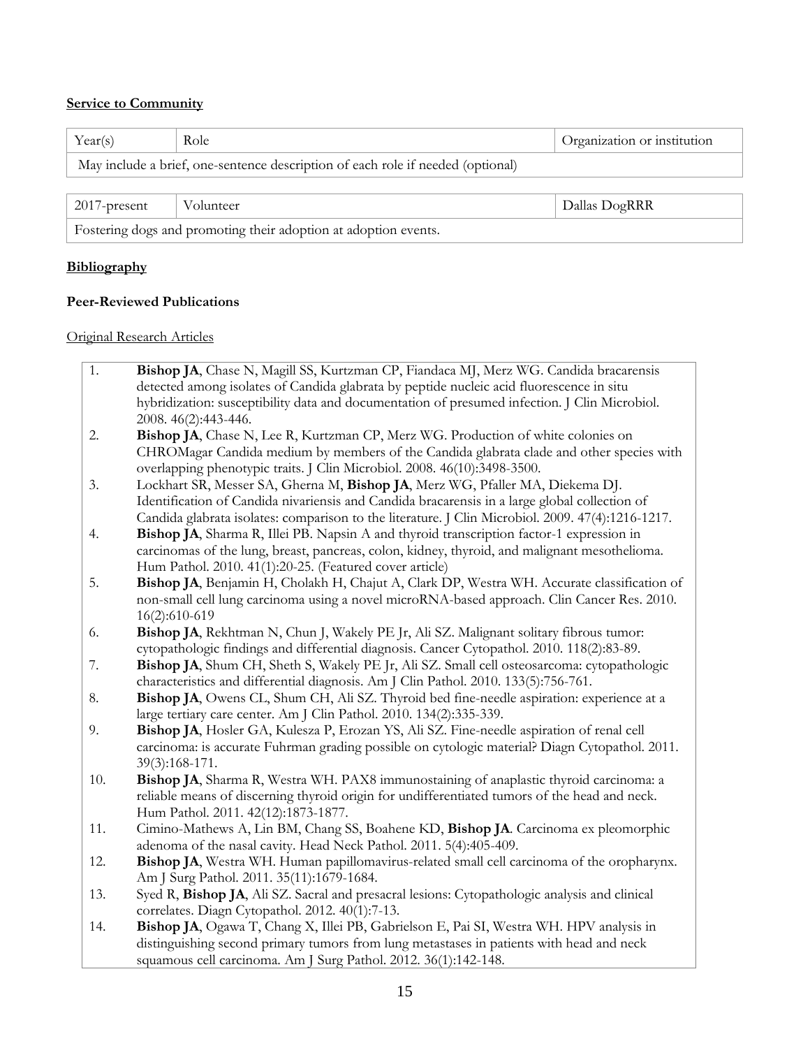**Service to Community**

| Year(s) | Role | Organization or institution |
| --- | --- | --- |
| May include a brief, one-sentence description of each role if needed (optional) | | |

| 2017-present | Volunteer | Dallas DogRRR |
| --- | --- | --- |
| Fostering dogs and promoting their adoption at adoption events. | | |

**Bibliography**

**Peer-Reviewed Publications**

Original Research Articles

1. **Bishop JA**, Chase N, Magill SS, Kurtzman CP, Fiandaca MJ, Merz WG. Candida bracarensis detected among isolates of Candida glabrata by peptide nucleic acid fluorescence in situ hybridization: susceptibility data and documentation of presumed infection. J Clin Microbiol. 2008. 46(2):443-446.
2. **Bishop JA**, Chase N, Lee R, Kurtzman CP, Merz WG. Production of white colonies on CHROMagar Candida medium by members of the Candida glabrata clade and other species with overlapping phenotypic traits. J Clin Microbiol. 2008. 46(10):3498-3500.
3. Lockhart SR, Messer SA, Gherna M, **Bishop JA**, Merz WG, Pfaller MA, Diekema DJ. Identification of Candida nivariensis and Candida bracarensis in a large global collection of Candida glabrata isolates: comparison to the literature. J Clin Microbiol. 2009. 47(4):1216-1217.
4. **Bishop JA**, Sharma R, Illei PB. Napsin A and thyroid transcription factor-1 expression in carcinomas of the lung, breast, pancreas, colon, kidney, thyroid, and malignant mesothelioma. Hum Pathol. 2010. 41(1):20-25. (Featured cover article)
5. **Bishop JA**, Benjamin H, Cholakh H, Chajut A, Clark DP, Westra WH. Accurate classification of non-small cell lung carcinoma using a novel microRNA-based approach. Clin Cancer Res. 2010. 16(2):610-619
6. **Bishop JA**, Rekhtman N, Chun J, Wakely PE Jr, Ali SZ. Malignant solitary fibrous tumor: cytopathologic findings and differential diagnosis. Cancer Cytopathol. 2010. 118(2):83-89.
7. **Bishop JA**, Shum CH, Sheth S, Wakely PE Jr, Ali SZ. Small cell osteosarcoma: cytopathologic characteristics and differential diagnosis. Am J Clin Pathol. 2010. 133(5):756-761.
8. **Bishop JA**, Owens CL, Shum CH, Ali SZ. Thyroid bed fine-needle aspiration: experience at a large tertiary care center. Am J Clin Pathol. 2010. 134(2):335-339.
9. **Bishop JA**, Hosler GA, Kulesza P, Erozan YS, Ali SZ. Fine-needle aspiration of renal cell carcinoma: is accurate Fuhrman grading possible on cytologic material? Diagn Cytopathol. 2011. 39(3):168-171.
10. **Bishop JA**, Sharma R, Westra WH. PAX8 immunostaining of anaplastic thyroid carcinoma: a reliable means of discerning thyroid origin for undifferentiated tumors of the head and neck. Hum Pathol. 2011. 42(12):1873-1877.
11. Cimino-Mathews A, Lin BM, Chang SS, Boahene KD, **Bishop JA**. Carcinoma ex pleomorphic adenoma of the nasal cavity. Head Neck Pathol. 2011. 5(4):405-409.
12. **Bishop JA**, Westra WH. Human papillomavirus-related small cell carcinoma of the oropharynx. Am J Surg Pathol. 2011. 35(11):1679-1684.
13. Syed R, **Bishop JA**, Ali SZ. Sacral and presacral lesions: Cytopathologic analysis and clinical correlates. Diagn Cytopathol. 2012. 40(1):7-13.
14. **Bishop JA**, Ogawa T, Chang X, Illei PB, Gabrielson E, Pai SI, Westra WH. HPV analysis in distinguishing second primary tumors from lung metastases in patients with head and neck squamous cell carcinoma. Am J Surg Pathol. 2012. 36(1):142-148.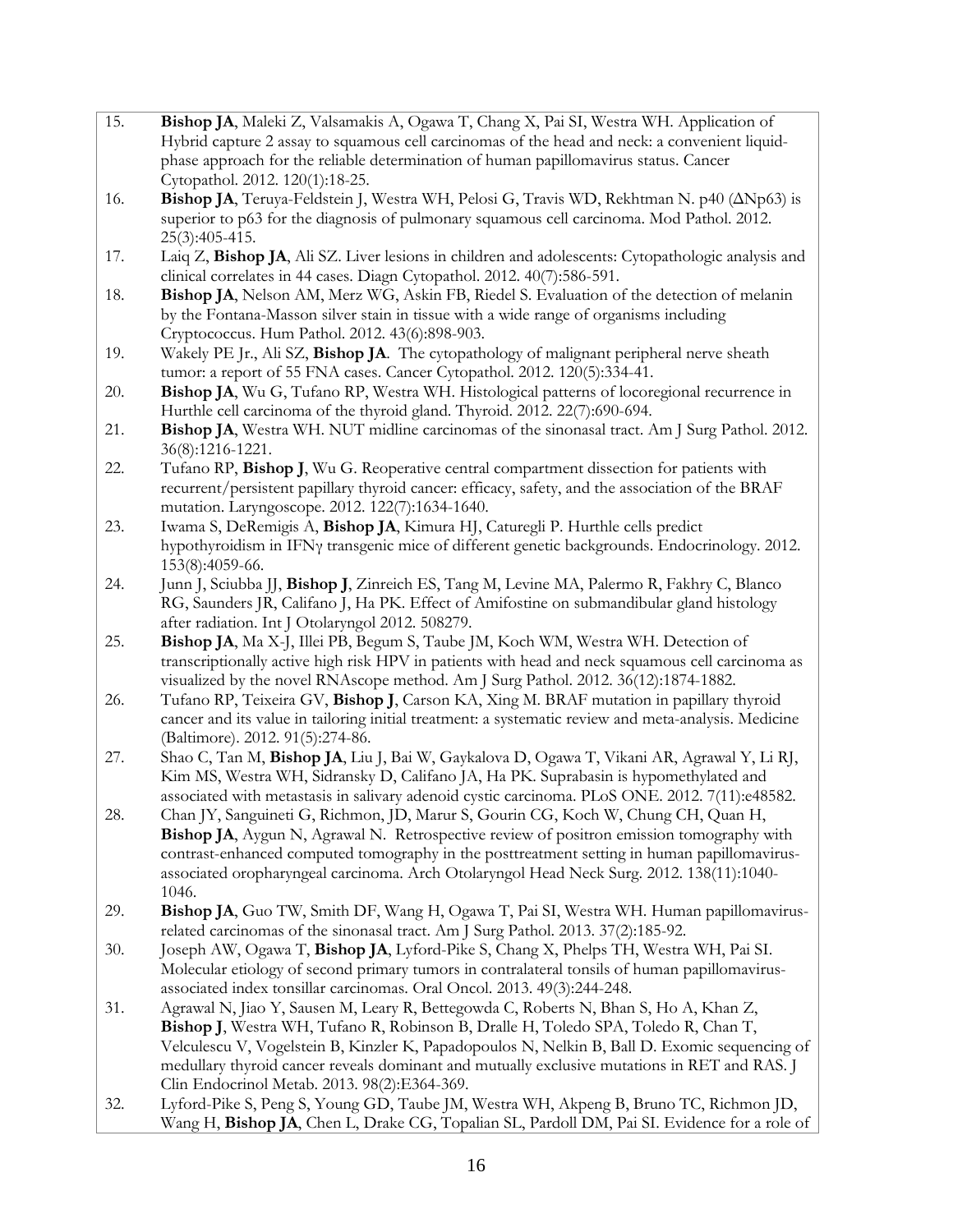15. **Bishop JA**, Maleki Z, Valsamakis A, Ogawa T, Chang X, Pai SI, Westra WH. Application of Hybrid capture 2 assay to squamous cell carcinomas of the head and neck: a convenient liquid-phase approach for the reliable determination of human papillomavirus status. Cancer Cytopathol. 2012. 120(1):18-25.
16. **Bishop JA**, Teruya-Feldstein J, Westra WH, Pelosi G, Travis WD, Rekhtman N. p40 (ΔNp63) is superior to p63 for the diagnosis of pulmonary squamous cell carcinoma. Mod Pathol. 2012. 25(3):405-415.
17. Laiq Z, **Bishop JA**, Ali SZ. Liver lesions in children and adolescents: Cytopathologic analysis and clinical correlates in 44 cases. Diagn Cytopathol. 2012. 40(7):586-591.
18. **Bishop JA**, Nelson AM, Merz WG, Askin FB, Riedel S. Evaluation of the detection of melanin by the Fontana-Masson silver stain in tissue with a wide range of organisms including Cryptococcus. Hum Pathol. 2012. 43(6):898-903.
19. Wakely PE Jr., Ali SZ, **Bishop JA**. The cytopathology of malignant peripheral nerve sheath tumor: a report of 55 FNA cases. Cancer Cytopathol. 2012. 120(5):334-41.
20. **Bishop JA**, Wu G, Tufano RP, Westra WH. Histological patterns of locoregional recurrence in Hurthle cell carcinoma of the thyroid gland. Thyroid. 2012. 22(7):690-694.
21. **Bishop JA**, Westra WH. NUT midline carcinomas of the sinonasal tract. Am J Surg Pathol. 2012. 36(8):1216-1221.
22. Tufano RP, **Bishop J**, Wu G. Reoperative central compartment dissection for patients with recurrent/persistent papillary thyroid cancer: efficacy, safety, and the association of the BRAF mutation. Laryngoscope. 2012. 122(7):1634-1640.
23. Iwama S, DeRemigis A, **Bishop JA**, Kimura HJ, Caturegli P. Hurthle cells predict hypothyroidism in IFNγ transgenic mice of different genetic backgrounds. Endocrinology. 2012. 153(8):4059-66.
24. Junn J, Sciubba JJ, **Bishop J**, Zinreich ES, Tang M, Levine MA, Palermo R, Fakhry C, Blanco RG, Saunders JR, Califano J, Ha PK. Effect of Amifostine on submandibular gland histology after radiation. Int J Otolaryngol 2012. 508279.
25. **Bishop JA**, Ma X-J, Illei PB, Begum S, Taube JM, Koch WM, Westra WH. Detection of transcriptionally active high risk HPV in patients with head and neck squamous cell carcinoma as visualized by the novel RNAscope method. Am J Surg Pathol. 2012. 36(12):1874-1882.
26. Tufano RP, Teixeira GV, **Bishop J**, Carson KA, Xing M. BRAF mutation in papillary thyroid cancer and its value in tailoring initial treatment: a systematic review and meta-analysis. Medicine (Baltimore). 2012. 91(5):274-86.
27. Shao C, Tan M, **Bishop JA**, Liu J, Bai W, Gaykalova D, Ogawa T, Vikani AR, Agrawal Y, Li RJ, Kim MS, Westra WH, Sidransky D, Califano JA, Ha PK. Suprabasin is hypomethylated and associated with metastasis in salivary adenoid cystic carcinoma. PLoS ONE. 2012. 7(11):e48582.
28. Chan JY, Sanguineti G, Richmon, JD, Marur S, Gourin CG, Koch W, Chung CH, Quan H, **Bishop JA**, Aygun N, Agrawal N. Retrospective review of positron emission tomography with contrast-enhanced computed tomography in the posttreatment setting in human papillomavirus-associated oropharyngeal carcinoma. Arch Otolaryngol Head Neck Surg. 2012. 138(11):1040-1046.
29. **Bishop JA**, Guo TW, Smith DF, Wang H, Ogawa T, Pai SI, Westra WH. Human papillomavirus-related carcinomas of the sinonasal tract. Am J Surg Pathol. 2013. 37(2):185-92.
30. Joseph AW, Ogawa T, **Bishop JA**, Lyford-Pike S, Chang X, Phelps TH, Westra WH, Pai SI. Molecular etiology of second primary tumors in contralateral tonsils of human papillomavirus-associated index tonsillar carcinomas. Oral Oncol. 2013. 49(3):244-248.
31. Agrawal N, Jiao Y, Sausen M, Leary R, Bettegowda C, Roberts N, Bhan S, Ho A, Khan Z, **Bishop J**, Westra WH, Tufano R, Robinson B, Dralle H, Toledo SPA, Toledo R, Chan T, Velculescu V, Vogelstein B, Kinzler K, Papadopoulos N, Nelkin B, Ball D. Exomic sequencing of medullary thyroid cancer reveals dominant and mutually exclusive mutations in RET and RAS. J Clin Endocrinol Metab. 2013. 98(2):E364-369.
32. Lyford-Pike S, Peng S, Young GD, Taube JM, Westra WH, Akpeng B, Bruno TC, Richmon JD, Wang H, **Bishop JA**, Chen L, Drake CG, Topalian SL, Pardoll DM, Pai SI. Evidence for a role of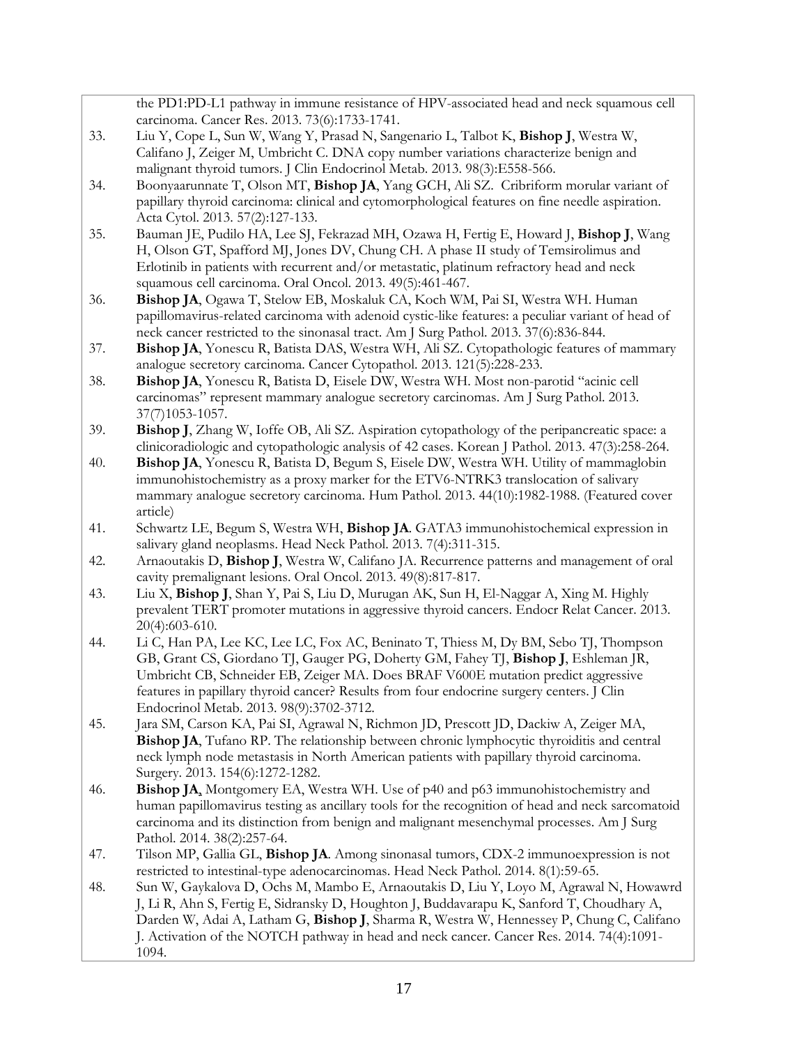the PD1:PD-L1 pathway in immune resistance of HPV-associated head and neck squamous cell carcinoma. Cancer Res. 2013. 73(6):1733-1741.

33. Liu Y, Cope L, Sun W, Wang Y, Prasad N, Sangenario L, Talbot K, **Bishop J**, Westra W, Califano J, Zeiger M, Umbricht C. DNA copy number variations characterize benign and malignant thyroid tumors. J Clin Endocrinol Metab. 2013. 98(3):E558-566.
34. Boonyaarunnate T, Olson MT, **Bishop JA**, Yang GCH, Ali SZ. Cribriform morular variant of papillary thyroid carcinoma: clinical and cytomorphological features on fine needle aspiration. Acta Cytol. 2013. 57(2):127-133.
35. Bauman JE, Pudilo HA, Lee SJ, Fekrazad MH, Ozawa H, Fertig E, Howard J, **Bishop J**, Wang H, Olson GT, Spafford MJ, Jones DV, Chung CH. A phase II study of Temsirolimus and Erlotinib in patients with recurrent and/or metastatic, platinum refractory head and neck squamous cell carcinoma. Oral Oncol. 2013. 49(5):461-467.
36. **Bishop JA**, Ogawa T, Stelow EB, Moskaluk CA, Koch WM, Pai SI, Westra WH. Human papillomavirus-related carcinoma with adenoid cystic-like features: a peculiar variant of head of neck cancer restricted to the sinonasal tract. Am J Surg Pathol. 2013. 37(6):836-844.
37. **Bishop JA**, Yonescu R, Batista DAS, Westra WH, Ali SZ. Cytopathologic features of mammary analogue secretory carcinoma. Cancer Cytopathol. 2013. 121(5):228-233.
38. **Bishop JA**, Yonescu R, Batista D, Eisele DW, Westra WH. Most non-parotid "acinic cell carcinomas" represent mammary analogue secretory carcinomas. Am J Surg Pathol. 2013. 37(7)1053-1057.
39. **Bishop J**, Zhang W, Ioffe OB, Ali SZ. Aspiration cytopathology of the peripancreatic space: a clinicoradiologic and cytopathologic analysis of 42 cases. Korean J Pathol. 2013. 47(3):258-264.
40. **Bishop JA**, Yonescu R, Batista D, Begum S, Eisele DW, Westra WH. Utility of mammaglobin immunohistochemistry as a proxy marker for the ETV6-NTRK3 translocation of salivary mammary analogue secretory carcinoma. Hum Pathol. 2013. 44(10):1982-1988. (Featured cover article)
41. Schwartz LE, Begum S, Westra WH, **Bishop JA**. GATA3 immunohistochemical expression in salivary gland neoplasms. Head Neck Pathol. 2013. 7(4):311-315.
42. Arnaoutakis D, **Bishop J**, Westra W, Califano JA. Recurrence patterns and management of oral cavity premalignant lesions. Oral Oncol. 2013. 49(8):817-817.
43. Liu X, **Bishop J**, Shan Y, Pai S, Liu D, Murugan AK, Sun H, El-Naggar A, Xing M. Highly prevalent TERT promoter mutations in aggressive thyroid cancers. Endocr Relat Cancer. 2013. 20(4):603-610.
44. Li C, Han PA, Lee KC, Lee LC, Fox AC, Beninato T, Thiess M, Dy BM, Sebo TJ, Thompson GB, Grant CS, Giordano TJ, Gauger PG, Doherty GM, Fahey TJ, **Bishop J**, Eshleman JR, Umbricht CB, Schneider EB, Zeiger MA. Does BRAF V600E mutation predict aggressive features in papillary thyroid cancer? Results from four endocrine surgery centers. J Clin Endocrinol Metab. 2013. 98(9):3702-3712.
45. Jara SM, Carson KA, Pai SI, Agrawal N, Richmon JD, Prescott JD, Dackiw A, Zeiger MA, **Bishop JA**, Tufano RP. The relationship between chronic lymphocytic thyroiditis and central neck lymph node metastasis in North American patients with papillary thyroid carcinoma. Surgery. 2013. 154(6):1272-1282.
46. **Bishop JA**, Montgomery EA, Westra WH. Use of p40 and p63 immunohistochemistry and human papillomavirus testing as ancillary tools for the recognition of head and neck sarcomatoid carcinoma and its distinction from benign and malignant mesenchymal processes. Am J Surg Pathol. 2014. 38(2):257-64.
47. Tilson MP, Gallia GL, **Bishop JA**. Among sinonasal tumors, CDX-2 immunoexpression is not restricted to intestinal-type adenocarcinomas. Head Neck Pathol. 2014. 8(1):59-65.
48. Sun W, Gaykalova D, Ochs M, Mambo E, Arnaoutakis D, Liu Y, Loyo M, Agrawal N, Howawrd J, Li R, Ahn S, Fertig E, Sidransky D, Houghton J, Buddavarapu K, Sanford T, Choudhary A, Darden W, Adai A, Latham G, **Bishop J**, Sharma R, Westra W, Hennessey P, Chung C, Califano J. Activation of the NOTCH pathway in head and neck cancer. Cancer Res. 2014. 74(4):1091-1094.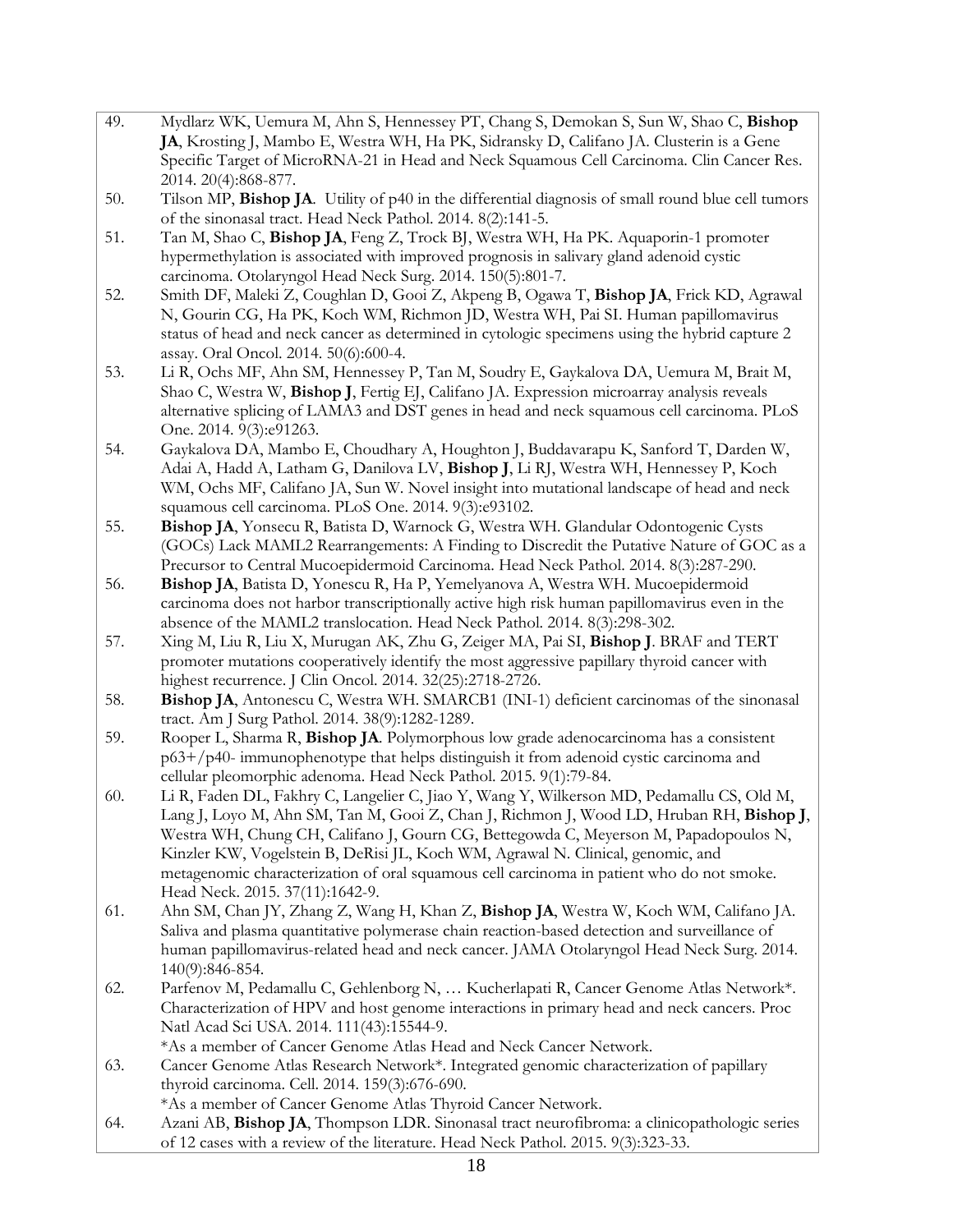49. Mydlarz WK, Uemura M, Ahn S, Hennessey PT, Chang S, Demokan S, Sun W, Shao C, **Bishop JA**, Krosting J, Mambo E, Westra WH, Ha PK, Sidransky D, Califano JA. Clusterin is a Gene Specific Target of MicroRNA-21 in Head and Neck Squamous Cell Carcinoma. Clin Cancer Res. 2014. 20(4):868-877.
50. Tilson MP, **Bishop JA**. Utility of p40 in the differential diagnosis of small round blue cell tumors of the sinonasal tract. Head Neck Pathol. 2014. 8(2):141-5.
51. Tan M, Shao C, **Bishop JA**, Feng Z, Trock BJ, Westra WH, Ha PK. Aquaporin-1 promoter hypermethylation is associated with improved prognosis in salivary gland adenoid cystic carcinoma. Otolaryngol Head Neck Surg. 2014. 150(5):801-7.
52. Smith DF, Maleki Z, Coughlan D, Gooi Z, Akpeng B, Ogawa T, **Bishop JA**, Frick KD, Agrawal N, Gourin CG, Ha PK, Koch WM, Richmon JD, Westra WH, Pai SI. Human papillomavirus status of head and neck cancer as determined in cytologic specimens using the hybrid capture 2 assay. Oral Oncol. 2014. 50(6):600-4.
53. Li R, Ochs MF, Ahn SM, Hennessey P, Tan M, Soudry E, Gaykalova DA, Uemura M, Brait M, Shao C, Westra W, **Bishop J**, Fertig EJ, Califano JA. Expression microarray analysis reveals alternative splicing of LAMA3 and DST genes in head and neck squamous cell carcinoma. PLoS One. 2014. 9(3):e91263.
54. Gaykalova DA, Mambo E, Choudhary A, Houghton J, Buddavarapu K, Sanford T, Darden W, Adai A, Hadd A, Latham G, Danilova LV, **Bishop J**, Li RJ, Westra WH, Hennessey P, Koch WM, Ochs MF, Califano JA, Sun W. Novel insight into mutational landscape of head and neck squamous cell carcinoma. PLoS One. 2014. 9(3):e93102.
55. **Bishop JA**, Yonsecu R, Batista D, Warnock G, Westra WH. Glandular Odontogenic Cysts (GOCs) Lack MAML2 Rearrangements: A Finding to Discredit the Putative Nature of GOC as a Precursor to Central Mucoepidermoid Carcinoma. Head Neck Pathol. 2014. 8(3):287-290.
56. **Bishop JA**, Batista D, Yonescu R, Ha P, Yemelyanova A, Westra WH. Mucoepidermoid carcinoma does not harbor transcriptionally active high risk human papillomavirus even in the absence of the MAML2 translocation. Head Neck Pathol. 2014. 8(3):298-302.
57. Xing M, Liu R, Liu X, Murugan AK, Zhu G, Zeiger MA, Pai SI, **Bishop J**. BRAF and TERT promoter mutations cooperatively identify the most aggressive papillary thyroid cancer with highest recurrence. J Clin Oncol. 2014. 32(25):2718-2726.
58. **Bishop JA**, Antonescu C, Westra WH. SMARCB1 (INI-1) deficient carcinomas of the sinonasal tract. Am J Surg Pathol. 2014. 38(9):1282-1289.
59. Rooper L, Sharma R, **Bishop JA**. Polymorphous low grade adenocarcinoma has a consistent p63+/p40- immunophenotype that helps distinguish it from adenoid cystic carcinoma and cellular pleomorphic adenoma. Head Neck Pathol. 2015. 9(1):79-84.
60. Li R, Faden DL, Fakhry C, Langelier C, Jiao Y, Wang Y, Wilkerson MD, Pedamallu CS, Old M, Lang J, Loyo M, Ahn SM, Tan M, Gooi Z, Chan J, Richmon J, Wood LD, Hruban RH, **Bishop J**, Westra WH, Chung CH, Califano J, Gourn CG, Bettegowda C, Meyerson M, Papadopoulos N, Kinzler KW, Vogelstein B, DeRisi JL, Koch WM, Agrawal N. Clinical, genomic, and metagenomic characterization of oral squamous cell carcinoma in patient who do not smoke. Head Neck. 2015. 37(11):1642-9.
61. Ahn SM, Chan JY, Zhang Z, Wang H, Khan Z, **Bishop JA**, Westra W, Koch WM, Califano JA. Saliva and plasma quantitative polymerase chain reaction-based detection and surveillance of human papillomavirus-related head and neck cancer. JAMA Otolaryngol Head Neck Surg. 2014. 140(9):846-854.
62. Parfenov M, Pedamallu C, Gehlenborg N, … Kucherlapati R, Cancer Genome Atlas Network*. Characterization of HPV and host genome interactions in primary head and neck cancers. Proc Natl Acad Sci USA. 2014. 111(43):15544-9.
    *As a member of Cancer Genome Atlas Head and Neck Cancer Network.
63. Cancer Genome Atlas Research Network*. Integrated genomic characterization of papillary thyroid carcinoma. Cell. 2014. 159(3):676-690.
    *As a member of Cancer Genome Atlas Thyroid Cancer Network.
64. Azani AB, **Bishop JA**, Thompson LDR. Sinonasal tract neurofibroma: a clinicopathologic series of 12 cases with a review of the literature. Head Neck Pathol. 2015. 9(3):323-33.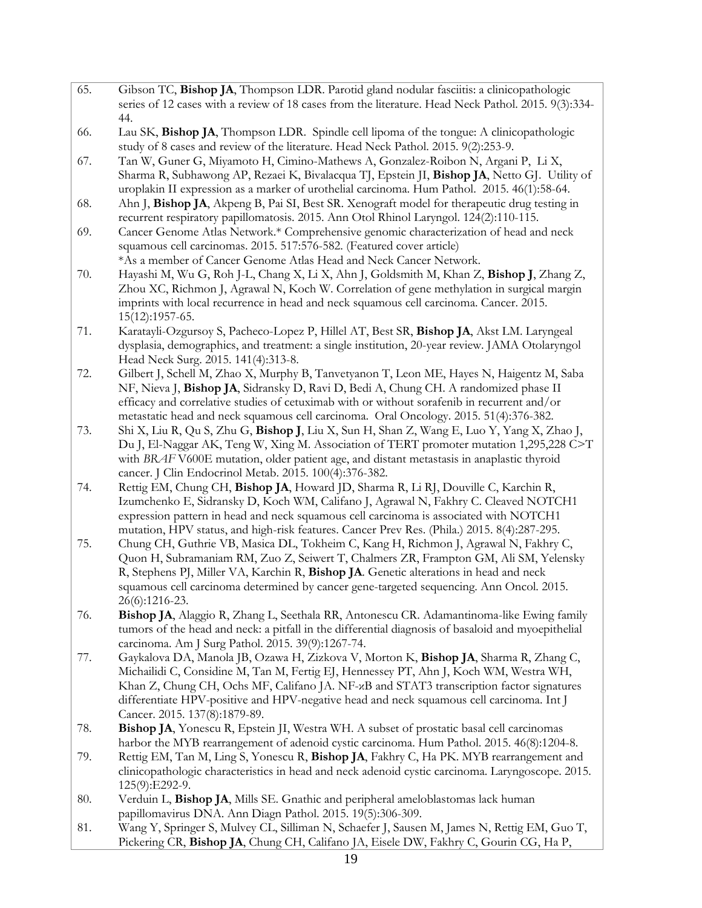65. Gibson TC, **Bishop JA**, Thompson LDR. Parotid gland nodular fasciitis: a clinicopathologic series of 12 cases with a review of 18 cases from the literature. Head Neck Pathol. 2015. 9(3):334-44.
66. Lau SK, **Bishop JA**, Thompson LDR. Spindle cell lipoma of the tongue: A clinicopathologic study of 8 cases and review of the literature. Head Neck Pathol. 2015. 9(2):253-9.
67. Tan W, Guner G, Miyamoto H, Cimino-Mathews A, Gonzalez-Roibon N, Argani P, Li X, Sharma R, Subhawong AP, Rezaei K, Bivalacqua TJ, Epstein JI, **Bishop JA**, Netto GJ. Utility of uroplakin II expression as a marker of urothelial carcinoma. Hum Pathol. 2015. 46(1):58-64.
68. Ahn J, **Bishop JA**, Akpeng B, Pai SI, Best SR. Xenograft model for therapeutic drug testing in recurrent respiratory papillomatosis. 2015. Ann Otol Rhinol Laryngol. 124(2):110-115.
69. Cancer Genome Atlas Network.* Comprehensive genomic characterization of head and neck squamous cell carcinomas. 2015. 517:576-582. (Featured cover article)
 *As a member of Cancer Genome Atlas Head and Neck Cancer Network.
70. Hayashi M, Wu G, Roh J-L, Chang X, Li X, Ahn J, Goldsmith M, Khan Z, **Bishop J**, Zhang Z, Zhou XC, Richmon J, Agrawal N, Koch W. Correlation of gene methylation in surgical margin imprints with local recurrence in head and neck squamous cell carcinoma. Cancer. 2015. 15(12):1957-65.
71. Karatayli-Ozgursoy S, Pacheco-Lopez P, Hillel AT, Best SR, **Bishop JA**, Akst LM. Laryngeal dysplasia, demographics, and treatment: a single institution, 20-year review. JAMA Otolaryngol Head Neck Surg. 2015. 141(4):313-8.
72. Gilbert J, Schell M, Zhao X, Murphy B, Tanvetyanon T, Leon ME, Hayes N, Haigentz M, Saba NF, Nieva J, **Bishop JA**, Sidransky D, Ravi D, Bedi A, Chung CH. A randomized phase II efficacy and correlative studies of cetuximab with or without sorafenib in recurrent and/or metastatic head and neck squamous cell carcinoma. Oral Oncology. 2015. 51(4):376-382.
73. Shi X, Liu R, Qu S, Zhu G, **Bishop J**, Liu X, Sun H, Shan Z, Wang E, Luo Y, Yang X, Zhao J, Du J, El-Naggar AK, Teng W, Xing M. Association of TERT promoter mutation 1,295,228 C>T with *BRAF* V600E mutation, older patient age, and distant metastasis in anaplastic thyroid cancer. J Clin Endocrinol Metab. 2015. 100(4):376-382.
74. Rettig EM, Chung CH, **Bishop JA**, Howard JD, Sharma R, Li RJ, Douville C, Karchin R, Izumchenko E, Sidransky D, Koch WM, Califano J, Agrawal N, Fakhry C. Cleaved NOTCH1 expression pattern in head and neck squamous cell carcinoma is associated with NOTCH1 mutation, HPV status, and high-risk features. Cancer Prev Res. (Phila.) 2015. 8(4):287-295.
75. Chung CH, Guthrie VB, Masica DL, Tokheim C, Kang H, Richmon J, Agrawal N, Fakhry C, Quon H, Subramaniam RM, Zuo Z, Seiwert T, Chalmers ZR, Frampton GM, Ali SM, Yelensky R, Stephens PJ, Miller VA, Karchin R, **Bishop JA**. Genetic alterations in head and neck squamous cell carcinoma determined by cancer gene-targeted sequencing. Ann Oncol. 2015. 26(6):1216-23.
76. **Bishop JA**, Alaggio R, Zhang L, Seethala RR, Antonescu CR. Adamantinoma-like Ewing family tumors of the head and neck: a pitfall in the differential diagnosis of basaloid and myoepithelial carcinoma. Am J Surg Pathol. 2015. 39(9):1267-74.
77. Gaykalova DA, Manola JB, Ozawa H, Zizkova V, Morton K, **Bishop JA**, Sharma R, Zhang C, Michailidi C, Considine M, Tan M, Fertig EJ, Hennessey PT, Ahn J, Koch WM, Westra WH, Khan Z, Chung CH, Ochs MF, Califano JA. NF-κB and STAT3 transcription factor signatures differentiate HPV-positive and HPV-negative head and neck squamous cell carcinoma. Int J Cancer. 2015. 137(8):1879-89.
78. **Bishop JA**, Yonescu R, Epstein JI, Westra WH. A subset of prostatic basal cell carcinomas harbor the MYB rearrangement of adenoid cystic carcinoma. Hum Pathol. 2015. 46(8):1204-8.
79. Rettig EM, Tan M, Ling S, Yonescu R, **Bishop JA**, Fakhry C, Ha PK. MYB rearrangement and clinicopathologic characteristics in head and neck adenoid cystic carcinoma. Laryngoscope. 2015. 125(9):E292-9.
80. Verduin L, **Bishop JA**, Mills SE. Gnathic and peripheral ameloblastomas lack human papillomavirus DNA. Ann Diagn Pathol. 2015. 19(5):306-309.
81. Wang Y, Springer S, Mulvey CL, Silliman N, Schaefer J, Sausen M, James N, Rettig EM, Guo T, Pickering CR, **Bishop JA**, Chung CH, Califano JA, Eisele DW, Fakhry C, Gourin CG, Ha P,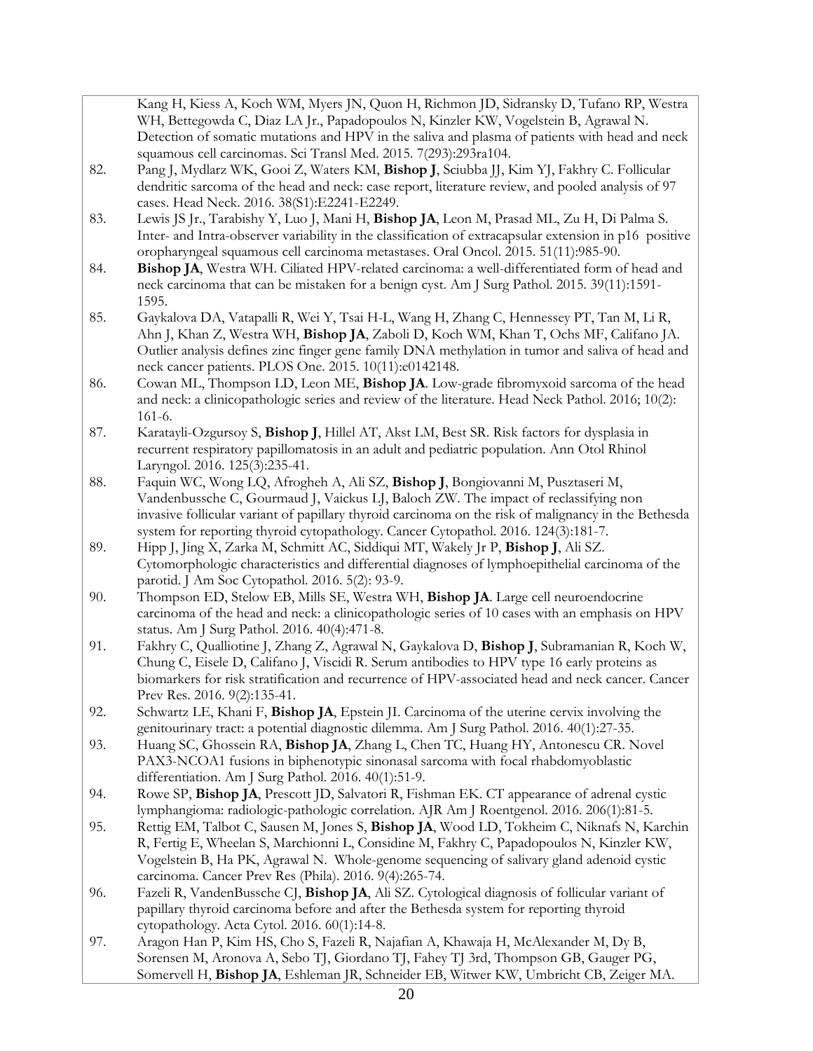Kang H, Kiess A, Koch WM, Myers JN, Quon H, Richmon JD, Sidransky D, Tufano RP, Westra WH, Bettegowda C, Diaz LA Jr., Papadopoulos N, Kinzler KW, Vogelstein B, Agrawal N. Detection of somatic mutations and HPV in the saliva and plasma of patients with head and neck squamous cell carcinomas. Sci Transl Med. 2015. 7(293):293ra104.

82. Pang J, Mydlarz WK, Gooi Z, Waters KM, **Bishop J**, Sciubba JJ, Kim YJ, Fakhry C. Follicular dendritic sarcoma of the head and neck: case report, literature review, and pooled analysis of 97 cases. Head Neck. 2016. 38(S1):E2241-E2249.
83. Lewis JS Jr., Tarabishy Y, Luo J, Mani H, **Bishop JA**, Leon M, Prasad ML, Zu H, Di Palma S. Inter- and Intra-observer variability in the classification of extracapsular extension in p16 positive oropharyngeal squamous cell carcinoma metastases. Oral Oncol. 2015. 51(11):985-90.
84. **Bishop JA**, Westra WH. Ciliated HPV-related carcinoma: a well-differentiated form of head and neck carcinoma that can be mistaken for a benign cyst. Am J Surg Pathol. 2015. 39(11):1591-1595.
85. Gaykalova DA, Vatapalli R, Wei Y, Tsai H-L, Wang H, Zhang C, Hennessey PT, Tan M, Li R, Ahn J, Khan Z, Westra WH, **Bishop JA**, Zaboli D, Koch WM, Khan T, Ochs MF, Califano JA. Outlier analysis defines zinc finger gene family DNA methylation in tumor and saliva of head and neck cancer patients. PLOS One. 2015. 10(11):e0142148.
86. Cowan ML, Thompson LD, Leon ME, **Bishop JA**. Low-grade fibromyxoid sarcoma of the head and neck: a clinicopathologic series and review of the literature. Head Neck Pathol. 2016; 10(2): 161-6.
87. Karatayli-Ozgursoy S, **Bishop J**, Hillel AT, Akst LM, Best SR. Risk factors for dysplasia in recurrent respiratory papillomatosis in an adult and pediatric population. Ann Otol Rhinol Laryngol. 2016. 125(3):235-41.
88. Faquin WC, Wong LQ, Afrogheh A, Ali SZ, **Bishop J**, Bongiovanni M, Pusztaseri M, Vandenbussche C, Gourmaud J, Vaickus LJ, Baloch ZW. The impact of reclassifying non invasive follicular variant of papillary thyroid carcinoma on the risk of malignancy in the Bethesda system for reporting thyroid cytopathology. Cancer Cytopathol. 2016. 124(3):181-7.
89. Hipp J, Jing X, Zarka M, Schmitt AC, Siddiqui MT, Wakely Jr P, **Bishop J**, Ali SZ. Cytomorphologic characteristics and differential diagnoses of lymphoepithelial carcinoma of the parotid. J Am Soc Cytopathol. 2016. 5(2): 93-9.
90. Thompson ED, Stelow EB, Mills SE, Westra WH, **Bishop JA**. Large cell neuroendocrine carcinoma of the head and neck: a clinicopathologic series of 10 cases with an emphasis on HPV status. Am J Surg Pathol. 2016. 40(4):471-8.
91. Fakhry C, Qualliotine J, Zhang Z, Agrawal N, Gaykalova D, **Bishop J**, Subramanian R, Koch W, Chung C, Eisele D, Califano J, Viscidi R. Serum antibodies to HPV type 16 early proteins as biomarkers for risk stratification and recurrence of HPV-associated head and neck cancer. Cancer Prev Res. 2016. 9(2):135-41.
92. Schwartz LE, Khani F, **Bishop JA**, Epstein JI. Carcinoma of the uterine cervix involving the genitourinary tract: a potential diagnostic dilemma. Am J Surg Pathol. 2016. 40(1):27-35.
93. Huang SC, Ghossein RA, **Bishop JA**, Zhang L, Chen TC, Huang HY, Antonescu CR. Novel PAX3-NCOA1 fusions in biphenotypic sinonasal sarcoma with focal rhabdomyoblastic differentiation. Am J Surg Pathol. 2016. 40(1):51-9.
94. Rowe SP, **Bishop JA**, Prescott JD, Salvatori R, Fishman EK. CT appearance of adrenal cystic lymphangioma: radiologic-pathologic correlation. AJR Am J Roentgenol. 2016. 206(1):81-5.
95. Rettig EM, Talbot C, Sausen M, Jones S, **Bishop JA**, Wood LD, Tokheim C, Niknafs N, Karchin R, Fertig E, Wheelan S, Marchionni L, Considine M, Fakhry C, Papadopoulos N, Kinzler KW, Vogelstein B, Ha PK, Agrawal N. Whole-genome sequencing of salivary gland adenoid cystic carcinoma. Cancer Prev Res (Phila). 2016. 9(4):265-74.
96. Fazeli R, VandenBussche CJ, **Bishop JA**, Ali SZ. Cytological diagnosis of follicular variant of papillary thyroid carcinoma before and after the Bethesda system for reporting thyroid cytopathology. Acta Cytol. 2016. 60(1):14-8.
97. Aragon Han P, Kim HS, Cho S, Fazeli R, Najafian A, Khawaja H, McAlexander M, Dy B, Sorensen M, Aronova A, Sebo TJ, Giordano TJ, Fahey TJ 3rd, Thompson GB, Gauger PG, Somervell H, **Bishop JA**, Eshleman JR, Schneider EB, Witwer KW, Umbricht CB, Zeiger MA.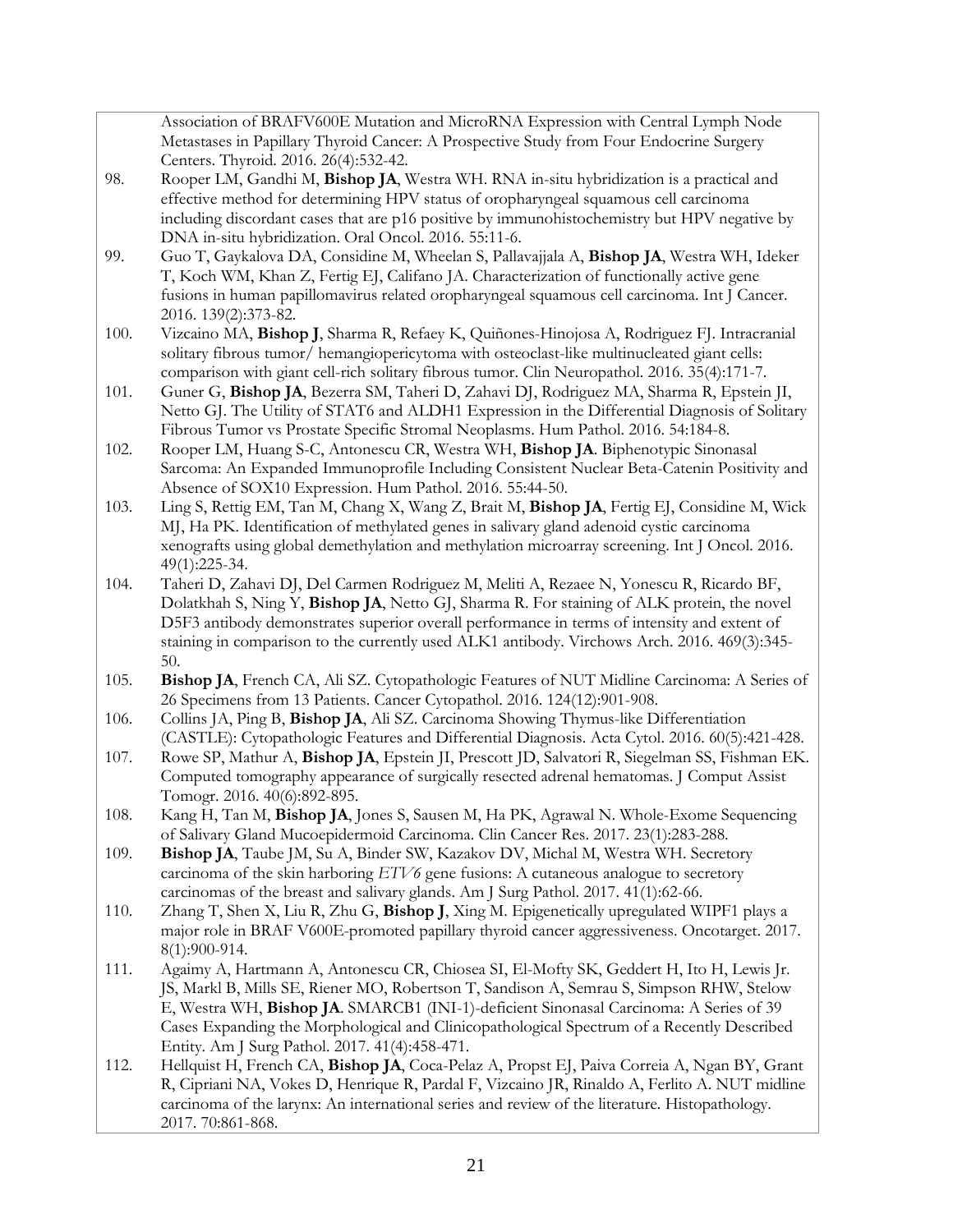Association of BRAFV600E Mutation and MicroRNA Expression with Central Lymph Node Metastases in Papillary Thyroid Cancer: A Prospective Study from Four Endocrine Surgery Centers. Thyroid. 2016. 26(4):532-42.

98. Rooper LM, Gandhi M, **Bishop JA**, Westra WH. RNA in-situ hybridization is a practical and effective method for determining HPV status of oropharyngeal squamous cell carcinoma including discordant cases that are p16 positive by immunohistochemistry but HPV negative by DNA in-situ hybridization. Oral Oncol. 2016. 55:11-6.

99. Guo T, Gaykalova DA, Considine M, Wheelan S, Pallavajjala A, **Bishop JA**, Westra WH, Ideker T, Koch WM, Khan Z, Fertig EJ, Califano JA. Characterization of functionally active gene fusions in human papillomavirus related oropharyngeal squamous cell carcinoma. Int J Cancer. 2016. 139(2):373-82.

100. Vizcaino MA, **Bishop J**, Sharma R, Refaey K, Quiñones-Hinojosa A, Rodriguez FJ. Intracranial solitary fibrous tumor/ hemangiopericytoma with osteoclast-like multinucleated giant cells: comparison with giant cell-rich solitary fibrous tumor. Clin Neuropathol. 2016. 35(4):171-7.

101. Guner G, **Bishop JA**, Bezerra SM, Taheri D, Zahavi DJ, Rodriguez MA, Sharma R, Epstein JI, Netto GJ. The Utility of STAT6 and ALDH1 Expression in the Differential Diagnosis of Solitary Fibrous Tumor vs Prostate Specific Stromal Neoplasms. Hum Pathol. 2016. 54:184-8.

102. Rooper LM, Huang S-C, Antonescu CR, Westra WH, **Bishop JA**. Biphenotypic Sinonasal Sarcoma: An Expanded Immunoprofile Including Consistent Nuclear Beta-Catenin Positivity and Absence of SOX10 Expression. Hum Pathol. 2016. 55:44-50.

103. Ling S, Rettig EM, Tan M, Chang X, Wang Z, Brait M, **Bishop JA**, Fertig EJ, Considine M, Wick MJ, Ha PK. Identification of methylated genes in salivary gland adenoid cystic carcinoma xenografts using global demethylation and methylation microarray screening. Int J Oncol. 2016. 49(1):225-34.

104. Taheri D, Zahavi DJ, Del Carmen Rodriguez M, Meliti A, Rezaee N, Yonescu R, Ricardo BF, Dolatkhah S, Ning Y, **Bishop JA**, Netto GJ, Sharma R. For staining of ALK protein, the novel D5F3 antibody demonstrates superior overall performance in terms of intensity and extent of staining in comparison to the currently used ALK1 antibody. Virchows Arch. 2016. 469(3):345-50.

105. **Bishop JA**, French CA, Ali SZ. Cytopathologic Features of NUT Midline Carcinoma: A Series of 26 Specimens from 13 Patients. Cancer Cytopathol. 2016. 124(12):901-908.

106. Collins JA, Ping B, **Bishop JA**, Ali SZ. Carcinoma Showing Thymus-like Differentiation (CASTLE): Cytopathologic Features and Differential Diagnosis. Acta Cytol. 2016. 60(5):421-428.

107. Rowe SP, Mathur A, **Bishop JA**, Epstein JI, Prescott JD, Salvatori R, Siegelman SS, Fishman EK. Computed tomography appearance of surgically resected adrenal hematomas. J Comput Assist Tomogr. 2016. 40(6):892-895.

108. Kang H, Tan M, **Bishop JA**, Jones S, Sausen M, Ha PK, Agrawal N. Whole-Exome Sequencing of Salivary Gland Mucoepidermoid Carcinoma. Clin Cancer Res. 2017. 23(1):283-288.

109. **Bishop JA**, Taube JM, Su A, Binder SW, Kazakov DV, Michal M, Westra WH. Secretory carcinoma of the skin harboring *ETV6* gene fusions: A cutaneous analogue to secretory carcinomas of the breast and salivary glands. Am J Surg Pathol. 2017. 41(1):62-66.

110. Zhang T, Shen X, Liu R, Zhu G, **Bishop J**, Xing M. Epigenetically upregulated WIPF1 plays a major role in BRAF V600E-promoted papillary thyroid cancer aggressiveness. Oncotarget. 2017. 8(1):900-914.

111. Agaimy A, Hartmann A, Antonescu CR, Chiosea SI, El-Mofty SK, Geddert H, Ito H, Lewis Jr. JS, Markl B, Mills SE, Riener MO, Robertson T, Sandison A, Semrau S, Simpson RHW, Stelow E, Westra WH, **Bishop JA**. SMARCB1 (INI-1)-deficient Sinonasal Carcinoma: A Series of 39 Cases Expanding the Morphological and Clinicopathological Spectrum of a Recently Described Entity. Am J Surg Pathol. 2017. 41(4):458-471.

112. Hellquist H, French CA, **Bishop JA**, Coca-Pelaz A, Propst EJ, Paiva Correia A, Ngan BY, Grant R, Cipriani NA, Vokes D, Henrique R, Pardal F, Vizcaino JR, Rinaldo A, Ferlito A. NUT midline carcinoma of the larynx: An international series and review of the literature. Histopathology. 2017. 70:861-868.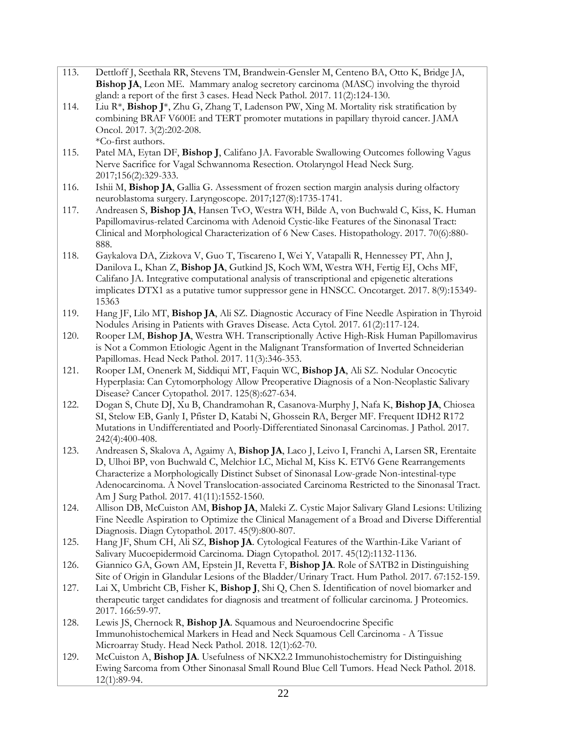113. Dettloff J, Seethala RR, Stevens TM, Brandwein-Gensler M, Centeno BA, Otto K, Bridge JA, **Bishop JA**, Leon ME. Mammary analog secretory carcinoma (MASC) involving the thyroid gland: a report of the first 3 cases. Head Neck Pathol. 2017. 11(2):124-130.

114. Liu R*, **Bishop J***, Zhu G, Zhang T, Ladenson PW, Xing M. Mortality risk stratification by combining BRAF V600E and TERT promoter mutations in papillary thyroid cancer. JAMA Oncol. 2017. 3(2):202-208.
*Co-first authors.

115. Patel MA, Eytan DF, **Bishop J**, Califano JA. Favorable Swallowing Outcomes following Vagus Nerve Sacrifice for Vagal Schwannoma Resection. Otolaryngol Head Neck Surg. 2017;156(2):329-333.

116. Ishii M, **Bishop JA**, Gallia G. Assessment of frozen section margin analysis during olfactory neuroblastoma surgery. Laryngoscope. 2017;127(8):1735-1741.

117. Andreasen S, **Bishop JA**, Hansen TvO, Westra WH, Bilde A, von Buchwald C, Kiss, K. Human Papillomavirus-related Carcinoma with Adenoid Cystic-like Features of the Sinonasal Tract: Clinical and Morphological Characterization of 6 New Cases. Histopathology. 2017. 70(6):880-888.

118. Gaykalova DA, Zizkova V, Guo T, Tiscareno I, Wei Y, Vatapalli R, Hennessey PT, Ahn J, Danilova L, Khan Z, **Bishop JA**, Gutkind JS, Koch WM, Westra WH, Fertig EJ, Ochs MF, Califano JA. Integrative computational analysis of transcriptional and epigenetic alterations implicates DTX1 as a putative tumor suppressor gene in HNSCC. Oncotarget. 2017. 8(9):15349-15363

119. Hang JF, Lilo MT, **Bishop JA**, Ali SZ. Diagnostic Accuracy of Fine Needle Aspiration in Thyroid Nodules Arising in Patients with Graves Disease. Acta Cytol. 2017. 61(2):117-124.

120. Rooper LM, **Bishop JA**, Westra WH. Transcriptionally Active High-Risk Human Papillomavirus is Not a Common Etiologic Agent in the Malignant Transformation of Inverted Schneiderian Papillomas. Head Neck Pathol. 2017. 11(3):346-353.

121. Rooper LM, Onenerk M, Siddiqui MT, Faquin WC, **Bishop JA**, Ali SZ. Nodular Oncocytic Hyperplasia: Can Cytomorphology Allow Preoperative Diagnosis of a Non-Neoplastic Salivary Disease? Cancer Cytopathol. 2017. 125(8):627-634.

122. Dogan S, Chute DJ, Xu B, Chandramohan R, Casanova-Murphy J, Nafa K, **Bishop JA**, Chiosea SI, Stelow EB, Ganly I, Pfister D, Katabi N, Ghossein RA, Berger MF. Frequent IDH2 R172 Mutations in Undifferentiated and Poorly-Differentiated Sinonasal Carcinomas. J Pathol. 2017. 242(4):400-408.

123. Andreasen S, Skalova A, Agaimy A, **Bishop JA**, Laco J, Leivo I, Franchi A, Larsen SR, Erentaite D, Ulhoi BP, von Buchwald C, Melchior LC, Michal M, Kiss K. ETV6 Gene Rearrangements Characterize a Morphologically Distinct Subset of Sinonasal Low-grade Non-intestinal-type Adenocarcinoma. A Novel Translocation-associated Carcinoma Restricted to the Sinonasal Tract. Am J Surg Pathol. 2017. 41(11):1552-1560.

124. Allison DB, McCuiston AM, **Bishop JA**, Maleki Z. Cystic Major Salivary Gland Lesions: Utilizing Fine Needle Aspiration to Optimize the Clinical Management of a Broad and Diverse Differential Diagnosis. Diagn Cytopathol. 2017. 45(9):800-807.

125. Hang JF, Shum CH, Ali SZ, **Bishop JA**. Cytological Features of the Warthin-Like Variant of Salivary Mucoepidermoid Carcinoma. Diagn Cytopathol. 2017. 45(12):1132-1136.

126. Giannico GA, Gown AM, Epstein JI, Revetta F, **Bishop JA**. Role of SATB2 in Distinguishing Site of Origin in Glandular Lesions of the Bladder/Urinary Tract. Hum Pathol. 2017. 67:152-159.

127. Lai X, Umbricht CB, Fisher K, **Bishop J**, Shi Q, Chen S. Identification of novel biomarker and therapeutic target candidates for diagnosis and treatment of follicular carcinoma. J Proteomics. 2017. 166:59-97.

128. Lewis JS, Chernock R, **Bishop JA**. Squamous and Neuroendocrine Specific Immunohistochemical Markers in Head and Neck Squamous Cell Carcinoma - A Tissue Microarray Study. Head Neck Pathol. 2018. 12(1):62-70.

129. McCuiston A, **Bishop JA**. Usefulness of NKX2.2 Immunohistochemistry for Distinguishing Ewing Sarcoma from Other Sinonasal Small Round Blue Cell Tumors. Head Neck Pathol. 2018. 12(1):89-94.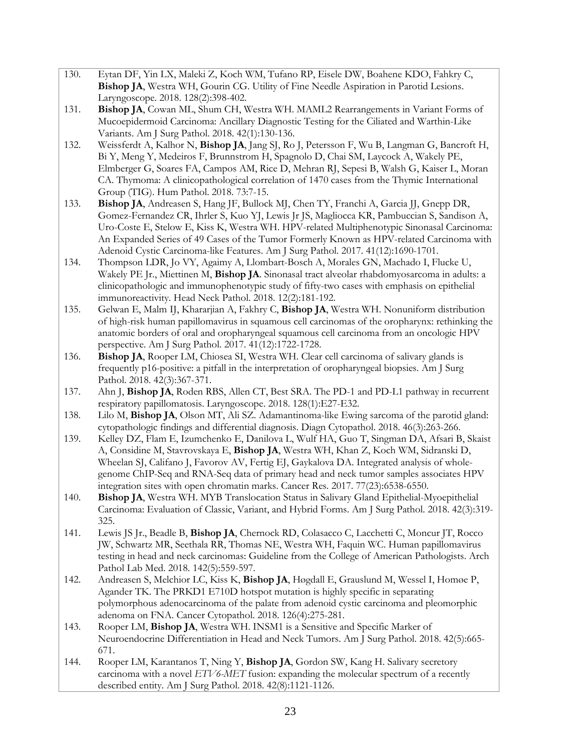130. Eytan DF, Yin LX, Maleki Z, Koch WM, Tufano RP, Eisele DW, Boahene KDO, Fahkry C, **Bishop JA**, Westra WH, Gourin CG. Utility of Fine Needle Aspiration in Parotid Lesions. Laryngoscope. 2018. 128(2):398-402.

131. **Bishop JA**, Cowan ML, Shum CH, Westra WH. MAML2 Rearrangements in Variant Forms of Mucoepidermoid Carcinoma: Ancillary Diagnostic Testing for the Ciliated and Warthin-Like Variants. Am J Surg Pathol. 2018. 42(1):130-136.

132. Weissferdt A, Kalhor N, **Bishop JA**, Jang SJ, Ro J, Petersson F, Wu B, Langman G, Bancroft H, Bi Y, Meng Y, Medeiros F, Brunnstrom H, Spagnolo D, Chai SM, Laycock A, Wakely PE, Elmberger G, Soares FA, Campos AM, Rice D, Mehran RJ, Sepesi B, Walsh G, Kaiser L, Moran CA. Thymoma: A clinicopathological correlation of 1470 cases from the Thymic International Group (TIG). Hum Pathol. 2018. 73:7-15.

133. **Bishop JA**, Andreasen S, Hang JF, Bullock MJ, Chen TY, Franchi A, Garcia JJ, Gnepp DR, Gomez-Fernandez CR, Ihrler S, Kuo YJ, Lewis Jr JS, Magliocca KR, Pambuccian S, Sandison A, Uro-Coste E, Stelow E, Kiss K, Westra WH. HPV-related Multiphenotypic Sinonasal Carcinoma: An Expanded Series of 49 Cases of the Tumor Formerly Known as HPV-related Carcinoma with Adenoid Cystic Carcinoma-like Features. Am J Surg Pathol. 2017. 41(12):1690-1701.

134. Thompson LDR, Jo VY, Agaimy A, Llombart-Bosch A, Morales GN, Machado I, Flucke U, Wakely PE Jr., Miettinen M, **Bishop JA**. Sinonasal tract alveolar rhabdomyosarcoma in adults: a clinicopathologic and immunophenotypic study of fifty-two cases with emphasis on epithelial immunoreactivity. Head Neck Pathol. 2018. 12(2):181-192.

135. Gelwan E, Malm IJ, Khararjian A, Fakhry C, **Bishop JA**, Westra WH. Nonuniform distribution of high-risk human papillomavirus in squamous cell carcinomas of the oropharynx: rethinking the anatomic borders of oral and oropharyngeal squamous cell carcinoma from an oncologic HPV perspective. Am J Surg Pathol. 2017. 41(12):1722-1728.

136. **Bishop JA**, Rooper LM, Chiosea SI, Westra WH. Clear cell carcinoma of salivary glands is frequently p16-positive: a pitfall in the interpretation of oropharyngeal biopsies. Am J Surg Pathol. 2018. 42(3):367-371.

137. Ahn J, **Bishop JA**, Roden RBS, Allen CT, Best SRA. The PD-1 and PD-L1 pathway in recurrent respiratory papillomatosis. Laryngoscope. 2018. 128(1):E27-E32.

138. Lilo M, **Bishop JA**, Olson MT, Ali SZ. Adamantinoma-like Ewing sarcoma of the parotid gland: cytopathologic findings and differential diagnosis. Diagn Cytopathol. 2018. 46(3):263-266.

139. Kelley DZ, Flam E, Izumchenko E, Danilova L, Wulf HA, Guo T, Singman DA, Afsari B, Skaist A, Considine M, Stavrovskaya E, **Bishop JA**, Westra WH, Khan Z, Koch WM, Sidranski D, Wheelan SJ, Califano J, Favorov AV, Fertig EJ, Gaykalova DA. Integrated analysis of whole-genome ChIP-Seq and RNA-Seq data of primary head and neck tumor samples associates HPV integration sites with open chromatin marks. Cancer Res. 2017. 77(23):6538-6550.

140. **Bishop JA**, Westra WH. MYB Translocation Status in Salivary Gland Epithelial-Myoepithelial Carcinoma: Evaluation of Classic, Variant, and Hybrid Forms. Am J Surg Pathol. 2018. 42(3):319-325.

141. Lewis JS Jr., Beadle B, **Bishop JA**, Chernock RD, Colasacco C, Lacchetti C, Moncur JT, Rocco JW, Schwartz MR, Seethala RR, Thomas NE, Westra WH, Faquin WC. Human papillomavirus testing in head and neck carcinomas: Guideline from the College of American Pathologists. Arch Pathol Lab Med. 2018. 142(5):559-597.

142. Andreasen S, Melchior LC, Kiss K, **Bishop JA**, Høgdall E, Grauslund M, Wessel I, Homøe P, Agander TK. The PRKD1 E710D hotspot mutation is highly specific in separating polymorphous adenocarcinoma of the palate from adenoid cystic carcinoma and pleomorphic adenoma on FNA. Cancer Cytopathol. 2018. 126(4):275-281.

143. Rooper LM, **Bishop JA**, Westra WH. INSM1 is a Sensitive and Specific Marker of Neuroendocrine Differentiation in Head and Neck Tumors. Am J Surg Pathol. 2018. 42(5):665-671.

144. Rooper LM, Karantanos T, Ning Y, **Bishop JA**, Gordon SW, Kang H. Salivary secretory carcinoma with a novel *ETV6-MET* fusion: expanding the molecular spectrum of a recently described entity. Am J Surg Pathol. 2018. 42(8):1121-1126.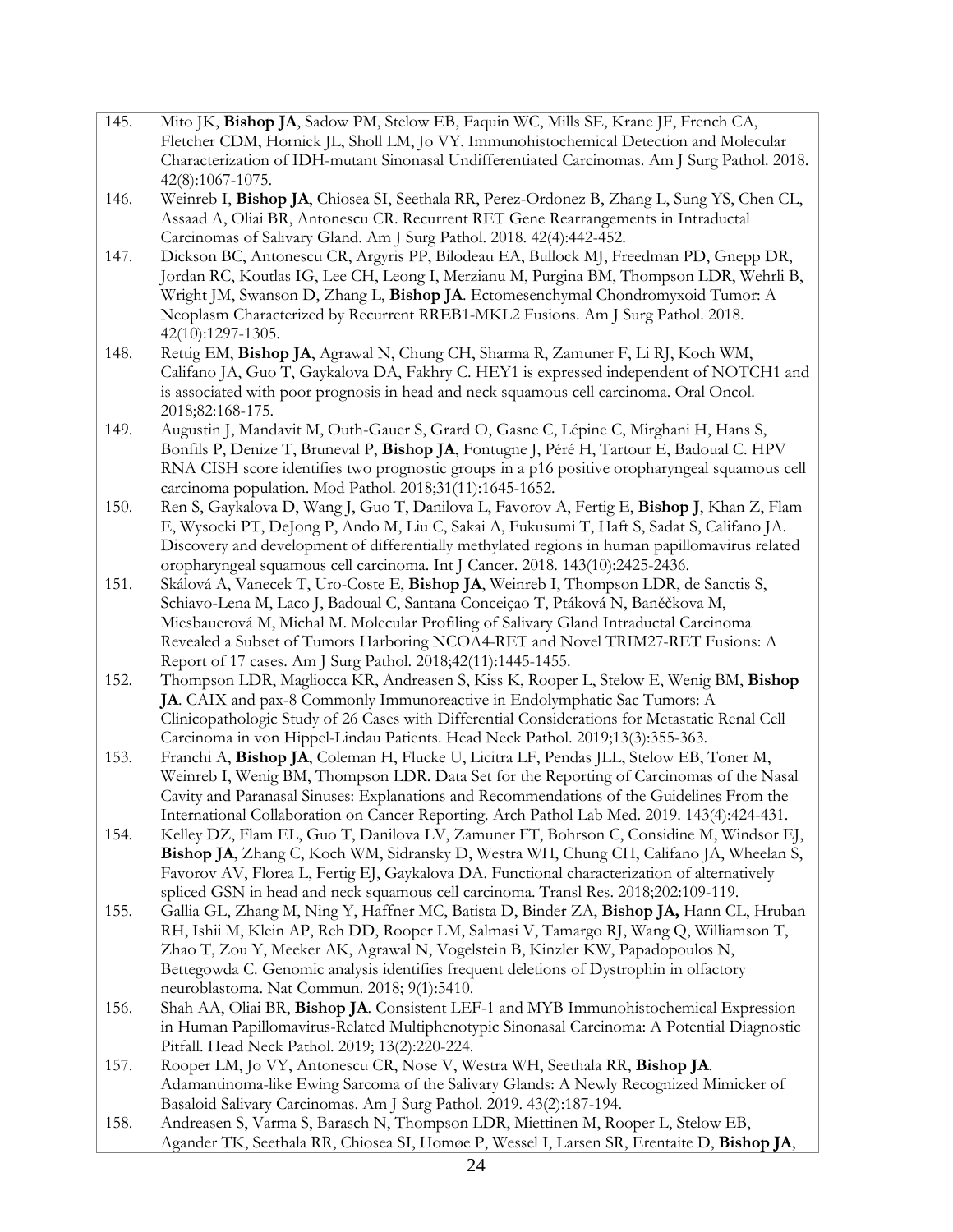145. Mito JK, **Bishop JA**, Sadow PM, Stelow EB, Faquin WC, Mills SE, Krane JF, French CA, Fletcher CDM, Hornick JL, Sholl LM, Jo VY. Immunohistochemical Detection and Molecular Characterization of IDH-mutant Sinonasal Undifferentiated Carcinomas. Am J Surg Pathol. 2018. 42(8):1067-1075.
146. Weinreb I, **Bishop JA**, Chiosea SI, Seethala RR, Perez-Ordonez B, Zhang L, Sung YS, Chen CL, Assaad A, Oliai BR, Antonescu CR. Recurrent RET Gene Rearrangements in Intraductal Carcinomas of Salivary Gland. Am J Surg Pathol. 2018. 42(4):442-452.
147. Dickson BC, Antonescu CR, Argyris PP, Bilodeau EA, Bullock MJ, Freedman PD, Gnepp DR, Jordan RC, Koutlas IG, Lee CH, Leong I, Merzianu M, Purgina BM, Thompson LDR, Wehrli B, Wright JM, Swanson D, Zhang L, **Bishop JA**. Ectomesenchymal Chondromyxoid Tumor: A Neoplasm Characterized by Recurrent RREB1-MKL2 Fusions. Am J Surg Pathol. 2018. 42(10):1297-1305.
148. Rettig EM, **Bishop JA**, Agrawal N, Chung CH, Sharma R, Zamuner F, Li RJ, Koch WM, Califano JA, Guo T, Gaykalova DA, Fakhry C. HEY1 is expressed independent of NOTCH1 and is associated with poor prognosis in head and neck squamous cell carcinoma. Oral Oncol. 2018;82:168-175.
149. Augustin J, Mandavit M, Outh-Gauer S, Grard O, Gasne C, Lépine C, Mirghani H, Hans S, Bonfils P, Denize T, Bruneval P, **Bishop JA**, Fontugne J, Péré H, Tartour E, Badoual C. HPV RNA CISH score identifies two prognostic groups in a p16 positive oropharyngeal squamous cell carcinoma population. Mod Pathol. 2018;31(11):1645-1652.
150. Ren S, Gaykalova D, Wang J, Guo T, Danilova L, Favorov A, Fertig E, **Bishop J**, Khan Z, Flam E, Wysocki PT, DeJong P, Ando M, Liu C, Sakai A, Fukusumi T, Haft S, Sadat S, Califano JA. Discovery and development of differentially methylated regions in human papillomavirus related oropharyngeal squamous cell carcinoma. Int J Cancer. 2018. 143(10):2425-2436.
151. Skálová A, Vanecek T, Uro-Coste E, **Bishop JA**, Weinreb I, Thompson LDR, de Sanctis S, Schiavo-Lena M, Laco J, Badoual C, Santana Conceiçao T, Ptáková N, Baněčkova M, Miesbauerová M, Michal M. Molecular Profiling of Salivary Gland Intraductal Carcinoma Revealed a Subset of Tumors Harboring NCOA4-RET and Novel TRIM27-RET Fusions: A Report of 17 cases. Am J Surg Pathol. 2018;42(11):1445-1455.
152. Thompson LDR, Magliocca KR, Andreasen S, Kiss K, Rooper L, Stelow E, Wenig BM, **Bishop JA**. CAIX and pax-8 Commonly Immunoreactive in Endolymphatic Sac Tumors: A Clinicopathologic Study of 26 Cases with Differential Considerations for Metastatic Renal Cell Carcinoma in von Hippel-Lindau Patients. Head Neck Pathol. 2019;13(3):355-363.
153. Franchi A, **Bishop JA**, Coleman H, Flucke U, Licitra LF, Pendas JLL, Stelow EB, Toner M, Weinreb I, Wenig BM, Thompson LDR. Data Set for the Reporting of Carcinomas of the Nasal Cavity and Paranasal Sinuses: Explanations and Recommendations of the Guidelines From the International Collaboration on Cancer Reporting. Arch Pathol Lab Med. 2019. 143(4):424-431.
154. Kelley DZ, Flam EL, Guo T, Danilova LV, Zamuner FT, Bohrson C, Considine M, Windsor EJ, **Bishop JA**, Zhang C, Koch WM, Sidransky D, Westra WH, Chung CH, Califano JA, Wheelan S, Favorov AV, Florea L, Fertig EJ, Gaykalova DA. Functional characterization of alternatively spliced GSN in head and neck squamous cell carcinoma. Transl Res. 2018;202:109-119.
155. Gallia GL, Zhang M, Ning Y, Haffner MC, Batista D, Binder ZA, **Bishop JA,** Hann CL, Hruban RH, Ishii M, Klein AP, Reh DD, Rooper LM, Salmasi V, Tamargo RJ, Wang Q, Williamson T, Zhao T, Zou Y, Meeker AK, Agrawal N, Vogelstein B, Kinzler KW, Papadopoulos N, Bettegowda C. Genomic analysis identifies frequent deletions of Dystrophin in olfactory neuroblastoma. Nat Commun. 2018; 9(1):5410.
156. Shah AA, Oliai BR, **Bishop JA**. Consistent LEF-1 and MYB Immunohistochemical Expression in Human Papillomavirus-Related Multiphenotypic Sinonasal Carcinoma: A Potential Diagnostic Pitfall. Head Neck Pathol. 2019; 13(2):220-224.
157. Rooper LM, Jo VY, Antonescu CR, Nose V, Westra WH, Seethala RR, **Bishop JA**. Adamantinoma-like Ewing Sarcoma of the Salivary Glands: A Newly Recognized Mimicker of Basaloid Salivary Carcinomas. Am J Surg Pathol. 2019. 43(2):187-194.
158. Andreasen S, Varma S, Barasch N, Thompson LDR, Miettinen M, Rooper L, Stelow EB, Agander TK, Seethala RR, Chiosea SI, Homøe P, Wessel I, Larsen SR, Erentaite D, **Bishop JA**,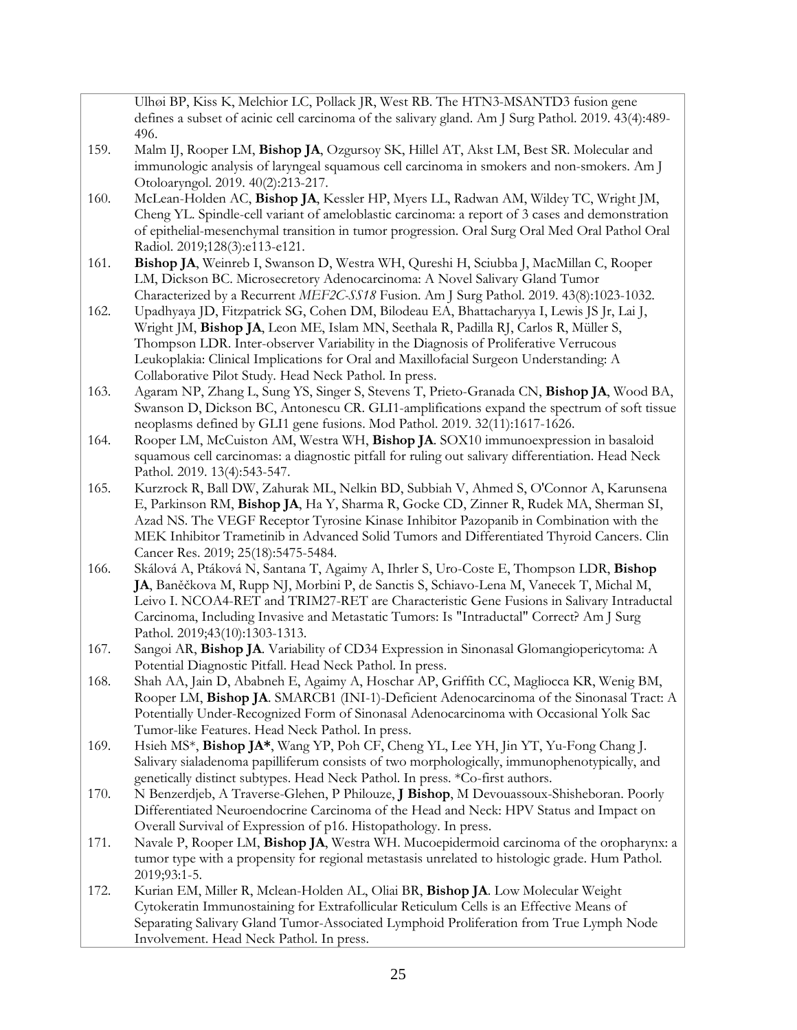Ulhøi BP, Kiss K, Melchior LC, Pollack JR, West RB. The HTN3-MSANTD3 fusion gene defines a subset of acinic cell carcinoma of the salivary gland. Am J Surg Pathol. 2019. 43(4):489-496.

159. Malm IJ, Rooper LM, **Bishop JA**, Ozgursoy SK, Hillel AT, Akst LM, Best SR. Molecular and immunologic analysis of laryngeal squamous cell carcinoma in smokers and non-smokers. Am J Otoloaryngol. 2019. 40(2):213-217.
160. McLean-Holden AC, **Bishop JA**, Kessler HP, Myers LL, Radwan AM, Wildey TC, Wright JM, Cheng YL. Spindle-cell variant of ameloblastic carcinoma: a report of 3 cases and demonstration of epithelial-mesenchymal transition in tumor progression. Oral Surg Oral Med Oral Pathol Oral Radiol. 2019;128(3):e113-e121.
161. **Bishop JA**, Weinreb I, Swanson D, Westra WH, Qureshi H, Sciubba J, MacMillan C, Rooper LM, Dickson BC. Microsecretory Adenocarcinoma: A Novel Salivary Gland Tumor Characterized by a Recurrent *MEF2C-SS18* Fusion. Am J Surg Pathol. 2019. 43(8):1023-1032.
162. Upadhyaya JD, Fitzpatrick SG, Cohen DM, Bilodeau EA, Bhattacharyya I, Lewis JS Jr, Lai J, Wright JM, **Bishop JA**, Leon ME, Islam MN, Seethala R, Padilla RJ, Carlos R, Müller S, Thompson LDR. Inter-observer Variability in the Diagnosis of Proliferative Verrucous Leukoplakia: Clinical Implications for Oral and Maxillofacial Surgeon Understanding: A Collaborative Pilot Study. Head Neck Pathol. In press.
163. Agaram NP, Zhang L, Sung YS, Singer S, Stevens T, Prieto-Granada CN, **Bishop JA**, Wood BA, Swanson D, Dickson BC, Antonescu CR. GLI1-amplifications expand the spectrum of soft tissue neoplasms defined by GLI1 gene fusions. Mod Pathol. 2019. 32(11):1617-1626.
164. Rooper LM, McCuiston AM, Westra WH, **Bishop JA**. SOX10 immunoexpression in basaloid squamous cell carcinomas: a diagnostic pitfall for ruling out salivary differentiation. Head Neck Pathol. 2019. 13(4):543-547.
165. Kurzrock R, Ball DW, Zahurak ML, Nelkin BD, Subbiah V, Ahmed S, O'Connor A, Karunsena E, Parkinson RM, **Bishop JA**, Ha Y, Sharma R, Gocke CD, Zinner R, Rudek MA, Sherman SI, Azad NS. The VEGF Receptor Tyrosine Kinase Inhibitor Pazopanib in Combination with the MEK Inhibitor Trametinib in Advanced Solid Tumors and Differentiated Thyroid Cancers. Clin Cancer Res. 2019; 25(18):5475-5484.
166. Skálová A, Ptáková N, Santana T, Agaimy A, Ihrler S, Uro-Coste E, Thompson LDR, **Bishop JA**, Baněčkova M, Rupp NJ, Morbini P, de Sanctis S, Schiavo-Lena M, Vanecek T, Michal M, Leivo I. NCOA4-RET and TRIM27-RET are Characteristic Gene Fusions in Salivary Intraductal Carcinoma, Including Invasive and Metastatic Tumors: Is "Intraductal" Correct? Am J Surg Pathol. 2019;43(10):1303-1313.
167. Sangoi AR, **Bishop JA**. Variability of CD34 Expression in Sinonasal Glomangiopericytoma: A Potential Diagnostic Pitfall. Head Neck Pathol. In press.
168. Shah AA, Jain D, Ababneh E, Agaimy A, Hoschar AP, Griffith CC, Magliocca KR, Wenig BM, Rooper LM, **Bishop JA**. SMARCB1 (INI-1)-Deficient Adenocarcinoma of the Sinonasal Tract: A Potentially Under-Recognized Form of Sinonasal Adenocarcinoma with Occasional Yolk Sac Tumor-like Features. Head Neck Pathol. In press.
169. Hsieh MS*, **Bishop JA***, Wang YP, Poh CF, Cheng YL, Lee YH, Jin YT, Yu-Fong Chang J. Salivary sialadenoma papilliferum consists of two morphologically, immunophenotypically, and genetically distinct subtypes. Head Neck Pathol. In press. *Co-first authors.
170. N Benzerdjeb, A Traverse-Glehen, P Philouze, **J Bishop**, M Devouassoux-Shisheboran. Poorly Differentiated Neuroendocrine Carcinoma of the Head and Neck: HPV Status and Impact on Overall Survival of Expression of p16. Histopathology. In press.
171. Navale P, Rooper LM, **Bishop JA**, Westra WH. Mucoepidermoid carcinoma of the oropharynx: a tumor type with a propensity for regional metastasis unrelated to histologic grade. Hum Pathol. 2019;93:1-5.
172. Kurian EM, Miller R, Mclean-Holden AL, Oliai BR, **Bishop JA**. Low Molecular Weight Cytokeratin Immunostaining for Extrafollicular Reticulum Cells is an Effective Means of Separating Salivary Gland Tumor-Associated Lymphoid Proliferation from True Lymph Node Involvement. Head Neck Pathol. In press.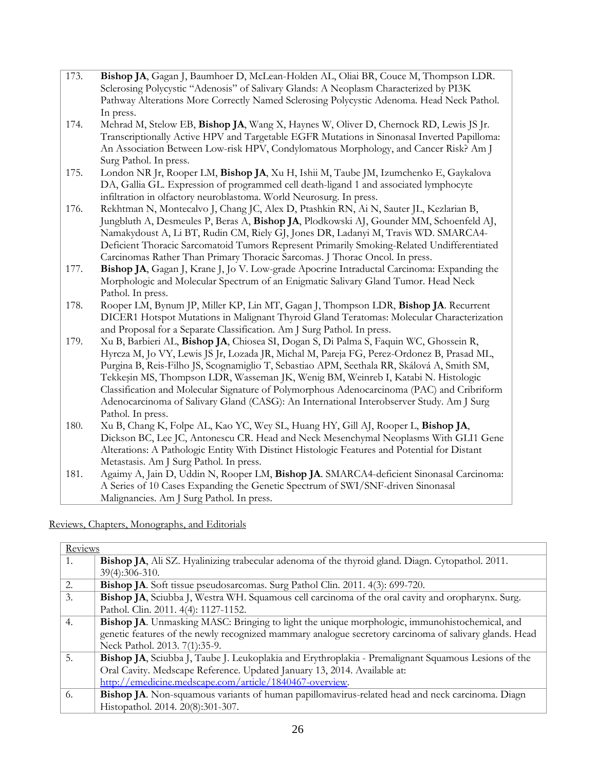| | |
|---|---|
| 173. | **Bishop JA**, Gagan J, Baumhoer D, McLean-Holden AL, Oliai BR, Couce M, Thompson LDR. Sclerosing Polycystic "Adenosis" of Salivary Glands: A Neoplasm Characterized by PI3K Pathway Alterations More Correctly Named Sclerosing Polycystic Adenoma. Head Neck Pathol. In press. |
| 174. | Mehrad M, Stelow EB, **Bishop JA**, Wang X, Haynes W, Oliver D, Chernock RD, Lewis JS Jr. Transcriptionally Active HPV and Targetable EGFR Mutations in Sinonasal Inverted Papilloma: An Association Between Low-risk HPV, Condylomatous Morphology, and Cancer Risk? Am J Surg Pathol. In press. |
| 175. | London NR Jr, Rooper LM, **Bishop JA**, Xu H, Ishii M, Taube JM, Izumchenko E, Gaykalova DA, Gallia GL. Expression of programmed cell death-ligand 1 and associated lymphocyte infiltration in olfactory neuroblastoma. World Neurosurg. In press. |
| 176. | Rekhtman N, Montecalvo J, Chang JC, Alex D, Ptashkin RN, Ai N, Sauter JL, Kezlarian B, Jungbluth A, Desmeules P, Beras A, **Bishop JA**, Plodkowski AJ, Gounder MM, Schoenfeld AJ, Namakydoust A, Li BT, Rudin CM, Riely GJ, Jones DR, Ladanyi M, Travis WD. SMARCA4-Deficient Thoracic Sarcomatoid Tumors Represent Primarily Smoking-Related Undifferentiated Carcinomas Rather Than Primary Thoracic Sarcomas. J Thorac Oncol. In press. |
| 177. | **Bishop JA**, Gagan J, Krane J, Jo V. Low-grade Apocrine Intraductal Carcinoma: Expanding the Morphologic and Molecular Spectrum of an Enigmatic Salivary Gland Tumor. Head Neck Pathol. In press. |
| 178. | Rooper LM, Bynum JP, Miller KP, Lin MT, Gagan J, Thompson LDR, **Bishop JA**. Recurrent DICER1 Hotspot Mutations in Malignant Thyroid Gland Teratomas: Molecular Characterization and Proposal for a Separate Classification. Am J Surg Pathol. In press. |
| 179. | Xu B, Barbieri AL, **Bishop JA**, Chiosea SI, Dogan S, Di Palma S, Faquin WC, Ghossein R, Hyrcza M, Jo VY, Lewis JS Jr, Lozada JR, Michal M, Pareja FG, Perez-Ordonez B, Prasad ML, Purgina B, Reis-Filho JS, Scognamiglio T, Sebastiao APM, Seethala RR, Skálová A, Smith SM, Tekkeşin MS, Thompson LDR, Wasseman JK, Wenig BM, Weinreb I, Katabi N. Histologic Classification and Molecular Signature of Polymorphous Adenocarcinoma (PAC) and Cribriform Adenocarcinoma of Salivary Gland (CASG): An International Interobserver Study. Am J Surg Pathol. In press. |
| 180. | Xu B, Chang K, Folpe AL, Kao YC, Wey SL, Huang HY, Gill AJ, Rooper L, **Bishop JA**, Dickson BC, Lee JC, Antonescu CR. Head and Neck Mesenchymal Neoplasms With GLI1 Gene Alterations: A Pathologic Entity With Distinct Histologic Features and Potential for Distant Metastasis. Am J Surg Pathol. In press. |
| 181. | Agaimy A, Jain D, Uddin N, Rooper LM, **Bishop JA**. SMARCA4-deficient Sinonasal Carcinoma: A Series of 10 Cases Expanding the Genetic Spectrum of SWI/SNF-driven Sinonasal Malignancies. Am J Surg Pathol. In press. |

Reviews, Chapters, Monographs, and Editorials

| Reviews | |
|---|---|
| 1. | **Bishop JA**, Ali SZ. Hyalinizing trabecular adenoma of the thyroid gland. Diagn. Cytopathol. 2011. 39(4):306-310. |
| 2. | **Bishop JA**. Soft tissue pseudosarcomas. Surg Pathol Clin. 2011. 4(3): 699-720. |
| 3. | **Bishop JA**, Sciubba J, Westra WH. Squamous cell carcinoma of the oral cavity and oropharynx. Surg. Pathol. Clin. 2011. 4(4): 1127-1152. |
| 4. | **Bishop JA**. Unmasking MASC: Bringing to light the unique morphologic, immunohistochemical, and genetic features of the newly recognized mammary analogue secretory carcinoma of salivary glands. Head Neck Pathol. 2013. 7(1):35-9. |
| 5. | **Bishop JA**, Sciubba J, Taube J. Leukoplakia and Erythroplakia - Premalignant Squamous Lesions of the Oral Cavity. Medscape Reference. Updated January 13, 2014. Available at: http://emedicine.medscape.com/article/1840467-overview. |
| 6. | **Bishop JA**. Non-squamous variants of human papillomavirus-related head and neck carcinoma. Diagn Histopathol. 2014. 20(8):301-307. |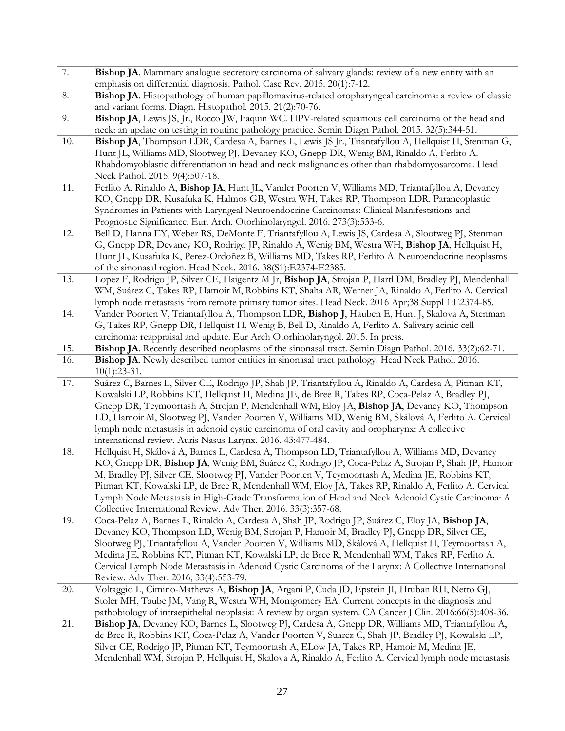| | |
|---|---|
| 7. | **Bishop JA**. Mammary analogue secretory carcinoma of salivary glands: review of a new entity with an emphasis on differential diagnosis. Pathol. Case Rev. 2015. 20(1):7-12. |
| 8. | **Bishop JA**. Histopathology of human papillomavirus-related oropharyngeal carcinoma: a review of classic and variant forms. Diagn. Histopathol. 2015. 21(2):70-76. |
| 9. | **Bishop JA**, Lewis JS, Jr., Rocco JW, Faquin WC. HPV-related squamous cell carcinoma of the head and neck: an update on testing in routine pathology practice. Semin Diagn Pathol. 2015. 32(5):344-51. |
| 10. | **Bishop JA**, Thompson LDR, Cardesa A, Barnes L, Lewis JS Jr., Triantafyllou A, Hellquist H, Stenman G, Hunt JL, Williams MD, Slootweg PJ, Devaney KO, Gnepp DR, Wenig BM, Rinaldo A, Ferlito A. Rhabdomyoblastic differentiation in head and neck malignancies other than rhabdomyosarcoma. Head Neck Pathol. 2015. 9(4):507-18. |
| 11. | Ferlito A, Rinaldo A, **Bishop JA**, Hunt JL, Vander Poorten V, Williams MD, Triantafyllou A, Devaney KO, Gnepp DR, Kusafuka K, Halmos GB, Westra WH, Takes RP, Thompson LDR. Paraneoplastic Syndromes in Patients with Laryngeal Neuroendocrine Carcinomas: Clinical Manifestations and Prognostic Significance. Eur. Arch. Otorhinolaryngol. 2016. 273(3):533-6. |
| 12. | Bell D, Hanna EY, Weber RS, DeMonte F, Triantafyllou A, Lewis JS, Cardesa A, Slootweg PJ, Stenman G, Gnepp DR, Devaney KO, Rodrigo JP, Rinaldo A, Wenig BM, Westra WH, **Bishop JA**, Hellquist H, Hunt JL, Kusafuka K, Perez-Ordoñez B, Williams MD, Takes RP, Ferlito A. Neuroendocrine neoplasms of the sinonasal region. Head Neck. 2016. 38(S1):E2374-E2385. |
| 13. | Lopez F, Rodrigo JP, Silver CE, Haigentz M Jr, **Bishop JA**, Strojan P, Hartl DM, Bradley PJ, Mendenhall WM, Suárez C, Takes RP, Hamoir M, Robbins KT, Shaha AR, Werner JA, Rinaldo A, Ferlito A. Cervical lymph node metastasis from remote primary tumor sites. Head Neck. 2016 Apr;38 Suppl 1:E2374-85. |
| 14. | Vander Poorten V, Triantafyllou A, Thompson LDR, **Bishop J**, Hauben E, Hunt J, Skalova A, Stenman G, Takes RP, Gnepp DR, Hellquist H, Wenig B, Bell D, Rinaldo A, Ferlito A. Salivary acinic cell carcinoma: reappraisal and update. Eur Arch Otorhinolaryngol. 2015. In press. |
| 15. | **Bishop JA**. Recently described neoplasms of the sinonasal tract. Semin Diagn Pathol. 2016. 33(2):62-71. |
| 16. | **Bishop JA**. Newly described tumor entities in sinonasal tract pathology. Head Neck Pathol. 2016. 10(1):23-31. |
| 17. | Suárez C, Barnes L, Silver CE, Rodrigo JP, Shah JP, Triantafyllou A, Rinaldo A, Cardesa A, Pitman KT, Kowalski LP, Robbins KT, Hellquist H, Medina JE, de Bree R, Takes RP, Coca-Pelaz A, Bradley PJ, Gnepp DR, Teymoortash A, Strojan P, Mendenhall WM, Eloy JA, **Bishop JA**, Devaney KO, Thompson LD, Hamoir M, Slootweg PJ, Vander Poorten V, Williams MD, Wenig BM, Skálová A, Ferlito A. Cervical lymph node metastasis in adenoid cystic carcinoma of oral cavity and oropharynx: A collective international review. Auris Nasus Larynx. 2016. 43:477-484. |
| 18. | Hellquist H, Skálová A, Barnes L, Cardesa A, Thompson LD, Triantafyllou A, Williams MD, Devaney KO, Gnepp DR, **Bishop JA**, Wenig BM, Suárez C, Rodrigo JP, Coca-Pelaz A, Strojan P, Shah JP, Hamoir M, Bradley PJ, Silver CE, Slootweg PJ, Vander Poorten V, Teymoortash A, Medina JE, Robbins KT, Pitman KT, Kowalski LP, de Bree R, Mendenhall WM, Eloy JA, Takes RP, Rinaldo A, Ferlito A. Cervical Lymph Node Metastasis in High-Grade Transformation of Head and Neck Adenoid Cystic Carcinoma: A Collective International Review. Adv Ther. 2016. 33(3):357-68. |
| 19. | Coca-Pelaz A, Barnes L, Rinaldo A, Cardesa A, Shah JP, Rodrigo JP, Suárez C, Eloy JA, **Bishop JA**, Devaney KO, Thompson LD, Wenig BM, Strojan P, Hamoir M, Bradley PJ, Gnepp DR, Silver CE, Slootweg PJ, Triantafyllou A, Vander Poorten V, Williams MD, Skálová A, Hellquist H, Teymoortash A, Medina JE, Robbins KT, Pitman KT, Kowalski LP, de Bree R, Mendenhall WM, Takes RP, Ferlito A. Cervical Lymph Node Metastasis in Adenoid Cystic Carcinoma of the Larynx: A Collective International Review. Adv Ther. 2016; 33(4):553-79. |
| 20. | Voltaggio L, Cimino-Mathews A, **Bishop JA**, Argani P, Cuda JD, Epstein JI, Hruban RH, Netto GJ, Stoler MH, Taube JM, Vang R, Westra WH, Montgomery EA. Current concepts in the diagnosis and pathobiology of intraepithelial neoplasia: A review by organ system. CA Cancer J Clin. 2016;66(5):408-36. |
| 21. | **Bishop JA**, Devaney KO, Barnes L, Slootweg PJ, Cardesa A, Gnepp DR, Williams MD, Triantafyllou A, de Bree R, Robbins KT, Coca-Pelaz A, Vander Poorten V, Suarez C, Shah JP, Bradley PJ, Kowalski LP, Silver CE, Rodrigo JP, Pitman KT, Teymoortash A, ELow JA, Takes RP, Hamoir M, Medina JE, Mendenhall WM, Strojan P, Hellquist H, Skalova A, Rinaldo A, Ferlito A. Cervical lymph node metastasis |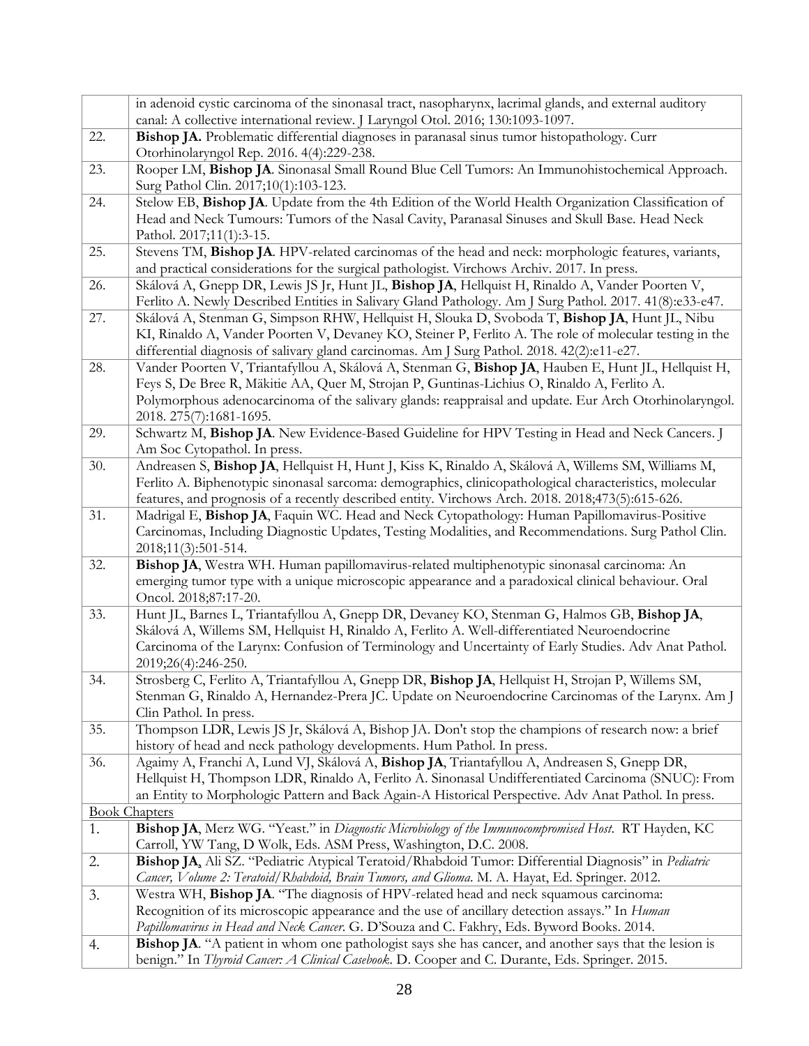| | |
|---|---|
| | in adenoid cystic carcinoma of the sinonasal tract, nasopharynx, lacrimal glands, and external auditory canal: A collective international review. J Laryngol Otol. 2016; 130:1093-1097. |
| 22. | **Bishop JA.** Problematic differential diagnoses in paranasal sinus tumor histopathology. Curr Otorhinolaryngol Rep. 2016. 4(4):229-238. |
| 23. | Rooper LM, **Bishop JA**. Sinonasal Small Round Blue Cell Tumors: An Immunohistochemical Approach. Surg Pathol Clin. 2017;10(1):103-123. |
| 24. | Stelow EB, **Bishop JA**. Update from the 4th Edition of the World Health Organization Classification of Head and Neck Tumours: Tumors of the Nasal Cavity, Paranasal Sinuses and Skull Base. Head Neck Pathol. 2017;11(1):3-15. |
| 25. | Stevens TM, **Bishop JA**. HPV-related carcinomas of the head and neck: morphologic features, variants, and practical considerations for the surgical pathologist. Virchows Archiv. 2017. In press. |
| 26. | Skálová A, Gnepp DR, Lewis JS Jr, Hunt JL, **Bishop JA**, Hellquist H, Rinaldo A, Vander Poorten V, Ferlito A. Newly Described Entities in Salivary Gland Pathology. Am J Surg Pathol. 2017. 41(8):e33-e47. |
| 27. | Skálová A, Stenman G, Simpson RHW, Hellquist H, Slouka D, Svoboda T, **Bishop JA**, Hunt JL, Nibu KI, Rinaldo A, Vander Poorten V, Devaney KO, Steiner P, Ferlito A. The role of molecular testing in the differential diagnosis of salivary gland carcinomas. Am J Surg Pathol. 2018. 42(2):e11-e27. |
| 28. | Vander Poorten V, Triantafyllou A, Skálová A, Stenman G, **Bishop JA**, Hauben E, Hunt JL, Hellquist H, Feys S, De Bree R, Mäkitie AA, Quer M, Strojan P, Guntinas-Lichius O, Rinaldo A, Ferlito A. Polymorphous adenocarcinoma of the salivary glands: reappraisal and update. Eur Arch Otorhinolaryngol. 2018. 275(7):1681-1695. |
| 29. | Schwartz M, **Bishop JA**. New Evidence-Based Guideline for HPV Testing in Head and Neck Cancers. J Am Soc Cytopathol. In press. |
| 30. | Andreasen S, **Bishop JA**, Hellquist H, Hunt J, Kiss K, Rinaldo A, Skálová A, Willems SM, Williams M, Ferlito A. Biphenotypic sinonasal sarcoma: demographics, clinicopathological characteristics, molecular features, and prognosis of a recently described entity. Virchows Arch. 2018. 2018;473(5):615-626. |
| 31. | Madrigal E, **Bishop JA**, Faquin WC. Head and Neck Cytopathology: Human Papillomavirus-Positive Carcinomas, Including Diagnostic Updates, Testing Modalities, and Recommendations. Surg Pathol Clin. 2018;11(3):501-514. |
| 32. | **Bishop JA**, Westra WH. Human papillomavirus-related multiphenotypic sinonasal carcinoma: An emerging tumor type with a unique microscopic appearance and a paradoxical clinical behaviour. Oral Oncol. 2018;87:17-20. |
| 33. | Hunt JL, Barnes L, Triantafyllou A, Gnepp DR, Devaney KO, Stenman G, Halmos GB, **Bishop JA**, Skálová A, Willems SM, Hellquist H, Rinaldo A, Ferlito A. Well-differentiated Neuroendocrine Carcinoma of the Larynx: Confusion of Terminology and Uncertainty of Early Studies. Adv Anat Pathol. 2019;26(4):246-250. |
| 34. | Strosberg C, Ferlito A, Triantafyllou A, Gnepp DR, **Bishop JA**, Hellquist H, Strojan P, Willems SM, Stenman G, Rinaldo A, Hernandez-Prera JC. Update on Neuroendocrine Carcinomas of the Larynx. Am J Clin Pathol. In press. |
| 35. | Thompson LDR, Lewis JS Jr, Skálová A, Bishop JA. Don't stop the champions of research now: a brief history of head and neck pathology developments. Hum Pathol. In press. |
| 36. | Agaimy A, Franchi A, Lund VJ, Skálová A, **Bishop JA**, Triantafyllou A, Andreasen S, Gnepp DR, Hellquist H, Thompson LDR, Rinaldo A, Ferlito A. Sinonasal Undifferentiated Carcinoma (SNUC): From an Entity to Morphologic Pattern and Back Again-A Historical Perspective. Adv Anat Pathol. In press. |
| Book Chapters | |
| 1. | **Bishop JA**, Merz WG. "Yeast." in *Diagnostic Microbiology of the Immunocompromised Host*. RT Hayden, KC Carroll, YW Tang, D Wolk, Eds. ASM Press, Washington, D.C. 2008. |
| 2. | **Bishop JA**, Ali SZ. "Pediatric Atypical Teratoid/Rhabdoid Tumor: Differential Diagnosis" in *Pediatric Cancer, Volume 2: Teratoid/Rhabdoid, Brain Tumors, and Glioma*. M. A. Hayat, Ed. Springer. 2012. |
| 3. | Westra WH, **Bishop JA**. "The diagnosis of HPV-related head and neck squamous carcinoma: Recognition of its microscopic appearance and the use of ancillary detection assays." In *Human Papillomavirus in Head and Neck Cancer*. G. D'Souza and C. Fakhry, Eds. Byword Books. 2014. |
| 4. | **Bishop JA**. "A patient in whom one pathologist says she has cancer, and another says that the lesion is benign." In *Thyroid Cancer: A Clinical Casebook*. D. Cooper and C. Durante, Eds. Springer. 2015. |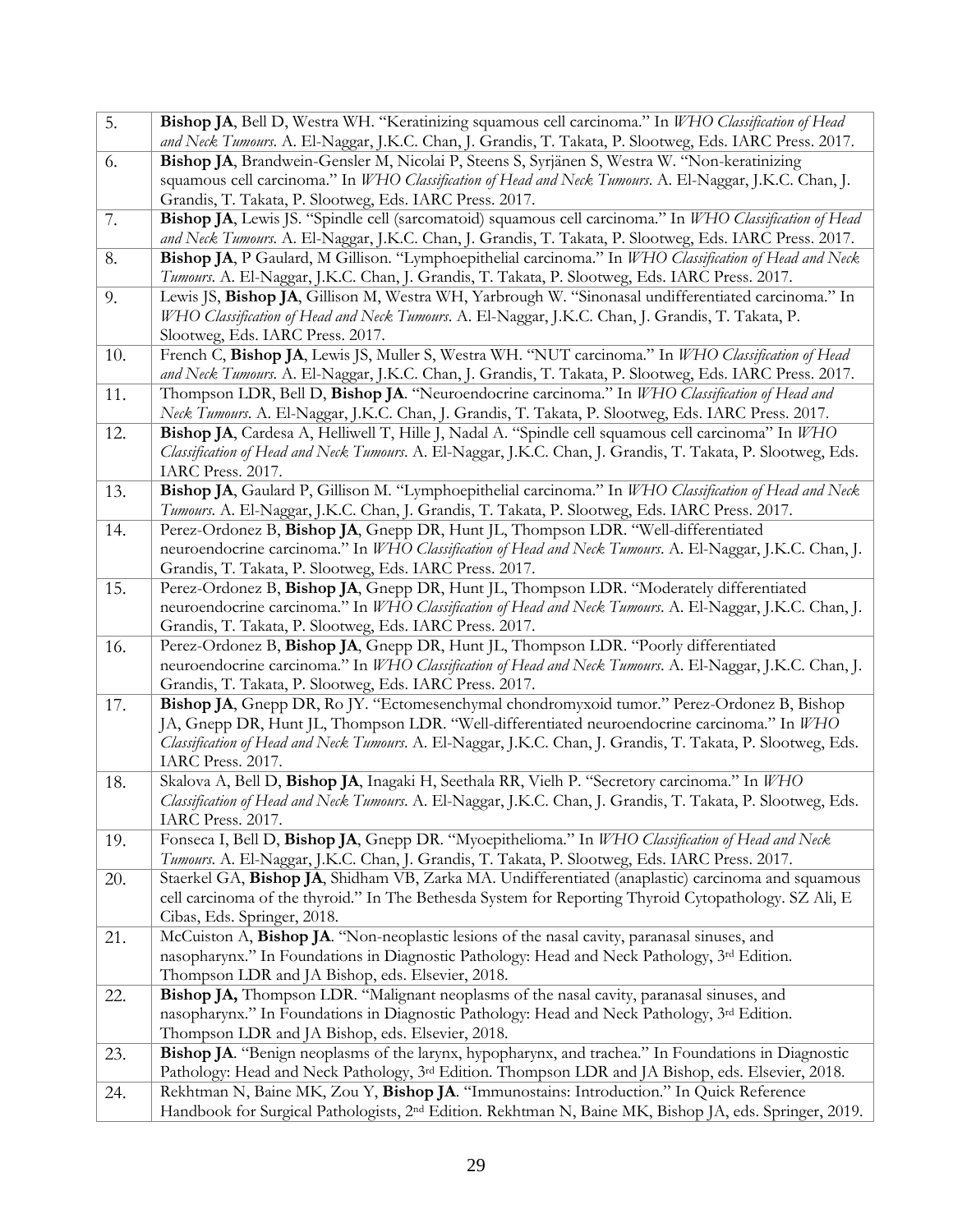| | |
|---|---|
| 5. | **Bishop JA**, Bell D, Westra WH. "Keratinizing squamous cell carcinoma." In *WHO Classification of Head and Neck Tumours*. A. El-Naggar, J.K.C. Chan, J. Grandis, T. Takata, P. Slootweg, Eds. IARC Press. 2017. |
| 6. | **Bishop JA**, Brandwein-Gensler M, Nicolai P, Steens S, Syrjänen S, Westra W. "Non-keratinizing squamous cell carcinoma." In *WHO Classification of Head and Neck Tumours*. A. El-Naggar, J.K.C. Chan, J. Grandis, T. Takata, P. Slootweg, Eds. IARC Press. 2017. |
| 7. | **Bishop JA**, Lewis JS. "Spindle cell (sarcomatoid) squamous cell carcinoma." In *WHO Classification of Head and Neck Tumours*. A. El-Naggar, J.K.C. Chan, J. Grandis, T. Takata, P. Slootweg, Eds. IARC Press. 2017. |
| 8. | **Bishop JA**, P Gaulard, M Gillison. "Lymphoepithelial carcinoma." In *WHO Classification of Head and Neck Tumours*. A. El-Naggar, J.K.C. Chan, J. Grandis, T. Takata, P. Slootweg, Eds. IARC Press. 2017. |
| 9. | Lewis JS, **Bishop JA**, Gillison M, Westra WH, Yarbrough W. "Sinonasal undifferentiated carcinoma." In *WHO Classification of Head and Neck Tumours*. A. El-Naggar, J.K.C. Chan, J. Grandis, T. Takata, P. Slootweg, Eds. IARC Press. 2017. |
| 10. | French C, **Bishop JA**, Lewis JS, Muller S, Westra WH. "NUT carcinoma." In *WHO Classification of Head and Neck Tumours*. A. El-Naggar, J.K.C. Chan, J. Grandis, T. Takata, P. Slootweg, Eds. IARC Press. 2017. |
| 11. | Thompson LDR, Bell D, **Bishop JA**. "Neuroendocrine carcinoma." In *WHO Classification of Head and Neck Tumours*. A. El-Naggar, J.K.C. Chan, J. Grandis, T. Takata, P. Slootweg, Eds. IARC Press. 2017. |
| 12. | **Bishop JA**, Cardesa A, Helliwell T, Hille J, Nadal A. "Spindle cell squamous cell carcinoma" In *WHO Classification of Head and Neck Tumours*. A. El-Naggar, J.K.C. Chan, J. Grandis, T. Takata, P. Slootweg, Eds. IARC Press. 2017. |
| 13. | **Bishop JA**, Gaulard P, Gillison M. "Lymphoepithelial carcinoma." In *WHO Classification of Head and Neck Tumours*. A. El-Naggar, J.K.C. Chan, J. Grandis, T. Takata, P. Slootweg, Eds. IARC Press. 2017. |
| 14. | Perez-Ordonez B, **Bishop JA**, Gnepp DR, Hunt JL, Thompson LDR. "Well-differentiated neuroendocrine carcinoma." In *WHO Classification of Head and Neck Tumours*. A. El-Naggar, J.K.C. Chan, J. Grandis, T. Takata, P. Slootweg, Eds. IARC Press. 2017. |
| 15. | Perez-Ordonez B, **Bishop JA**, Gnepp DR, Hunt JL, Thompson LDR. "Moderately differentiated neuroendocrine carcinoma." In *WHO Classification of Head and Neck Tumours*. A. El-Naggar, J.K.C. Chan, J. Grandis, T. Takata, P. Slootweg, Eds. IARC Press. 2017. |
| 16. | Perez-Ordonez B, **Bishop JA**, Gnepp DR, Hunt JL, Thompson LDR. "Poorly differentiated neuroendocrine carcinoma." In *WHO Classification of Head and Neck Tumours*. A. El-Naggar, J.K.C. Chan, J. Grandis, T. Takata, P. Slootweg, Eds. IARC Press. 2017. |
| 17. | **Bishop JA**, Gnepp DR, Ro JY. "Ectomesenchymal chondromyxoid tumor." Perez-Ordonez B, Bishop JA, Gnepp DR, Hunt JL, Thompson LDR. "Well-differentiated neuroendocrine carcinoma." In *WHO Classification of Head and Neck Tumours*. A. El-Naggar, J.K.C. Chan, J. Grandis, T. Takata, P. Slootweg, Eds. IARC Press. 2017. |
| 18. | Skalova A, Bell D, **Bishop JA**, Inagaki H, Seethala RR, Vielh P. "Secretory carcinoma." In *WHO Classification of Head and Neck Tumours*. A. El-Naggar, J.K.C. Chan, J. Grandis, T. Takata, P. Slootweg, Eds. IARC Press. 2017. |
| 19. | Fonseca I, Bell D, **Bishop JA**, Gnepp DR. "Myoepithelioma." In *WHO Classification of Head and Neck Tumours*. A. El-Naggar, J.K.C. Chan, J. Grandis, T. Takata, P. Slootweg, Eds. IARC Press. 2017. |
| 20. | Staerkel GA, **Bishop JA**, Shidham VB, Zarka MA. Undifferentiated (anaplastic) carcinoma and squamous cell carcinoma of the thyroid." In The Bethesda System for Reporting Thyroid Cytopathology. SZ Ali, E Cibas, Eds. Springer, 2018. |
| 21. | McCuiston A, **Bishop JA**. "Non-neoplastic lesions of the nasal cavity, paranasal sinuses, and nasopharynx." In Foundations in Diagnostic Pathology: Head and Neck Pathology, 3rd Edition. Thompson LDR and JA Bishop, eds. Elsevier, 2018. |
| 22. | **Bishop JA,** Thompson LDR. "Malignant neoplasms of the nasal cavity, paranasal sinuses, and nasopharynx." In Foundations in Diagnostic Pathology: Head and Neck Pathology, 3rd Edition. Thompson LDR and JA Bishop, eds. Elsevier, 2018. |
| 23. | **Bishop JA**. "Benign neoplasms of the larynx, hypopharynx, and trachea." In Foundations in Diagnostic Pathology: Head and Neck Pathology, 3rd Edition. Thompson LDR and JA Bishop, eds. Elsevier, 2018. |
| 24. | Rekhtman N, Baine MK, Zou Y, **Bishop JA**. "Immunostains: Introduction." In Quick Reference Handbook for Surgical Pathologists, 2nd Edition. Rekhtman N, Baine MK, Bishop JA, eds. Springer, 2019. |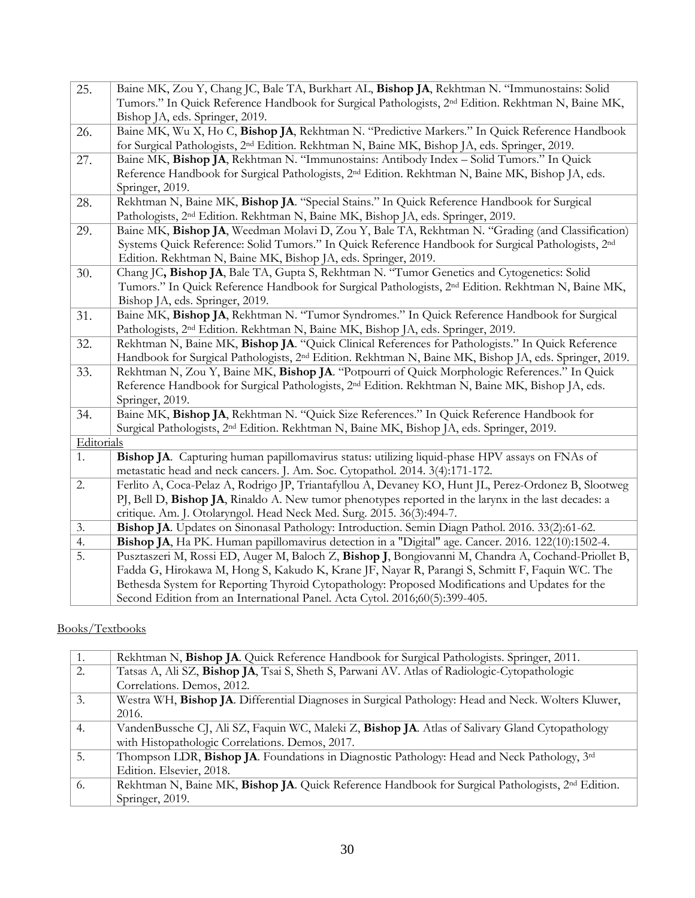| | |
|---|---|
| 25. | Baine MK, Zou Y, Chang JC, Bale TA, Burkhart AL, **Bishop JA**, Rekhtman N. "Immunostains: Solid Tumors." In Quick Reference Handbook for Surgical Pathologists, 2nd Edition. Rekhtman N, Baine MK, Bishop JA, eds. Springer, 2019. |
| 26. | Baine MK, Wu X, Ho C, **Bishop JA**, Rekhtman N. "Predictive Markers." In Quick Reference Handbook for Surgical Pathologists, 2nd Edition. Rekhtman N, Baine MK, Bishop JA, eds. Springer, 2019. |
| 27. | Baine MK, **Bishop JA**, Rekhtman N. "Immunostains: Antibody Index – Solid Tumors." In Quick Reference Handbook for Surgical Pathologists, 2nd Edition. Rekhtman N, Baine MK, Bishop JA, eds. Springer, 2019. |
| 28. | Rekhtman N, Baine MK, **Bishop JA**. "Special Stains." In Quick Reference Handbook for Surgical Pathologists, 2nd Edition. Rekhtman N, Baine MK, Bishop JA, eds. Springer, 2019. |
| 29. | Baine MK, **Bishop JA**, Weedman Molavi D, Zou Y, Bale TA, Rekhtman N. "Grading (and Classification) Systems Quick Reference: Solid Tumors." In Quick Reference Handbook for Surgical Pathologists, 2nd Edition. Rekhtman N, Baine MK, Bishop JA, eds. Springer, 2019. |
| 30. | Chang JC**, Bishop JA**, Bale TA, Gupta S, Rekhtman N. "Tumor Genetics and Cytogenetics: Solid Tumors." In Quick Reference Handbook for Surgical Pathologists, 2nd Edition. Rekhtman N, Baine MK, Bishop JA, eds. Springer, 2019. |
| 31. | Baine MK, **Bishop JA**, Rekhtman N. "Tumor Syndromes." In Quick Reference Handbook for Surgical Pathologists, 2nd Edition. Rekhtman N, Baine MK, Bishop JA, eds. Springer, 2019. |
| 32. | Rekhtman N, Baine MK, **Bishop JA**. "Quick Clinical References for Pathologists." In Quick Reference Handbook for Surgical Pathologists, 2nd Edition. Rekhtman N, Baine MK, Bishop JA, eds. Springer, 2019. |
| 33. | Rekhtman N, Zou Y, Baine MK, **Bishop JA**. "Potpourri of Quick Morphologic References." In Quick Reference Handbook for Surgical Pathologists, 2nd Edition. Rekhtman N, Baine MK, Bishop JA, eds. Springer, 2019. |
| 34. | Baine MK, **Bishop JA**, Rekhtman N. "Quick Size References." In Quick Reference Handbook for Surgical Pathologists, 2nd Edition. Rekhtman N, Baine MK, Bishop JA, eds. Springer, 2019. |
| Editorials | |
| 1. | **Bishop JA**. Capturing human papillomavirus status: utilizing liquid-phase HPV assays on FNAs of metastatic head and neck cancers. J. Am. Soc. Cytopathol. 2014. 3(4):171-172. |
| 2. | Ferlito A, Coca-Pelaz A, Rodrigo JP, Triantafyllou A, Devaney KO, Hunt JL, Perez-Ordonez B, Slootweg PJ, Bell D, **Bishop JA**, Rinaldo A. New tumor phenotypes reported in the larynx in the last decades: a critique. Am. J. Otolaryngol. Head Neck Med. Surg. 2015. 36(3):494-7. |
| 3. | **Bishop JA**. Updates on Sinonasal Pathology: Introduction. Semin Diagn Pathol. 2016. 33(2):61-62. |
| 4. | **Bishop JA**, Ha PK. Human papillomavirus detection in a "Digital" age. Cancer. 2016. 122(10):1502-4. |
| 5. | Pusztaszeri M, Rossi ED, Auger M, Baloch Z, **Bishop J**, Bongiovanni M, Chandra A, Cochand-Priollet B, Fadda G, Hirokawa M, Hong S, Kakudo K, Krane JF, Nayar R, Parangi S, Schmitt F, Faquin WC. The Bethesda System for Reporting Thyroid Cytopathology: Proposed Modifications and Updates for the Second Edition from an International Panel. Acta Cytol. 2016;60(5):399-405. |

Books/Textbooks

| | |
|---|---|
| 1. | Rekhtman N, **Bishop JA**. Quick Reference Handbook for Surgical Pathologists. Springer, 2011. |
| 2. | Tatsas A, Ali SZ, **Bishop JA**, Tsai S, Sheth S, Parwani AV. Atlas of Radiologic-Cytopathologic Correlations. Demos, 2012. |
| 3. | Westra WH, **Bishop JA**. Differential Diagnoses in Surgical Pathology: Head and Neck. Wolters Kluwer, 2016. |
| 4. | VandenBussche CJ, Ali SZ, Faquin WC, Maleki Z, **Bishop JA**. Atlas of Salivary Gland Cytopathology with Histopathologic Correlations. Demos, 2017. |
| 5. | Thompson LDR, **Bishop JA**. Foundations in Diagnostic Pathology: Head and Neck Pathology, 3rd Edition. Elsevier, 2018. |
| 6. | Rekhtman N, Baine MK, **Bishop JA**. Quick Reference Handbook for Surgical Pathologists, 2nd Edition. Springer, 2019. |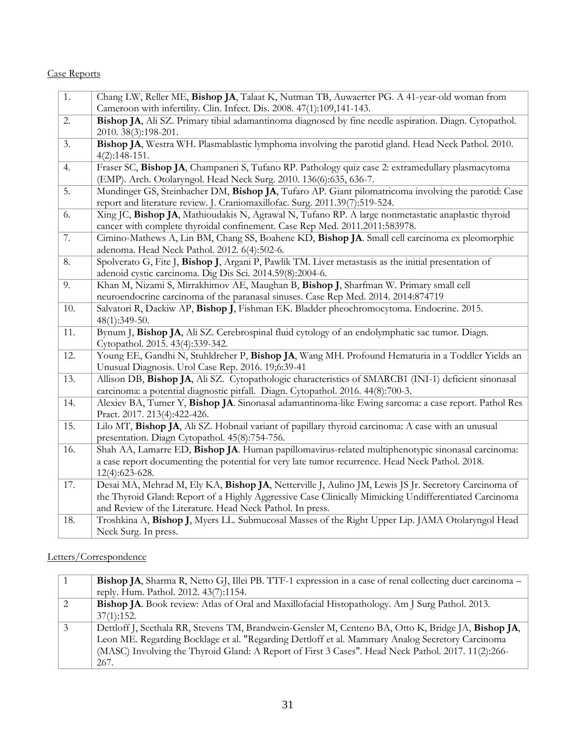Case Reports

| | |
|---|---|
| 1. | Chang LW, Reller ME, **Bishop JA**, Talaat K, Nutman TB, Auwaerter PG. A 41-year-old woman from Cameroon with infertility. Clin. Infect. Dis. 2008. 47(1):109,141-143. |
| 2. | **Bishop JA**, Ali SZ. Primary tibial adamantinoma diagnosed by fine needle aspiration. Diagn. Cytopathol. 2010. 38(3):198-201. |
| 3. | **Bishop JA**, Westra WH. Plasmablastic lymphoma involving the parotid gland. Head Neck Pathol. 2010. 4(2):148-151. |
| 4. | Fraser SC, **Bishop JA**, Champaneri S, Tufano RP. Pathology quiz case 2: extramedullary plasmacytoma (EMP). Arch. Otolaryngol. Head Neck Surg. 2010. 136(6):635, 636-7. |
| 5. | Mundinger GS, Steinbacher DM, **Bishop JA**, Tufaro AP. Giant pilomatricoma involving the parotid: Case report and literature review. J. Craniomaxillofac. Surg. 2011.39(7):519-524. |
| 6. | Xing JC, **Bishop JA**, Mathioudakis N, Agrawal N, Tufano RP. A large nonmetastatic anaplastic thyroid cancer with complete thyroidal confinement. Case Rep Med. 2011.2011:583978. |
| 7. | Cimino-Mathews A, Lin BM, Chang SS, Boahene KD, **Bishop JA**. Small cell carcinoma ex pleomorphic adenoma. Head Neck Pathol. 2012. 6(4):502-6. |
| 8. | Spolverato G, Fite J, **Bishop J**, Argani P, Pawlik TM. Liver metastasis as the initial presentation of adenoid cystic carcinoma. Dig Dis Sci. 2014.59(8):2004-6. |
| 9. | Khan M, Nizami S, Mirrakhimov AE, Maughan B, **Bishop J**, Sharfman W. Primary small cell neuroendocrine carcinoma of the paranasal sinuses. Case Rep Med. 2014. 2014:874719 |
| 10. | Salvatori R, Dackiw AP, **Bishop J**, Fishman EK. Bladder pheochromocytoma. Endocrine. 2015. 48(1):349-50. |
| 11. | Bynum J, **Bishop JA**, Ali SZ. Cerebrospinal fluid cytology of an endolymphatic sac tumor. Diagn. Cytopathol. 2015. 43(4):339-342. |
| 12. | Young EE, Gandhi N, Stuhldreher P, **Bishop JA**, Wang MH. Profound Hematuria in a Toddler Yields an Unusual Diagnosis. Urol Case Rep. 2016. 19;6:39-41 |
| 13. | Allison DB, **Bishop JA**, Ali SZ. Cytopathologic characteristics of SMARCB1 (INI-1) deficient sinonasal carcinoma: a potential diagnostic pitfall. Diagn. Cytopathol. 2016. 44(8):700-3. |
| 14. | Alexiev BA, Tumer Y, **Bishop JA**. Sinonasal adamantinoma-like Ewing sarcoma: a case report. Pathol Res Pract. 2017. 213(4):422-426. |
| 15. | Lilo MT, **Bishop JA**, Ali SZ. Hobnail variant of papillary thyroid carcinoma: A case with an unusual presentation. Diagn Cytopathol. 45(8):754-756. |
| 16. | Shah AA, Lamarre ED, **Bishop JA**. Human papillomavirus-related multiphenotypic sinonasal carcinoma: a case report documenting the potential for very late tumor recurrence. Head Neck Pathol. 2018. 12(4):623-628. |
| 17. | Desai MA, Mehrad M, Ely KA, **Bishop JA**, Netterville J, Aulino JM, Lewis JS Jr. Secretory Carcinoma of the Thyroid Gland: Report of a Highly Aggressive Case Clinically Mimicking Undifferentiated Carcinoma and Review of the Literature. Head Neck Pathol. In press. |
| 18. | Troshkina A, **Bishop J**, Myers LL. Submucosal Masses of the Right Upper Lip. JAMA Otolaryngol Head Neck Surg. In press. |

Letters/Correspondence

| | |
|---|---|
| 1 | **Bishop JA**, Sharma R, Netto GJ, Illei PB. TTF-1 expression in a case of renal collecting duct carcinoma – reply. Hum. Pathol. 2012. 43(7):1154. |
| 2 | **Bishop JA**. Book review: Atlas of Oral and Maxillofacial Histopathology. Am J Surg Pathol. 2013. 37(1):152. |
| 3 | Dettloff J, Seethala RR, Stevens TM, Brandwein-Gensler M, Centeno BA, Otto K, Bridge JA, **Bishop JA**, Leon ME. Regarding Bocklage et al. "Regarding Dettloff et al. Mammary Analog Secretory Carcinoma (MASC) Involving the Thyroid Gland: A Report of First 3 Cases". Head Neck Pathol. 2017. 11(2):266-267. |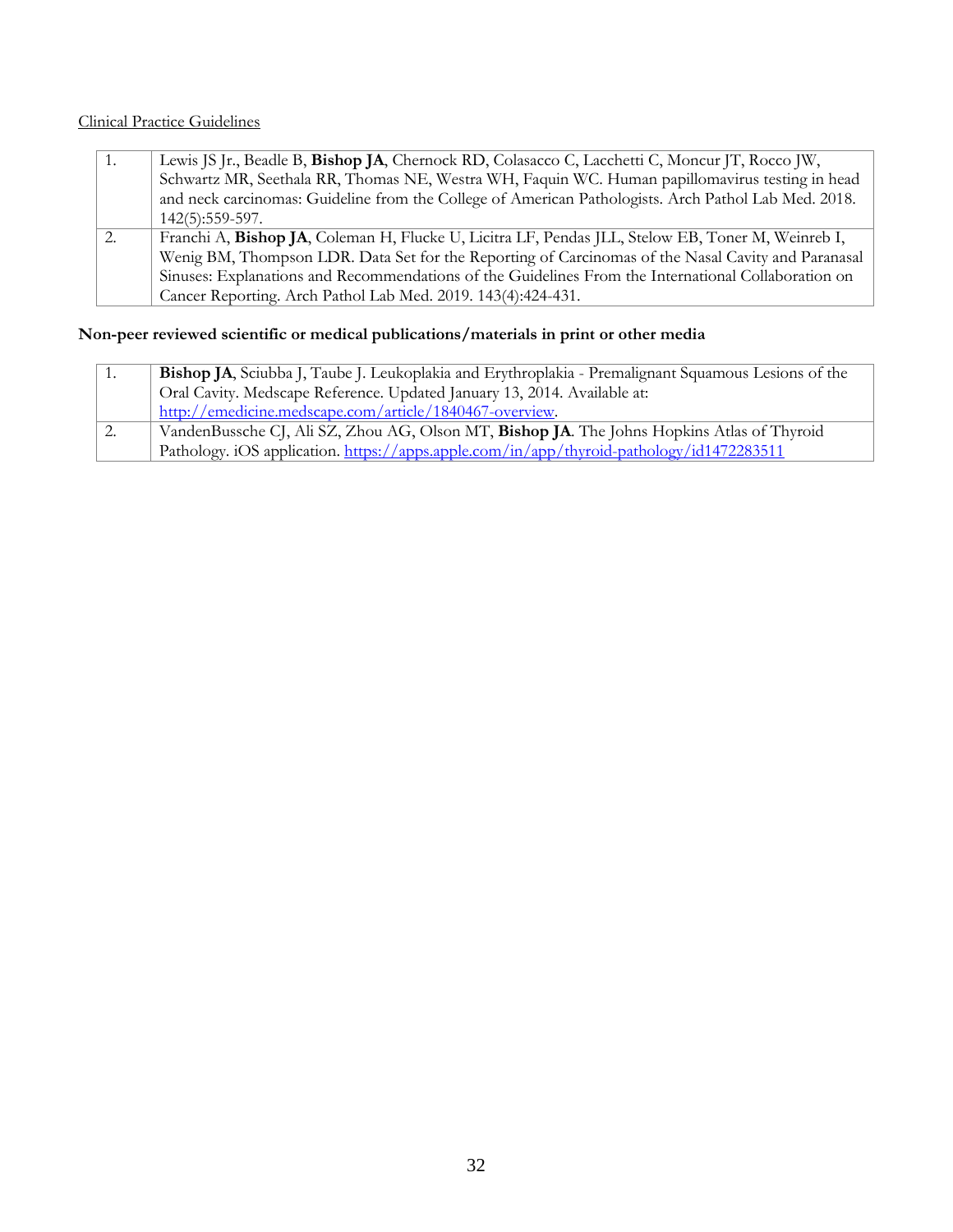Clinical Practice Guidelines

| | |
|---|---|
| 1. | Lewis JS Jr., Beadle B, **Bishop JA**, Chernock RD, Colasacco C, Lacchetti C, Moncur JT, Rocco JW, Schwartz MR, Seethala RR, Thomas NE, Westra WH, Faquin WC. Human papillomavirus testing in head and neck carcinomas: Guideline from the College of American Pathologists. Arch Pathol Lab Med. 2018. 142(5):559-597. |
| 2. | Franchi A, **Bishop JA**, Coleman H, Flucke U, Licitra LF, Pendas JLL, Stelow EB, Toner M, Weinreb I, Wenig BM, Thompson LDR. Data Set for the Reporting of Carcinomas of the Nasal Cavity and Paranasal Sinuses: Explanations and Recommendations of the Guidelines From the International Collaboration on Cancer Reporting. Arch Pathol Lab Med. 2019. 143(4):424-431. |

**Non-peer reviewed scientific or medical publications/materials in print or other media**

| | |
|---|---|
| 1. | **Bishop JA**, Sciubba J, Taube J. Leukoplakia and Erythroplakia - Premalignant Squamous Lesions of the Oral Cavity. Medscape Reference. Updated January 13, 2014. Available at: http://emedicine.medscape.com/article/1840467-overview. |
| 2. | VandenBussche CJ, Ali SZ, Zhou AG, Olson MT, **Bishop JA**. The Johns Hopkins Atlas of Thyroid Pathology. iOS application. https://apps.apple.com/in/app/thyroid-pathology/id1472283511 |